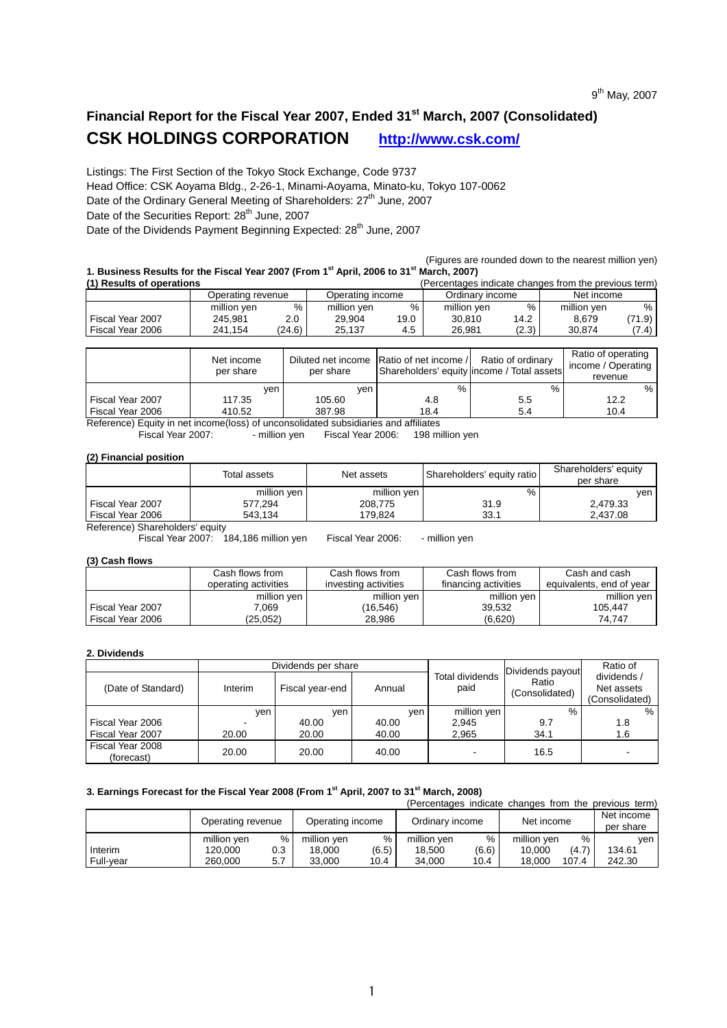9th May, 2007

# Financial Report for the Fiscal Year 2007, Ended 31st March, 2007 (Consolidated)

## CSK HOLDINGS CORPORATION http://www.csk.com/

Listings: The First Section of the Tokyo Stock Exchange, Code 9737
Head Office: CSK Aoyama Bldg., 2-26-1, Minami-Aoyama, Minato-ku, Tokyo 107-0062
Date of the Ordinary General Meeting of Shareholders: 27th June, 2007
Date of the Securities Report: 28th June, 2007
Date of the Dividends Payment Beginning Expected: 28th June, 2007

(Figures are rounded down to the nearest million yen)

### 1. Business Results for the Fiscal Year 2007 (From 1st April, 2006 to 31st March, 2007)

**(1) Results of operations**

(Percentages indicate changes from the previous term)

| | Operating revenue | | Operating income | | Ordinary income | | Net income | |
|---|---|---|---|---|---|---|---|---|
| | million yen | % | million yen | % | million yen | % | million yen | % |
| Fiscal Year 2007 | 245,981 | 2.0 | 29,904 | 19.0 | 30,810 | 14.2 | 8,679 | (71.9) |
| Fiscal Year 2006 | 241,154 | (24.6) | 25,137 | 4.5 | 26,981 | (2.3) | 30,874 | (7.4) |

| | Net income per share | Diluted net income per share | Ratio of net income / Shareholders' equity | Ratio of ordinary income / Total assets | Ratio of operating income / Operating revenue |
|---|---|---|---|---|---|
| | yen | yen | % | % | % |
| Fiscal Year 2007 | 117.35 | 105.60 | 4.8 | 5.5 | 12.2 |
| Fiscal Year 2006 | 410.52 | 387.98 | 18.4 | 5.4 | 10.4 |

Reference) Equity in net income(loss) of unconsolidated subsidiaries and affiliates
Fiscal Year 2007: - million yen Fiscal Year 2006: 198 million yen

**(2) Financial position**

| | Total assets | Net assets | Shareholders' equity ratio | Shareholders' equity per share |
|---|---|---|---|---|
| | million yen | million yen | % | yen |
| Fiscal Year 2007 | 577,294 | 208,775 | 31.9 | 2,479.33 |
| Fiscal Year 2006 | 543,134 | 179,824 | 33.1 | 2,437.08 |

Reference) Shareholders' equity
Fiscal Year 2007: 184,186 million yen Fiscal Year 2006: - million yen

**(3) Cash flows**

| | Cash flows from operating activities | Cash flows from investing activities | Cash flows from financing activities | Cash and cash equivalents, end of year |
|---|---|---|---|---|
| | million yen | million yen | million yen | million yen |
| Fiscal Year 2007 | 7,069 | (16,546) | 39,532 | 105,447 |
| Fiscal Year 2006 | (25,052) | 28,986 | (6,620) | 74,747 |

### 2. Dividends

| (Date of Standard) | Dividends per share | | | Total dividends paid | Dividends payout Ratio (Consolidated) | Ratio of dividends / Net assets (Consolidated) |
|---|---|---|---|---|---|---|
| | Interim | Fiscal year-end | Annual | | | |
| | yen | yen | yen | million yen | % | % |
| Fiscal Year 2006 | - | 40.00 | 40.00 | 2,945 | 9.7 | 1.8 |
| Fiscal Year 2007 | 20.00 | 20.00 | 40.00 | 2,965 | 34.1 | 1.6 |
| Fiscal Year 2008 (forecast) | 20.00 | 20.00 | 40.00 | - | 16.5 | - |

### 3. Earnings Forecast for the Fiscal Year 2008 (From 1st April, 2007 to 31st March, 2008)

(Percentages indicate changes from the previous term)

| | Operating revenue | | Operating income | | Ordinary income | | Net income | | Net income per share |
|---|---|---|---|---|---|---|---|---|---|
| | million yen | % | million yen | % | million yen | % | million yen | % | yen |
| Interim | 120,000 | 0.3 | 18,000 | (6.5) | 18,500 | (6.6) | 10,000 | (4.7) | 134.61 |
| Full-year | 260,000 | 5.7 | 33,000 | 10.4 | 34,000 | 10.4 | 18,000 | 107.4 | 242.30 |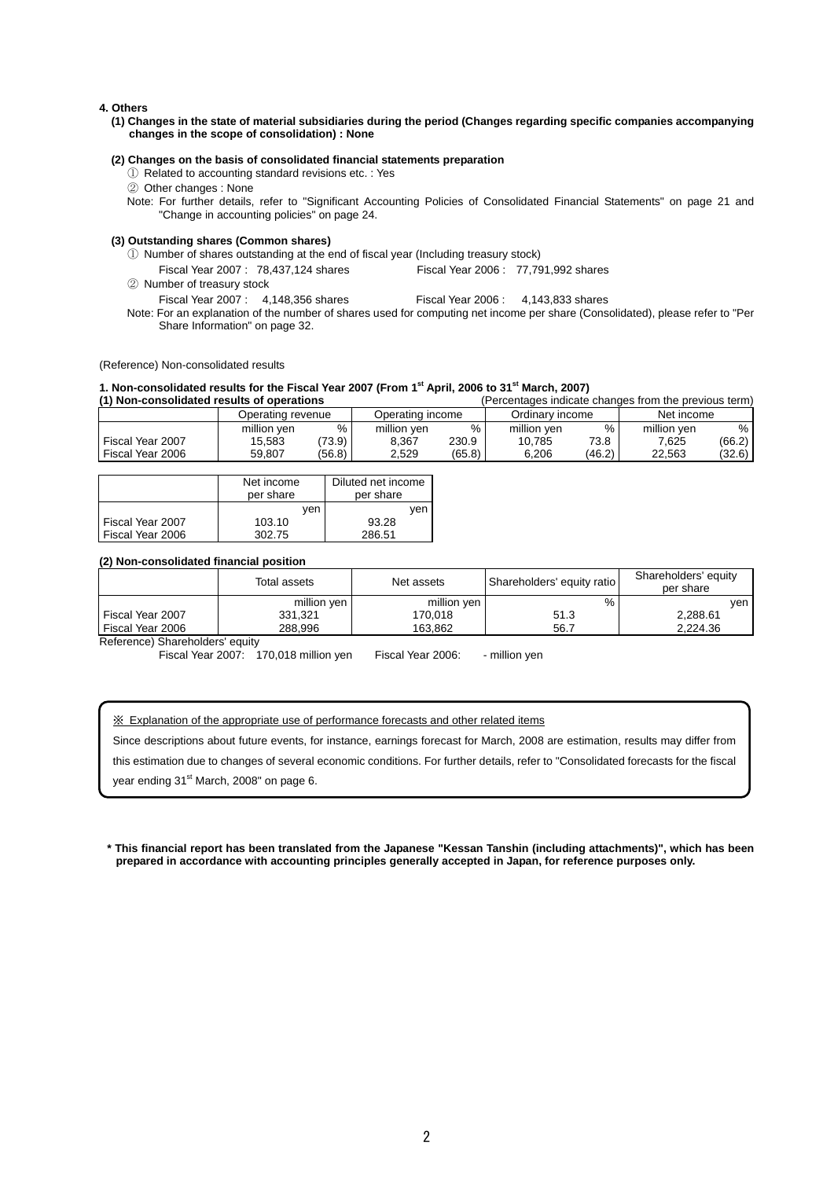#### 4. Others

**(1) Changes in the state of material subsidiaries during the period (Changes regarding specific companies accompanying changes in the scope of consolidation) : None**

**(2) Changes on the basis of consolidated financial statements preparation**

① Related to accounting standard revisions etc. : Yes

② Other changes : None

Note: For further details, refer to "Significant Accounting Policies of Consolidated Financial Statements" on page 21 and "Change in accounting policies" on page 24.

**(3) Outstanding shares (Common shares)**

① Number of shares outstanding at the end of fiscal year (Including treasury stock)

Fiscal Year 2007 : 78,437,124 shares　　Fiscal Year 2006 : 77,791,992 shares

② Number of treasury stock

Fiscal Year 2007 : 4,148,356 shares　　Fiscal Year 2006 : 4,143,833 shares

Note: For an explanation of the number of shares used for computing net income per share (Consolidated), please refer to "Per Share Information" on page 32.

(Reference) Non-consolidated results

**1. Non-consolidated results for the Fiscal Year 2007 (From 1st April, 2006 to 31st March, 2007)**

**(1) Non-consolidated results of operations**

(Percentages indicate changes from the previous term)

| | Operating revenue | | Operating income | | Ordinary income | | Net income | |
|---|---|---|---|---|---|---|---|---|
| | million yen | % | million yen | % | million yen | % | million yen | % |
| Fiscal Year 2007 | 15,583 | (73.9) | 8,367 | 230.9 | 10,785 | 73.8 | 7,625 | (66.2) |
| Fiscal Year 2006 | 59,807 | (56.8) | 2,529 | (65.8) | 6,206 | (46.2) | 22,563 | (32.6) |

| | Net income per share | Diluted net income per share |
|---|---|---|
| | yen | yen |
| Fiscal Year 2007 | 103.10 | 93.28 |
| Fiscal Year 2006 | 302.75 | 286.51 |

**(2) Non-consolidated financial position**

| | Total assets | Net assets | Shareholders' equity ratio | Shareholders' equity per share |
|---|---|---|---|---|
| | million yen | million yen | % | yen |
| Fiscal Year 2007 | 331,321 | 170,018 | 51.3 | 2,288.61 |
| Fiscal Year 2006 | 288,996 | 163,862 | 56.7 | 2,224.36 |

Reference) Shareholders' equity

Fiscal Year 2007: 170,018 million yen　　Fiscal Year 2006: - million yen

※ Explanation of the appropriate use of performance forecasts and other related items

Since descriptions about future events, for instance, earnings forecast for March, 2008 are estimation, results may differ from this estimation due to changes of several economic conditions. For further details, refer to "Consolidated forecasts for the fiscal year ending 31st March, 2008" on page 6.

**\* This financial report has been translated from the Japanese "Kessan Tanshin (including attachments)", which has been prepared in accordance with accounting principles generally accepted in Japan, for reference purposes only.**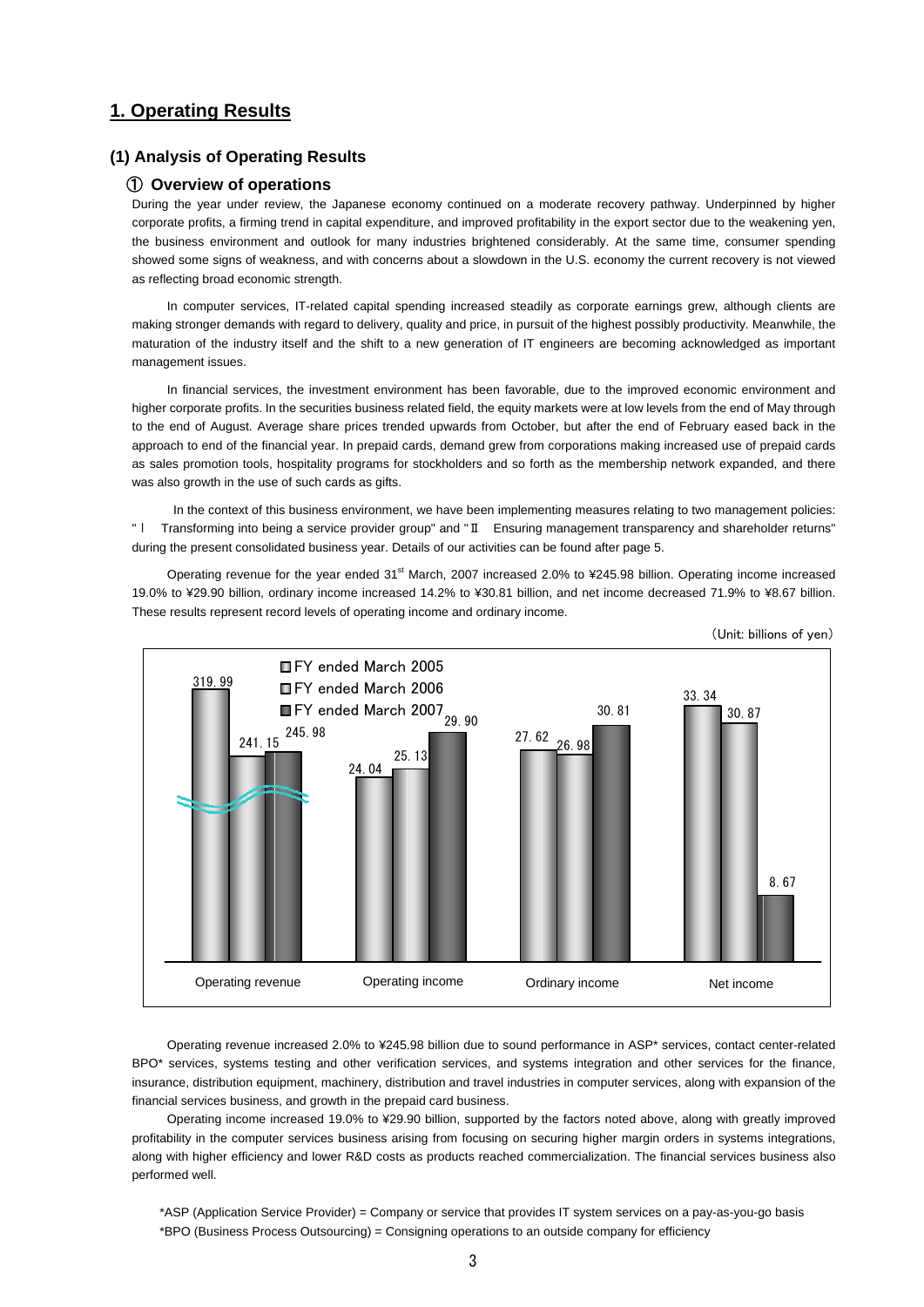## 1. Operating Results

### (1) Analysis of Operating Results

#### ① Overview of operations

During the year under review, the Japanese economy continued on a moderate recovery pathway. Underpinned by higher corporate profits, a firming trend in capital expenditure, and improved profitability in the export sector due to the weakening yen, the business environment and outlook for many industries brightened considerably. At the same time, consumer spending showed some signs of weakness, and with concerns about a slowdown in the U.S. economy the current recovery is not viewed as reflecting broad economic strength.

In computer services, IT-related capital spending increased steadily as corporate earnings grew, although clients are making stronger demands with regard to delivery, quality and price, in pursuit of the highest possibly productivity. Meanwhile, the maturation of the industry itself and the shift to a new generation of IT engineers are becoming acknowledged as important management issues.

In financial services, the investment environment has been favorable, due to the improved economic environment and higher corporate profits. In the securities business related field, the equity markets were at low levels from the end of May through to the end of August. Average share prices trended upwards from October, but after the end of February eased back in the approach to end of the financial year. In prepaid cards, demand grew from corporations making increased use of prepaid cards as sales promotion tools, hospitality programs for stockholders and so forth as the membership network expanded, and there was also growth in the use of such cards as gifts.

In the context of this business environment, we have been implementing measures relating to two management policies: "Ⅰ Transforming into being a service provider group" and "Ⅱ Ensuring management transparency and shareholder returns" during the present consolidated business year. Details of our activities can be found after page 5.

Operating revenue for the year ended 31st March, 2007 increased 2.0% to ¥245.98 billion. Operating income increased 19.0% to ¥29.90 billion, ordinary income increased 14.2% to ¥30.81 billion, and net income decreased 71.9% to ¥8.67 billion. These results represent record levels of operating income and ordinary income.

(Unit: billions of yen)

| | FY ended March 2005 | FY ended March 2006 | FY ended March 2007 |
|---|---|---|---|
| Operating revenue | 319.99 | 241.15 | 245.98 |
| Operating income | 24.04 | 25.13 | 29.90 |
| Ordinary income | 27.62 | 26.98 | 30.81 |
| Net income | 33.34 | 30.87 | 8.67 |

Operating revenue increased 2.0% to ¥245.98 billion due to sound performance in ASP* services, contact center-related BPO* services, systems testing and other verification services, and systems integration and other services for the finance, insurance, distribution equipment, machinery, distribution and travel industries in computer services, along with expansion of the financial services business, and growth in the prepaid card business.

Operating income increased 19.0% to ¥29.90 billion, supported by the factors noted above, along with greatly improved profitability in the computer services business arising from focusing on securing higher margin orders in systems integrations, along with higher efficiency and lower R&D costs as products reached commercialization. The financial services business also performed well.

*ASP (Application Service Provider) = Company or service that provides IT system services on a pay-as-you-go basis

*BPO (Business Process Outsourcing) = Consigning operations to an outside company for efficiency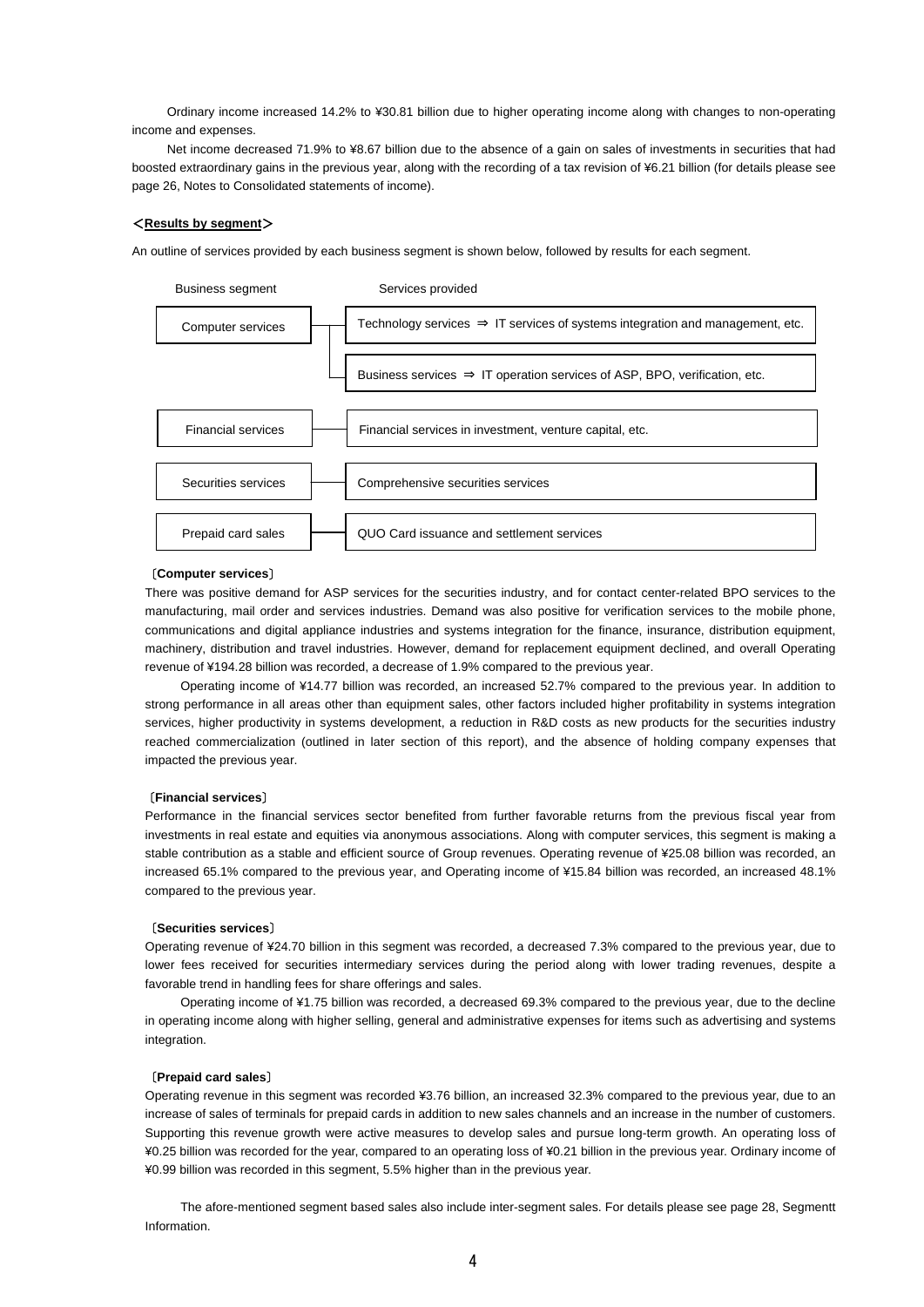Ordinary income increased 14.2% to ¥30.81 billion due to higher operating income along with changes to non-operating income and expenses.

Net income decreased 71.9% to ¥8.67 billion due to the absence of a gain on sales of investments in securities that had boosted extraordinary gains in the previous year, along with the recording of a tax revision of ¥6.21 billion (for details please see page 26, Notes to Consolidated statements of income).

## <Results by segment>

An outline of services provided by each business segment is shown below, followed by results for each segment.

| Business segment | Services provided |
| --- | --- |
| Computer services | Technology services ⇒ IT services of systems integration and management, etc. |
| | Business services ⇒ IT operation services of ASP, BPO, verification, etc. |
| Financial services | Financial services in investment, venture capital, etc. |
| Securities services | Comprehensive securities services |
| Prepaid card sales | QUO Card issuance and settlement services |

### 〔Computer services〕

There was positive demand for ASP services for the securities industry, and for contact center-related BPO services to the manufacturing, mail order and services industries. Demand was also positive for verification services to the mobile phone, communications and digital appliance industries and systems integration for the finance, insurance, distribution equipment, machinery, distribution and travel industries. However, demand for replacement equipment declined, and overall Operating revenue of ¥194.28 billion was recorded, a decrease of 1.9% compared to the previous year.

Operating income of ¥14.77 billion was recorded, an increased 52.7% compared to the previous year. In addition to strong performance in all areas other than equipment sales, other factors included higher profitability in systems integration services, higher productivity in systems development, a reduction in R&D costs as new products for the securities industry reached commercialization (outlined in later section of this report), and the absence of holding company expenses that impacted the previous year.

### 〔Financial services〕

Performance in the financial services sector benefited from further favorable returns from the previous fiscal year from investments in real estate and equities via anonymous associations. Along with computer services, this segment is making a stable contribution as a stable and efficient source of Group revenues. Operating revenue of ¥25.08 billion was recorded, an increased 65.1% compared to the previous year, and Operating income of ¥15.84 billion was recorded, an increased 48.1% compared to the previous year.

### 〔Securities services〕

Operating revenue of ¥24.70 billion in this segment was recorded, a decreased 7.3% compared to the previous year, due to lower fees received for securities intermediary services during the period along with lower trading revenues, despite a favorable trend in handling fees for share offerings and sales.

Operating income of ¥1.75 billion was recorded, a decreased 69.3% compared to the previous year, due to the decline in operating income along with higher selling, general and administrative expenses for items such as advertising and systems integration.

### 〔Prepaid card sales〕

Operating revenue in this segment was recorded ¥3.76 billion, an increased 32.3% compared to the previous year, due to an increase of sales of terminals for prepaid cards in addition to new sales channels and an increase in the number of customers. Supporting this revenue growth were active measures to develop sales and pursue long-term growth. An operating loss of ¥0.25 billion was recorded for the year, compared to an operating loss of ¥0.21 billion in the previous year. Ordinary income of ¥0.99 billion was recorded in this segment, 5.5% higher than in the previous year.

The afore-mentioned segment based sales also include inter-segment sales. For details please see page 28, Segmentt Information.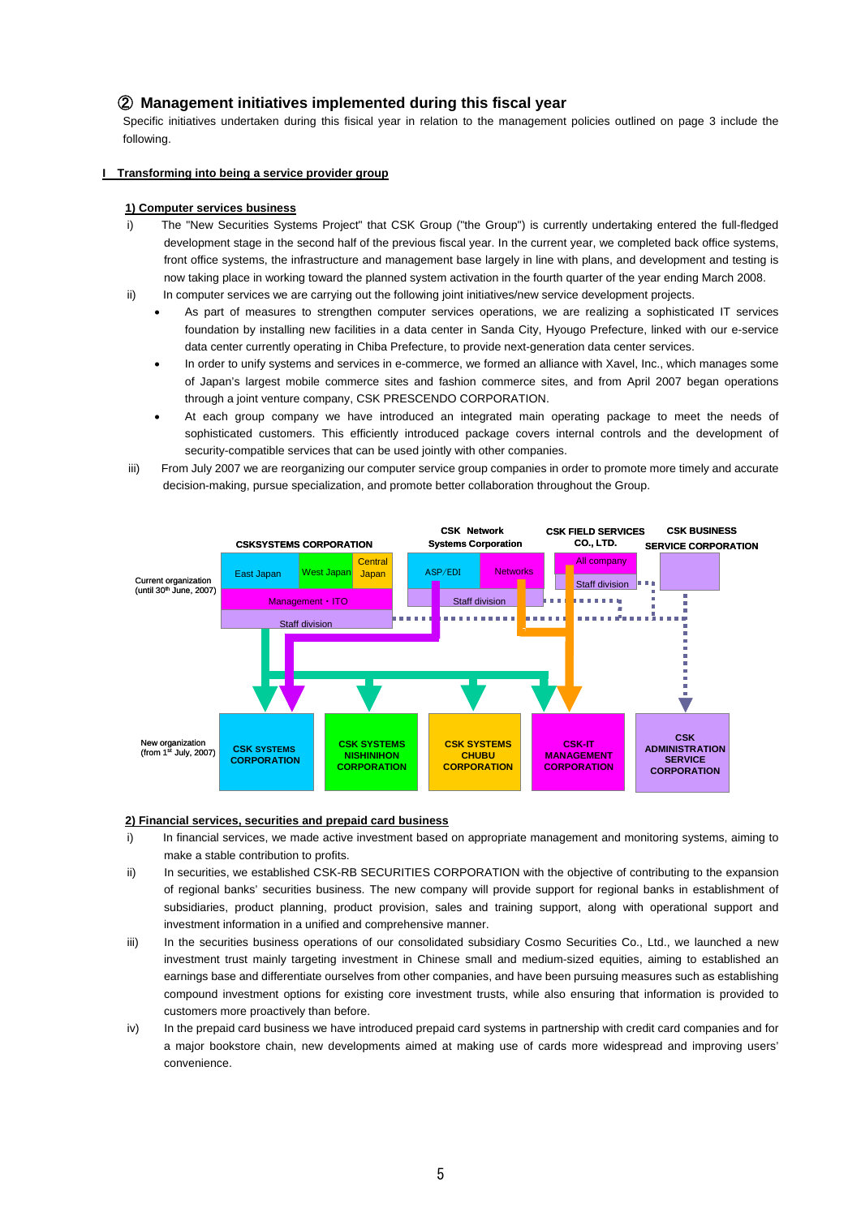## ② Management initiatives implemented during this fiscal year

Specific initiatives undertaken during this fisical year in relation to the management policies outlined on page 3 include the following.

### I Transforming into being a service provider group

#### 1) Computer services business

i) The "New Securities Systems Project" that CSK Group ("the Group") is currently undertaking entered the full-fledged development stage in the second half of the previous fiscal year. In the current year, we completed back office systems, front office systems, the infrastructure and management base largely in line with plans, and development and testing is now taking place in working toward the planned system activation in the fourth quarter of the year ending March 2008.

ii) In computer services we are carrying out the following joint initiatives/new service development projects.

- As part of measures to strengthen computer services operations, we are realizing a sophisticated IT services foundation by installing new facilities in a data center in Sanda City, Hyougo Prefecture, linked with our e-service data center currently operating in Chiba Prefecture, to provide next-generation data center services.
- In order to unify systems and services in e-commerce, we formed an alliance with Xavel, Inc., which manages some of Japan's largest mobile commerce sites and fashion commerce sites, and from April 2007 began operations through a joint venture company, CSK PRESCENDO CORPORATION.
- At each group company we have introduced an integrated main operating package to meet the needs of sophisticated customers. This efficiently introduced package covers internal controls and the development of security-compatible services that can be used jointly with other companies.

iii) From July 2007 we are reorganizing our computer service group companies in order to promote more timely and accurate decision-making, pursue specialization, and promote better collaboration throughout the Group.

Current organization (until 30th June, 2007)

- CSKSYSTEMS CORPORATION: East Japan / West Japan / Central Japan; Management・ITO; Staff division
- CSK Network Systems Corporation: ASP/EDI; Networks; Staff division
- CSK FIELD SERVICES CO., LTD.: All company; Staff division
- CSK BUSINESS SERVICE CORPORATION

New organization (from 1st July, 2007)

- CSK SYSTEMS CORPORATION
- CSK SYSTEMS NISHINIHON CORPORATION
- CSK SYSTEMS CHUBU CORPORATION
- CSK-IT MANAGEMENT CORPORATION
- CSK ADMINISTRATION SERVICE CORPORATION

#### 2) Financial services, securities and prepaid card business

i) In financial services, we made active investment based on appropriate management and monitoring systems, aiming to make a stable contribution to profits.

ii) In securities, we established CSK-RB SECURITIES CORPORATION with the objective of contributing to the expansion of regional banks' securities business. The new company will provide support for regional banks in establishment of subsidiaries, product planning, product provision, sales and training support, along with operational support and investment information in a unified and comprehensive manner.

iii) In the securities business operations of our consolidated subsidiary Cosmo Securities Co., Ltd., we launched a new investment trust mainly targeting investment in Chinese small and medium-sized equities, aiming to established an earnings base and differentiate ourselves from other companies, and have been pursuing measures such as establishing compound investment options for existing core investment trusts, while also ensuring that information is provided to customers more proactively than before.

iv) In the prepaid card business we have introduced prepaid card systems in partnership with credit card companies and for a major bookstore chain, new developments aimed at making use of cards more widespread and improving users' convenience.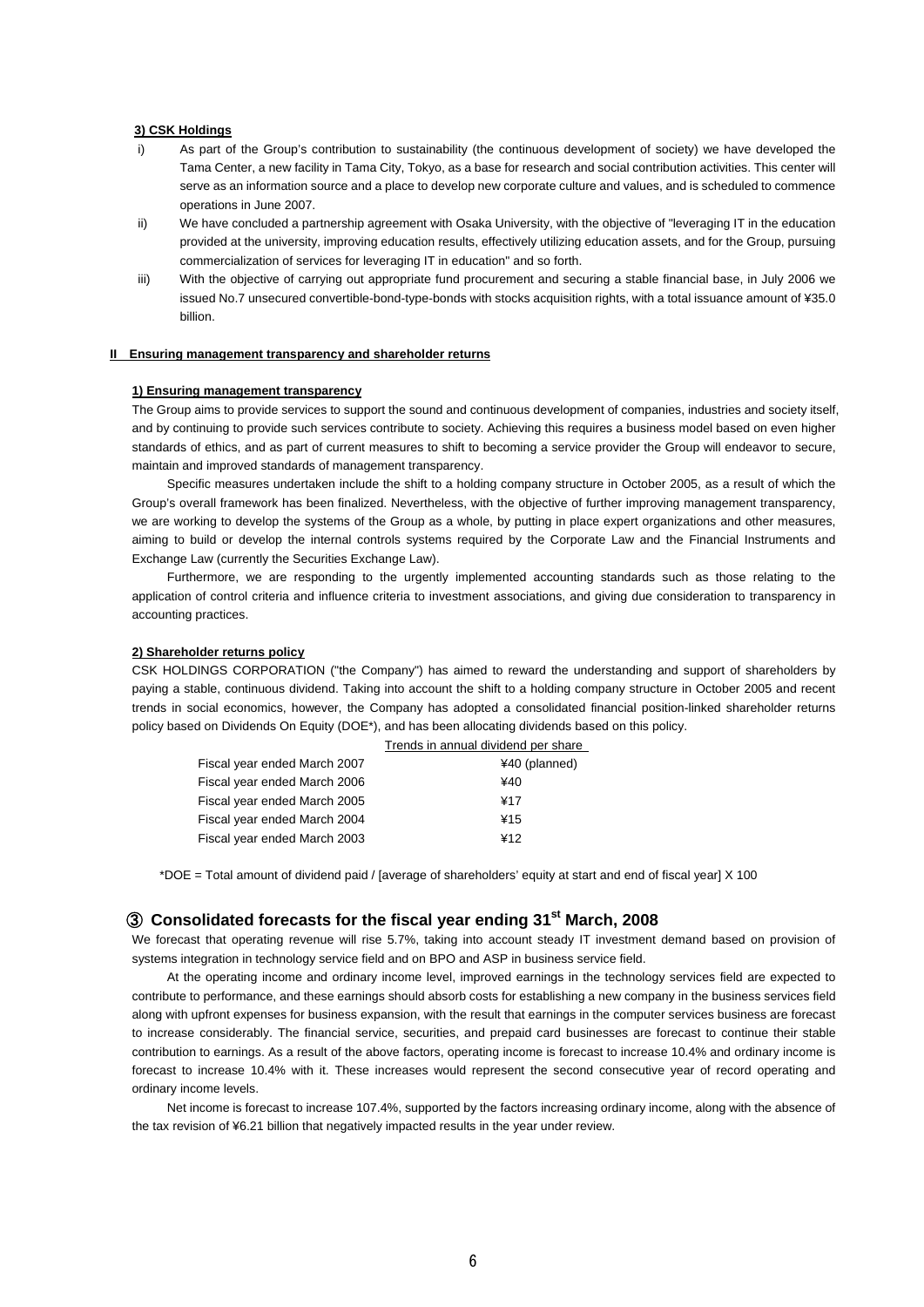### 3) CSK Holdings

i) As part of the Group's contribution to sustainability (the continuous development of society) we have developed the Tama Center, a new facility in Tama City, Tokyo, as a base for research and social contribution activities. This center will serve as an information source and a place to develop new corporate culture and values, and is scheduled to commence operations in June 2007.

ii) We have concluded a partnership agreement with Osaka University, with the objective of "leveraging IT in the education provided at the university, improving education results, effectively utilizing education assets, and for the Group, pursuing commercialization of services for leveraging IT in education" and so forth.

iii) With the objective of carrying out appropriate fund procurement and securing a stable financial base, in July 2006 we issued No.7 unsecured convertible-bond-type-bonds with stocks acquisition rights, with a total issuance amount of ¥35.0 billion.

## II Ensuring management transparency and shareholder returns

### 1) Ensuring management transparency

The Group aims to provide services to support the sound and continuous development of companies, industries and society itself, and by continuing to provide such services contribute to society. Achieving this requires a business model based on even higher standards of ethics, and as part of current measures to shift to becoming a service provider the Group will endeavor to secure, maintain and improved standards of management transparency.

Specific measures undertaken include the shift to a holding company structure in October 2005, as a result of which the Group's overall framework has been finalized. Nevertheless, with the objective of further improving management transparency, we are working to develop the systems of the Group as a whole, by putting in place expert organizations and other measures, aiming to build or develop the internal controls systems required by the Corporate Law and the Financial Instruments and Exchange Law (currently the Securities Exchange Law).

Furthermore, we are responding to the urgently implemented accounting standards such as those relating to the application of control criteria and influence criteria to investment associations, and giving due consideration to transparency in accounting practices.

### 2) Shareholder returns policy

CSK HOLDINGS CORPORATION ("the Company") has aimed to reward the understanding and support of shareholders by paying a stable, continuous dividend. Taking into account the shift to a holding company structure in October 2005 and recent trends in social economics, however, the Company has adopted a consolidated financial position-linked shareholder returns policy based on Dividends On Equity (DOE*), and has been allocating dividends based on this policy.

| | Trends in annual dividend per share |
|---|---|
| Fiscal year ended March 2007 | ¥40 (planned) |
| Fiscal year ended March 2006 | ¥40 |
| Fiscal year ended March 2005 | ¥17 |
| Fiscal year ended March 2004 | ¥15 |
| Fiscal year ended March 2003 | ¥12 |

*DOE = Total amount of dividend paid / [average of shareholders' equity at start and end of fiscal year] X 100

## ③ Consolidated forecasts for the fiscal year ending 31st March, 2008

We forecast that operating revenue will rise 5.7%, taking into account steady IT investment demand based on provision of systems integration in technology service field and on BPO and ASP in business service field.

At the operating income and ordinary income level, improved earnings in the technology services field are expected to contribute to performance, and these earnings should absorb costs for establishing a new company in the business services field along with upfront expenses for business expansion, with the result that earnings in the computer services business are forecast to increase considerably. The financial service, securities, and prepaid card businesses are forecast to continue their stable contribution to earnings. As a result of the above factors, operating income is forecast to increase 10.4% and ordinary income is forecast to increase 10.4% with it. These increases would represent the second consecutive year of record operating and ordinary income levels.

Net income is forecast to increase 107.4%, supported by the factors increasing ordinary income, along with the absence of the tax revision of ¥6.21 billion that negatively impacted results in the year under review.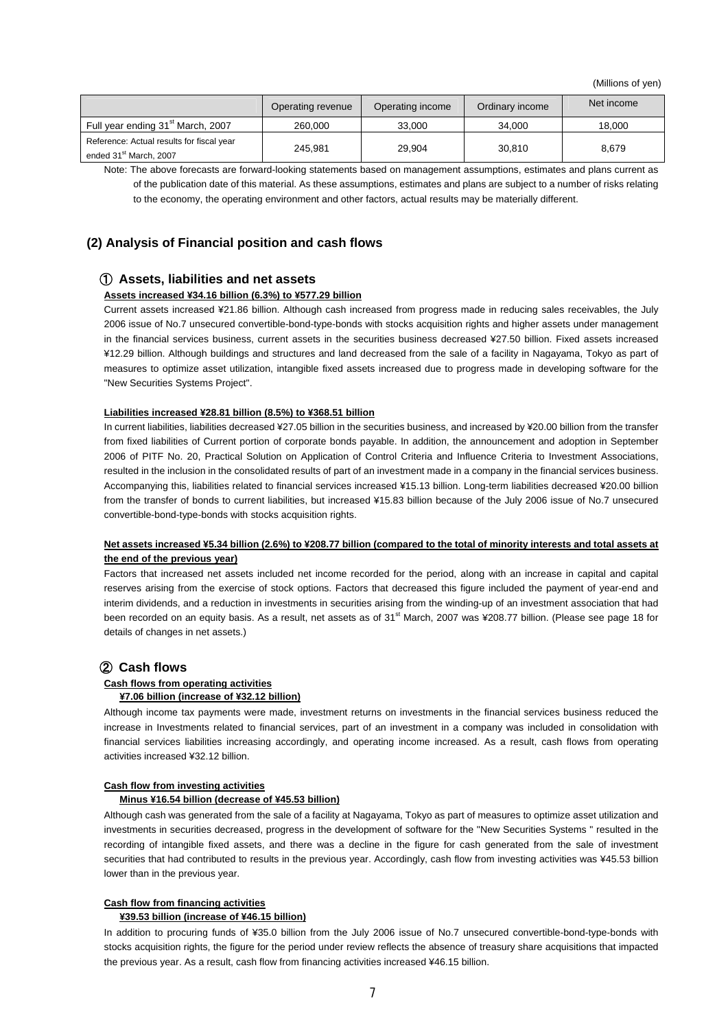(Millions of yen)

| | Operating revenue | Operating income | Ordinary income | Net income |
|---|---|---|---|---|
| Full year ending 31st March, 2007 | 260,000 | 33,000 | 34,000 | 18,000 |
| Reference: Actual results for fiscal year ended 31st March, 2007 | 245,981 | 29,904 | 30,810 | 8,679 |

Note: The above forecasts are forward-looking statements based on management assumptions, estimates and plans current as of the publication date of this material. As these assumptions, estimates and plans are subject to a number of risks relating to the economy, the operating environment and other factors, actual results may be materially different.

## (2) Analysis of Financial position and cash flows

### ① Assets, liabilities and net assets

**Assets increased ¥34.16 billion (6.3%) to ¥577.29 billion**

Current assets increased ¥21.86 billion. Although cash increased from progress made in reducing sales receivables, the July 2006 issue of No.7 unsecured convertible-bond-type-bonds with stocks acquisition rights and higher assets under management in the financial services business, current assets in the securities business decreased ¥27.50 billion. Fixed assets increased ¥12.29 billion. Although buildings and structures and land decreased from the sale of a facility in Nagayama, Tokyo as part of measures to optimize asset utilization, intangible fixed assets increased due to progress made in developing software for the "New Securities Systems Project".

**Liabilities increased ¥28.81 billion (8.5%) to ¥368.51 billion**

In current liabilities, liabilities decreased ¥27.05 billion in the securities business, and increased by ¥20.00 billion from the transfer from fixed liabilities of Current portion of corporate bonds payable. In addition, the announcement and adoption in September 2006 of PITF No. 20, Practical Solution on Application of Control Criteria and Influence Criteria to Investment Associations, resulted in the inclusion in the consolidated results of part of an investment made in a company in the financial services business. Accompanying this, liabilities related to financial services increased ¥15.13 billion. Long-term liabilities decreased ¥20.00 billion from the transfer of bonds to current liabilities, but increased ¥15.83 billion because of the July 2006 issue of No.7 unsecured convertible-bond-type-bonds with stocks acquisition rights.

**Net assets increased ¥5.34 billion (2.6%) to ¥208.77 billion (compared to the total of minority interests and total assets at the end of the previous year)**

Factors that increased net assets included net income recorded for the period, along with an increase in capital and capital reserves arising from the exercise of stock options. Factors that decreased this figure included the payment of year-end and interim dividends, and a reduction in investments in securities arising from the winding-up of an investment association that had been recorded on an equity basis. As a result, net assets as of 31st March, 2007 was ¥208.77 billion. (Please see page 18 for details of changes in net assets.)

### ② Cash flows

**Cash flows from operating activities**

**¥7.06 billion (increase of ¥32.12 billion)**

Although income tax payments were made, investment returns on investments in the financial services business reduced the increase in Investments related to financial services, part of an investment in a company was included in consolidation with financial services liabilities increasing accordingly, and operating income increased. As a result, cash flows from operating activities increased ¥32.12 billion.

**Cash flow from investing activities**

**Minus ¥16.54 billion (decrease of ¥45.53 billion)**

Although cash was generated from the sale of a facility at Nagayama, Tokyo as part of measures to optimize asset utilization and investments in securities decreased, progress in the development of software for the "New Securities Systems " resulted in the recording of intangible fixed assets, and there was a decline in the figure for cash generated from the sale of investment securities that had contributed to results in the previous year. Accordingly, cash flow from investing activities was ¥45.53 billion lower than in the previous year.

**Cash flow from financing activities**

**¥39.53 billion (increase of ¥46.15 billion)**

In addition to procuring funds of ¥35.0 billion from the July 2006 issue of No.7 unsecured convertible-bond-type-bonds with stocks acquisition rights, the figure for the period under review reflects the absence of treasury share acquisitions that impacted the previous year. As a result, cash flow from financing activities increased ¥46.15 billion.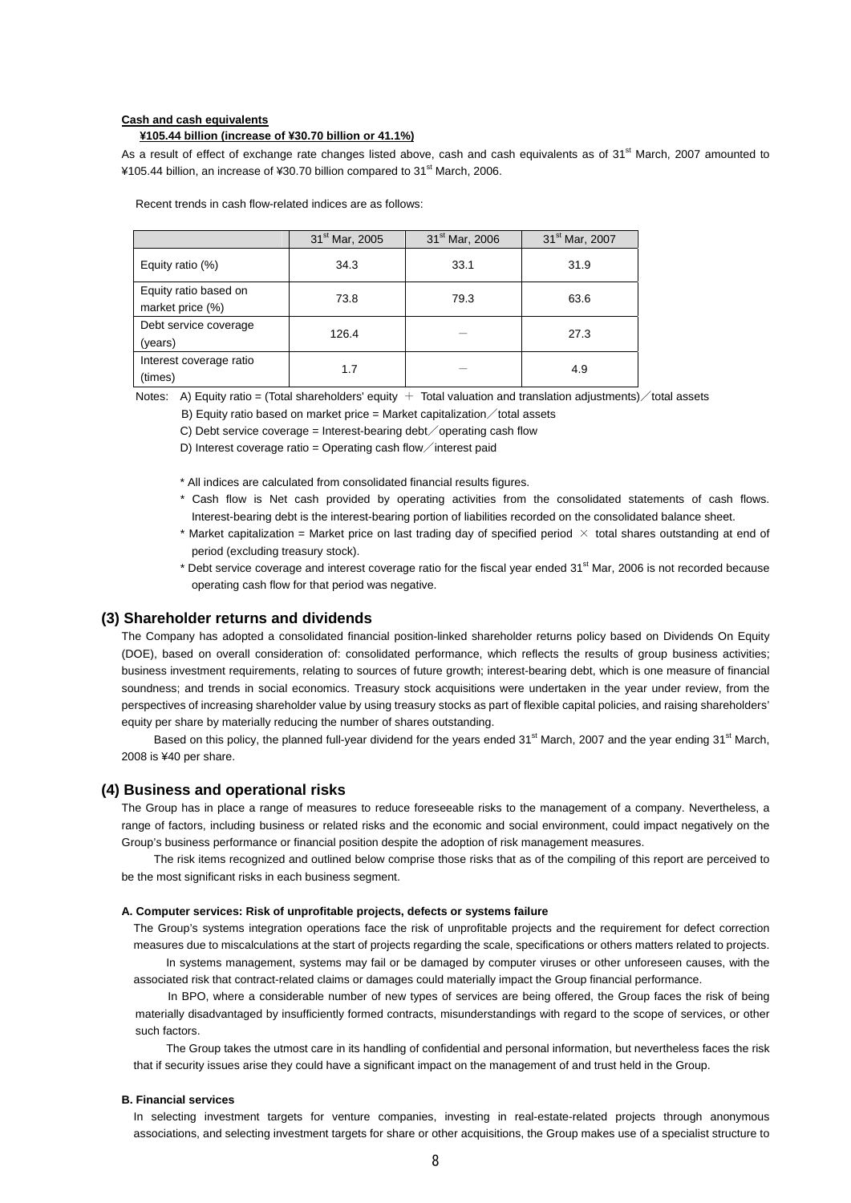**Cash and cash equivalents**

**¥105.44 billion (increase of ¥30.70 billion or 41.1%)**

As a result of effect of exchange rate changes listed above, cash and cash equivalents as of 31st March, 2007 amounted to ¥105.44 billion, an increase of ¥30.70 billion compared to 31st March, 2006.

Recent trends in cash flow-related indices are as follows:

| | 31st Mar, 2005 | 31st Mar, 2006 | 31st Mar, 2007 |
|---|---|---|---|
| Equity ratio (%) | 34.3 | 33.1 | 31.9 |
| Equity ratio based on market price (%) | 73.8 | 79.3 | 63.6 |
| Debt service coverage (years) | 126.4 | － | 27.3 |
| Interest coverage ratio (times) | 1.7 | － | 4.9 |

Notes: A) Equity ratio = (Total shareholders' equity ＋ Total valuation and translation adjustments)／total assets

B) Equity ratio based on market price = Market capitalization／total assets

C) Debt service coverage = Interest-bearing debt／operating cash flow

D) Interest coverage ratio = Operating cash flow／interest paid

* All indices are calculated from consolidated financial results figures.
* Cash flow is Net cash provided by operating activities from the consolidated statements of cash flows. Interest-bearing debt is the interest-bearing portion of liabilities recorded on the consolidated balance sheet.
* Market capitalization = Market price on last trading day of specified period × total shares outstanding at end of period (excluding treasury stock).
* Debt service coverage and interest coverage ratio for the fiscal year ended 31st Mar, 2006 is not recorded because operating cash flow for that period was negative.

## (3) Shareholder returns and dividends

The Company has adopted a consolidated financial position-linked shareholder returns policy based on Dividends On Equity (DOE), based on overall consideration of: consolidated performance, which reflects the results of group business activities; business investment requirements, relating to sources of future growth; interest-bearing debt, which is one measure of financial soundness; and trends in social economics. Treasury stock acquisitions were undertaken in the year under review, from the perspectives of increasing shareholder value by using treasury stocks as part of flexible capital policies, and raising shareholders' equity per share by materially reducing the number of shares outstanding.

Based on this policy, the planned full-year dividend for the years ended 31st March, 2007 and the year ending 31st March, 2008 is ¥40 per share.

## (4) Business and operational risks

The Group has in place a range of measures to reduce foreseeable risks to the management of a company. Nevertheless, a range of factors, including business or related risks and the economic and social environment, could impact negatively on the Group's business performance or financial position despite the adoption of risk management measures.

The risk items recognized and outlined below comprise those risks that as of the compiling of this report are perceived to be the most significant risks in each business segment.

**A. Computer services: Risk of unprofitable projects, defects or systems failure**

The Group's systems integration operations face the risk of unprofitable projects and the requirement for defect correction measures due to miscalculations at the start of projects regarding the scale, specifications or others matters related to projects.

In systems management, systems may fail or be damaged by computer viruses or other unforeseen causes, with the associated risk that contract-related claims or damages could materially impact the Group financial performance.

In BPO, where a considerable number of new types of services are being offered, the Group faces the risk of being materially disadvantaged by insufficiently formed contracts, misunderstandings with regard to the scope of services, or other such factors.

The Group takes the utmost care in its handling of confidential and personal information, but nevertheless faces the risk that if security issues arise they could have a significant impact on the management of and trust held in the Group.

**B. Financial services**

In selecting investment targets for venture companies, investing in real-estate-related projects through anonymous associations, and selecting investment targets for share or other acquisitions, the Group makes use of a specialist structure to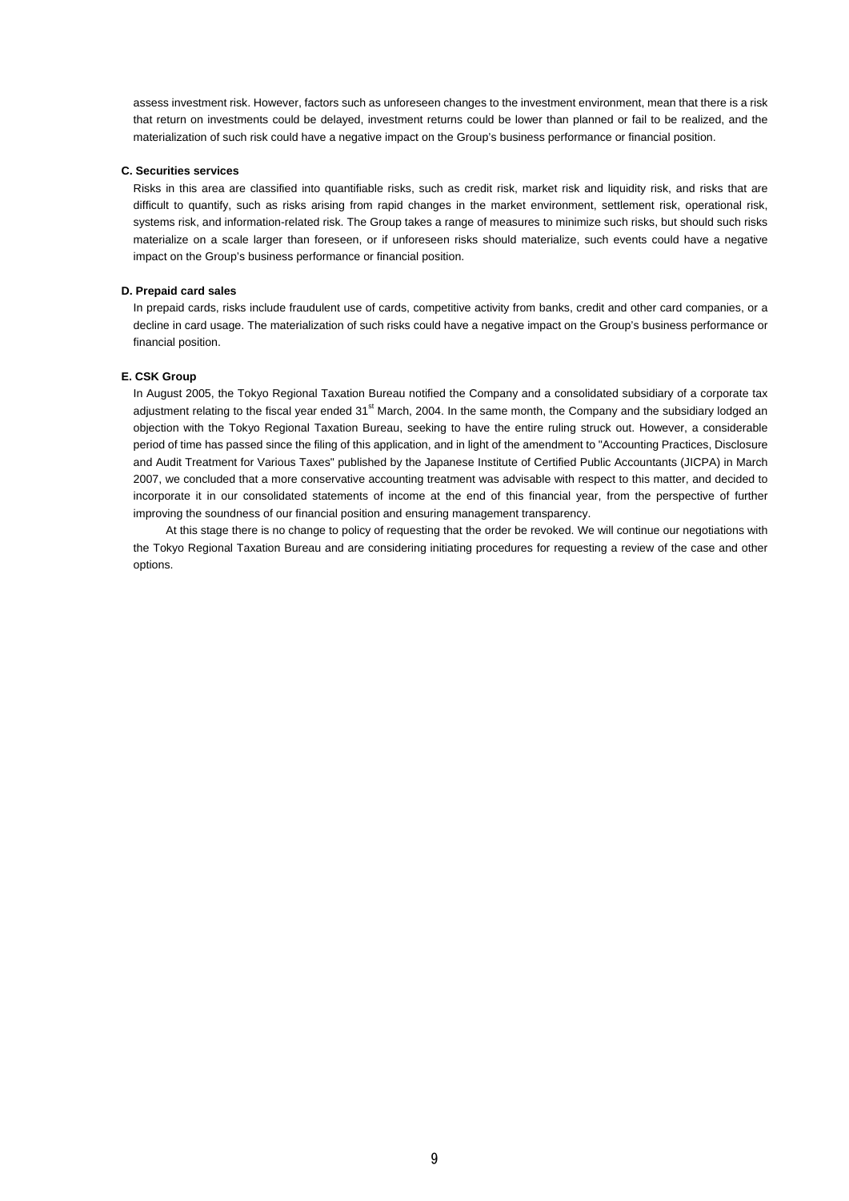assess investment risk. However, factors such as unforeseen changes to the investment environment, mean that there is a risk that return on investments could be delayed, investment returns could be lower than planned or fail to be realized, and the materialization of such risk could have a negative impact on the Group's business performance or financial position.

**C. Securities services**

Risks in this area are classified into quantifiable risks, such as credit risk, market risk and liquidity risk, and risks that are difficult to quantify, such as risks arising from rapid changes in the market environment, settlement risk, operational risk, systems risk, and information-related risk. The Group takes a range of measures to minimize such risks, but should such risks materialize on a scale larger than foreseen, or if unforeseen risks should materialize, such events could have a negative impact on the Group's business performance or financial position.

**D. Prepaid card sales**

In prepaid cards, risks include fraudulent use of cards, competitive activity from banks, credit and other card companies, or a decline in card usage. The materialization of such risks could have a negative impact on the Group's business performance or financial position.

**E. CSK Group**

In August 2005, the Tokyo Regional Taxation Bureau notified the Company and a consolidated subsidiary of a corporate tax adjustment relating to the fiscal year ended 31st March, 2004. In the same month, the Company and the subsidiary lodged an objection with the Tokyo Regional Taxation Bureau, seeking to have the entire ruling struck out. However, a considerable period of time has passed since the filing of this application, and in light of the amendment to "Accounting Practices, Disclosure and Audit Treatment for Various Taxes" published by the Japanese Institute of Certified Public Accountants (JICPA) in March 2007, we concluded that a more conservative accounting treatment was advisable with respect to this matter, and decided to incorporate it in our consolidated statements of income at the end of this financial year, from the perspective of further improving the soundness of our financial position and ensuring management transparency.

At this stage there is no change to policy of requesting that the order be revoked. We will continue our negotiations with the Tokyo Regional Taxation Bureau and are considering initiating procedures for requesting a review of the case and other options.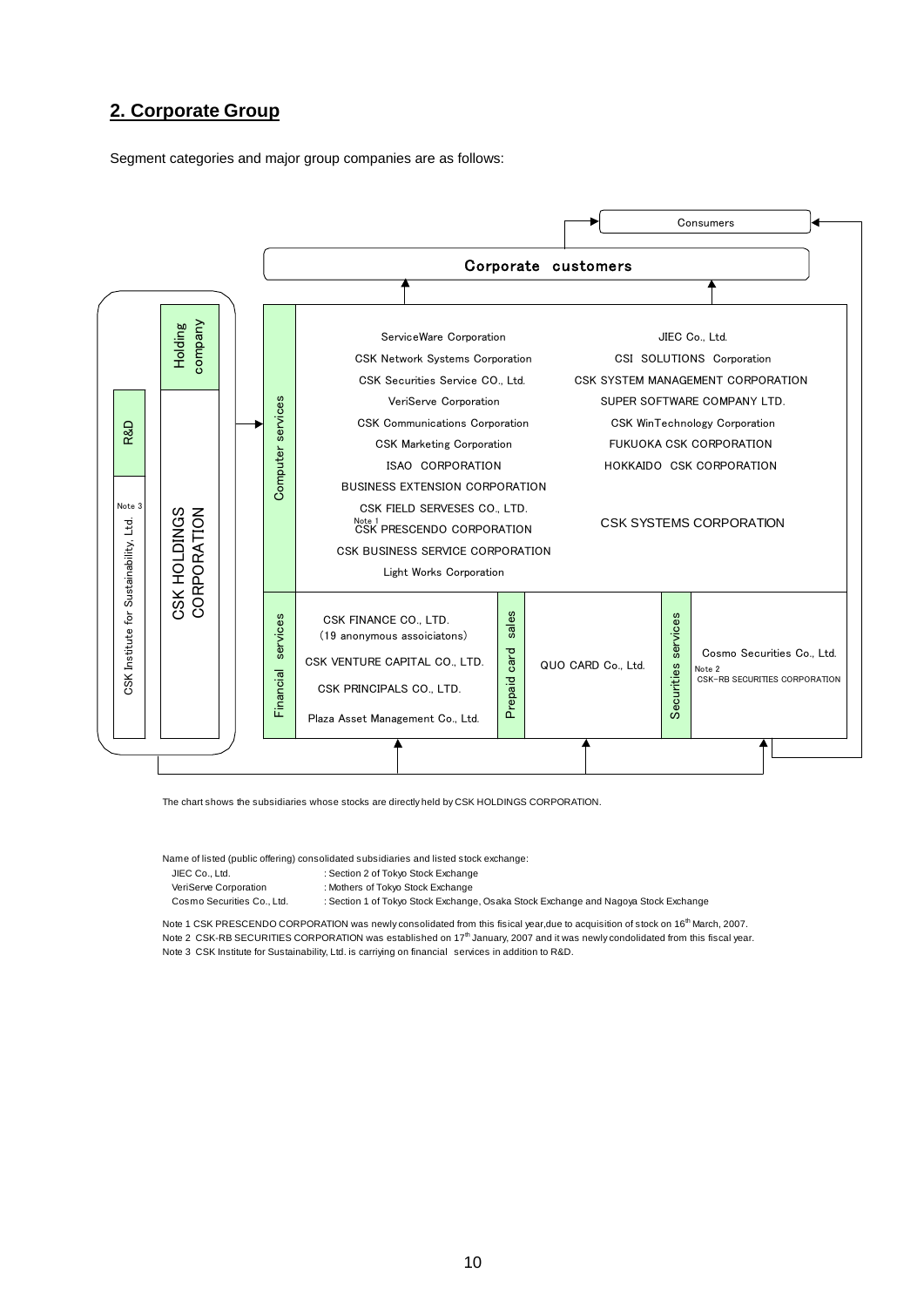## 2. Corporate Group

Segment categories and major group companies are as follows:

Consumers

Corporate customers

| | | Holding company | | |
|---|---|---|---|---|
| **R&D** / Note 3 CSK Institute for Sustainability, Ltd. | CSK HOLDINGS CORPORATION | **Computer services** | ServiceWare Corporation<br>CSK Network Systems Corporation<br>CSK Securities Service CO., Ltd.<br>VeriServe Corporation<br>CSK Communications Corporation<br>CSK Marketing Corporation<br>ISAO CORPORATION<br>BUSINESS EXTENSION CORPORATION<br>CSK FIELD SERVESES CO., LTD.<br>Note 1 CSK PRESCENDO CORPORATION<br>CSK BUSINESS SERVICE CORPORATION<br>Light Works Corporation | JIEC Co., Ltd.<br>CSI SOLUTIONS Corporation<br>CSK SYSTEM MANAGEMENT CORPORATION<br>SUPER SOFTWARE COMPANY LTD.<br>CSK WinTechnology Corporation<br>FUKUOKA CSK CORPORATION<br>HOKKAIDO CSK CORPORATION<br><br>CSK SYSTEMS CORPORATION |

| Financial services | Prepaid card sales | Securities services |
|---|---|---|
| CSK FINANCE CO., LTD. (19 anonymous assoiciatons)<br>CSK VENTURE CAPITAL CO., LTD.<br>CSK PRINCIPALS CO., LTD.<br>Plaza Asset Management Co., Ltd. | QUO CARD Co., Ltd. | Cosmo Securities Co., Ltd.<br>Note 2 CSK-RB SECURITIES CORPORATION |

The chart shows the subsidiaries whose stocks are directly held by CSK HOLDINGS CORPORATION.

Name of listed (public offering) consolidated subsidiaries and listed stock exchange:

| | |
|---|---|
| JIEC Co., Ltd. | : Section 2 of Tokyo Stock Exchange |
| VeriServe Corporation | : Mothers of Tokyo Stock Exchange |
| Cosmo Securities Co., Ltd. | : Section 1 of Tokyo Stock Exchange, Osaka Stock Exchange and Nagoya Stock Exchange |

Note 1 CSK PRESCENDO CORPORATION was newly consolidated from this fisical year,due to acquisition of stock on 16th March, 2007.
Note 2 CSK-RB SECURITIES CORPORATION was established on 17th January, 2007 and it was newly condolidated from this fiscal year.
Note 3 CSK Institute for Sustainability, Ltd. is carriying on financial services in addition to R&D.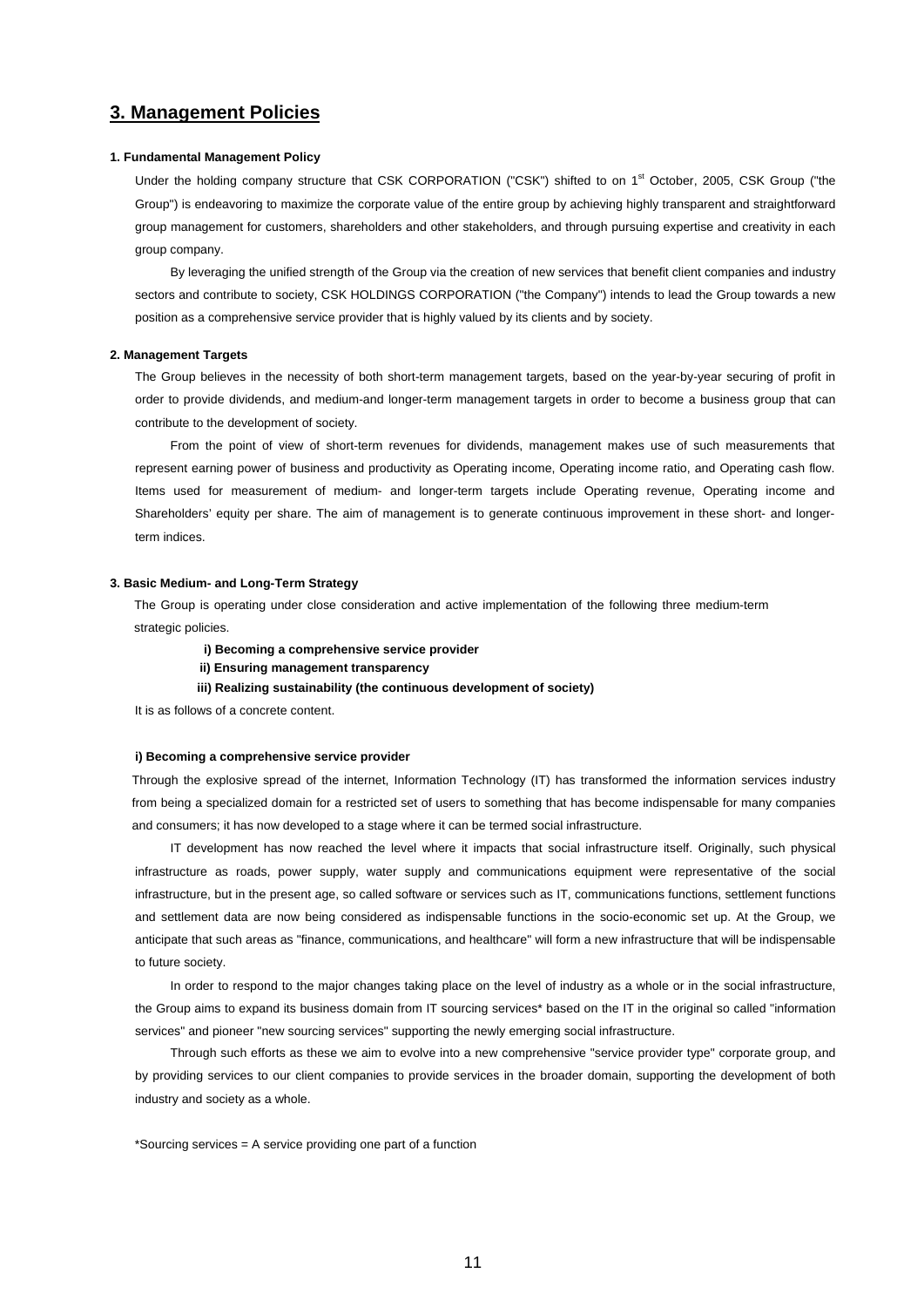## 3. Management Policies

### 1. Fundamental Management Policy

Under the holding company structure that CSK CORPORATION ("CSK") shifted to on 1st October, 2005, CSK Group ("the Group") is endeavoring to maximize the corporate value of the entire group by achieving highly transparent and straightforward group management for customers, shareholders and other stakeholders, and through pursuing expertise and creativity in each group company.

By leveraging the unified strength of the Group via the creation of new services that benefit client companies and industry sectors and contribute to society, CSK HOLDINGS CORPORATION ("the Company") intends to lead the Group towards a new position as a comprehensive service provider that is highly valued by its clients and by society.

### 2. Management Targets

The Group believes in the necessity of both short-term management targets, based on the year-by-year securing of profit in order to provide dividends, and medium-and longer-term management targets in order to become a business group that can contribute to the development of society.

From the point of view of short-term revenues for dividends, management makes use of such measurements that represent earning power of business and productivity as Operating income, Operating income ratio, and Operating cash flow. Items used for measurement of medium- and longer-term targets include Operating revenue, Operating income and Shareholders' equity per share. The aim of management is to generate continuous improvement in these short- and longer-term indices.

### 3. Basic Medium- and Long-Term Strategy

The Group is operating under close consideration and active implementation of the following three medium-term strategic policies.

**i) Becoming a comprehensive service provider**
**ii) Ensuring management transparency**
**iii) Realizing sustainability (the continuous development of society)**

It is as follows of a concrete content.

**i) Becoming a comprehensive service provider**

Through the explosive spread of the internet, Information Technology (IT) has transformed the information services industry from being a specialized domain for a restricted set of users to something that has become indispensable for many companies and consumers; it has now developed to a stage where it can be termed social infrastructure.

IT development has now reached the level where it impacts that social infrastructure itself. Originally, such physical infrastructure as roads, power supply, water supply and communications equipment were representative of the social infrastructure, but in the present age, so called software or services such as IT, communications functions, settlement functions and settlement data are now being considered as indispensable functions in the socio-economic set up. At the Group, we anticipate that such areas as "finance, communications, and healthcare" will form a new infrastructure that will be indispensable to future society.

In order to respond to the major changes taking place on the level of industry as a whole or in the social infrastructure, the Group aims to expand its business domain from IT sourcing services* based on the IT in the original so called "information services" and pioneer "new sourcing services" supporting the newly emerging social infrastructure.

Through such efforts as these we aim to evolve into a new comprehensive "service provider type" corporate group, and by providing services to our client companies to provide services in the broader domain, supporting the development of both industry and society as a whole.

*Sourcing services = A service providing one part of a function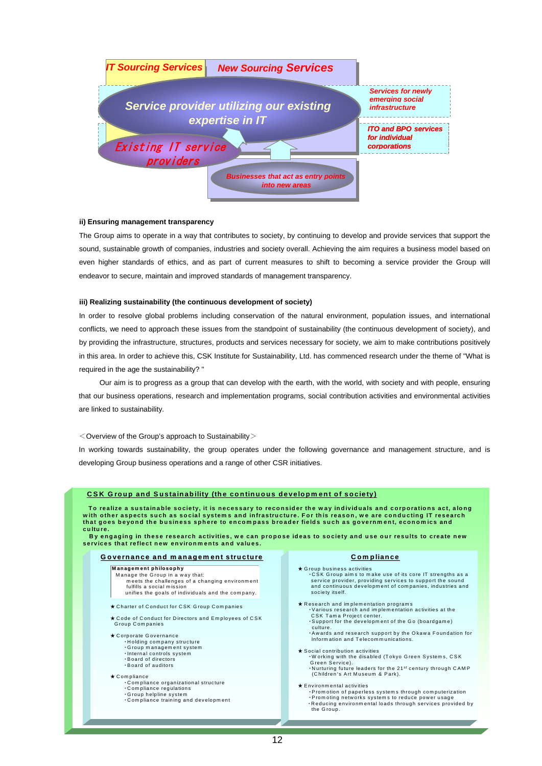IT Sourcing Services | New Sourcing Services

Service provider utilizing our existing expertise in IT

Existing IT service providers

Businesses that act as entry points into new areas

Services for newly emerging social infrastructure

ITO and BPO services for individual corporations

**ii) Ensuring management transparency**

The Group aims to operate in a way that contributes to society, by continuing to develop and provide services that support the sound, sustainable growth of companies, industries and society overall. Achieving the aim requires a business model based on even higher standards of ethics, and as part of current measures to shift to becoming a service provider the Group will endeavor to secure, maintain and improved standards of management transparency.

**iii) Realizing sustainability (the continuous development of society)**

In order to resolve global problems including conservation of the natural environment, population issues, and international conflicts, we need to approach these issues from the standpoint of sustainability (the continuous development of society), and by providing the infrastructure, structures, products and services necessary for society, we aim to make contributions positively in this area. In order to achieve this, CSK Institute for Sustainability, Ltd. has commenced research under the theme of "What is required in the age the sustainability? "

Our aim is to progress as a group that can develop with the earth, with the world, with society and with people, ensuring that our business operations, research and implementation programs, social contribution activities and environmental activities are linked to sustainability.

＜Overview of the Group's approach to Sustainability＞

In working towards sustainability, the group operates under the following governance and management structure, and is developing Group business operations and a range of other CSR initiatives.

**CSK Group and Sustainability (the continuous development of society)**

**To realize a sustainable society, it is necessary to reconsider the way individuals and corporations act, along with other aspects such as social systems and infrastructure. For this reason, we are conducting IT research that goes beyond the business sphere to encompass broader fields such as government, economics and culture.**

**By engaging in these research activities, we can propose ideas to society and use our results to create new services that reflect new environments and values.**

**Governance and management structure**

**Management philosophy**
Manage the Group in a way that:
meets the challenges of a changing environment
fulfills a social mission
unifies the goals of individuals and the company.

★Charter of Conduct for CSK Group Companies

★Code of Conduct for Directors and Employees of CSK Group Companies

★Corporate Governance
- Holding company structure
- Group management system
- Internal controls system
- Board of directors
- Board of auditors

★Compliance
- Compliance organizational structure
- Compliance regulations
- Group helpline system
- Compliance training and development

**Compliance**

★Group business activities
- CSK Group aims to make use of its core IT strengths as a service provider, providing services to support the sound and continuous development of companies, industries and society itself.

★Research and implementation programs
- Various research and implementation activities at the CSK Tama Project center.
- Support for the development of the Go (boardgame) culture.
- Awards and research support by the Okawa Foundation for Information and Telecommunications.

★Social contribution activities
- Working with the disabled (Tokyo Green Systems, CSK Green Service).
- Nurturing future leaders for the 21st century through CAMP (Children's Art Museum & Park).

★Environmental activities
- Promotion of paperless systems through computerization
- Promoting networks systems to reduce power usage
- Reducing environmental loads through services provided by the Group.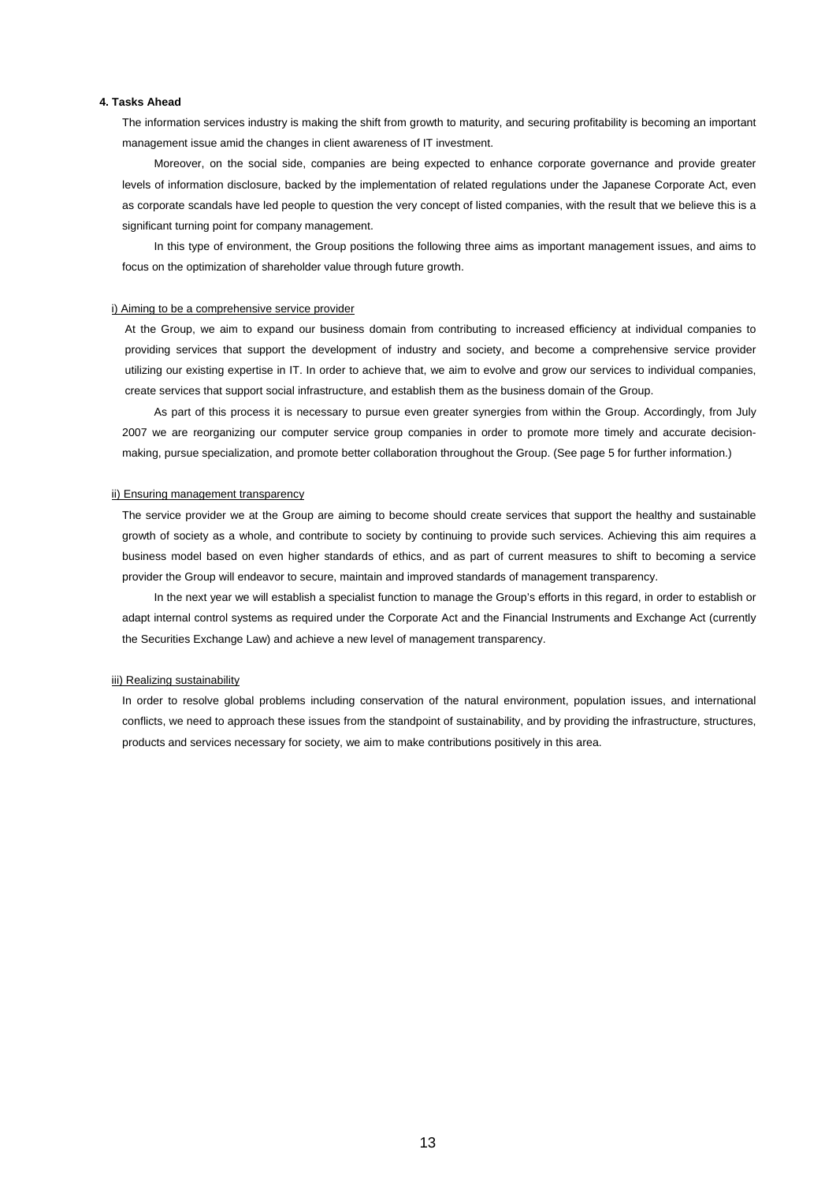## 4. Tasks Ahead

The information services industry is making the shift from growth to maturity, and securing profitability is becoming an important management issue amid the changes in client awareness of IT investment.

Moreover, on the social side, companies are being expected to enhance corporate governance and provide greater levels of information disclosure, backed by the implementation of related regulations under the Japanese Corporate Act, even as corporate scandals have led people to question the very concept of listed companies, with the result that we believe this is a significant turning point for company management.

In this type of environment, the Group positions the following three aims as important management issues, and aims to focus on the optimization of shareholder value through future growth.

### i) Aiming to be a comprehensive service provider

At the Group, we aim to expand our business domain from contributing to increased efficiency at individual companies to providing services that support the development of industry and society, and become a comprehensive service provider utilizing our existing expertise in IT. In order to achieve that, we aim to evolve and grow our services to individual companies, create services that support social infrastructure, and establish them as the business domain of the Group.

As part of this process it is necessary to pursue even greater synergies from within the Group. Accordingly, from July 2007 we are reorganizing our computer service group companies in order to promote more timely and accurate decision-making, pursue specialization, and promote better collaboration throughout the Group. (See page 5 for further information.)

### ii) Ensuring management transparency

The service provider we at the Group are aiming to become should create services that support the healthy and sustainable growth of society as a whole, and contribute to society by continuing to provide such services. Achieving this aim requires a business model based on even higher standards of ethics, and as part of current measures to shift to becoming a service provider the Group will endeavor to secure, maintain and improved standards of management transparency.

In the next year we will establish a specialist function to manage the Group's efforts in this regard, in order to establish or adapt internal control systems as required under the Corporate Act and the Financial Instruments and Exchange Act (currently the Securities Exchange Law) and achieve a new level of management transparency.

### iii) Realizing sustainability

In order to resolve global problems including conservation of the natural environment, population issues, and international conflicts, we need to approach these issues from the standpoint of sustainability, and by providing the infrastructure, structures, products and services necessary for society, we aim to make contributions positively in this area.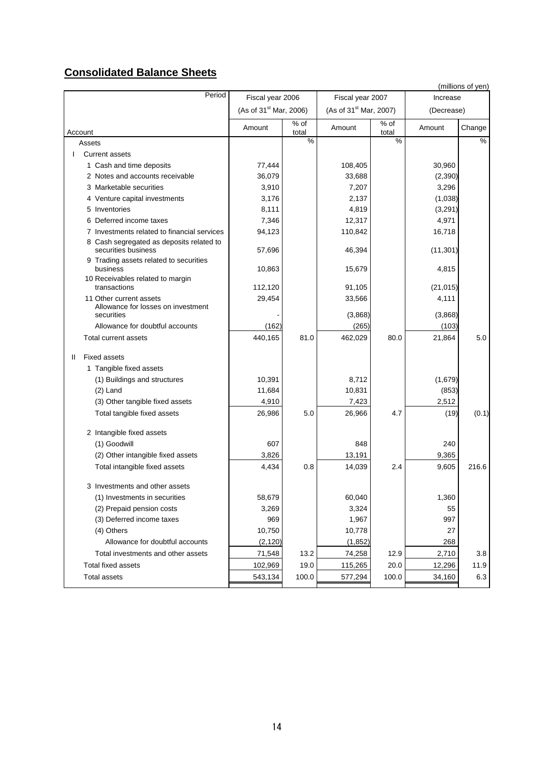## **Consolidated Balance Sheets**

(millions of yen)

| Account / Period | Fiscal year 2006 (As of 31st Mar, 2006) | | Fiscal year 2007 (As of 31st Mar, 2007) | | Increase (Decrease) | |
|---|---|---|---|---|---|---|
| | Amount | % of total | Amount | % of total | Amount | Change |
| Assets | | % | | % | | % |
| I Current assets | | | | | | |
| 1 Cash and time deposits | 77,444 | | 108,405 | | 30,960 | |
| 2 Notes and accounts receivable | 36,079 | | 33,688 | | (2,390) | |
| 3 Marketable securities | 3,910 | | 7,207 | | 3,296 | |
| 4 Venture capital investments | 3,176 | | 2,137 | | (1,038) | |
| 5 Inventories | 8,111 | | 4,819 | | (3,291) | |
| 6 Deferred income taxes | 7,346 | | 12,317 | | 4,971 | |
| 7 Investments related to financial services | 94,123 | | 110,842 | | 16,718 | |
| 8 Cash segregated as deposits related to securities business | 57,696 | | 46,394 | | (11,301) | |
| 9 Trading assets related to securities business | 10,863 | | 15,679 | | 4,815 | |
| 10 Receivables related to margin transactions | 112,120 | | 91,105 | | (21,015) | |
| 11 Other current assets | 29,454 | | 33,566 | | 4,111 | |
| Allowance for losses on investment securities | - | | (3,868) | | (3,868) | |
| Allowance for doubtful accounts | (162) | | (265) | | (103) | |
| Total current assets | 440,165 | 81.0 | 462,029 | 80.0 | 21,864 | 5.0 |
| II Fixed assets | | | | | | |
| 1 Tangible fixed assets | | | | | | |
| (1) Buildings and structures | 10,391 | | 8,712 | | (1,679) | |
| (2) Land | 11,684 | | 10,831 | | (853) | |
| (3) Other tangible fixed assets | 4,910 | | 7,423 | | 2,512 | |
| Total tangible fixed assets | 26,986 | 5.0 | 26,966 | 4.7 | (19) | (0.1) |
| 2 Intangible fixed assets | | | | | | |
| (1) Goodwill | 607 | | 848 | | 240 | |
| (2) Other intangible fixed assets | 3,826 | | 13,191 | | 9,365 | |
| Total intangible fixed assets | 4,434 | 0.8 | 14,039 | 2.4 | 9,605 | 216.6 |
| 3 Investments and other assets | | | | | | |
| (1) Investments in securities | 58,679 | | 60,040 | | 1,360 | |
| (2) Prepaid pension costs | 3,269 | | 3,324 | | 55 | |
| (3) Deferred income taxes | 969 | | 1,967 | | 997 | |
| (4) Others | 10,750 | | 10,778 | | 27 | |
| Allowance for doubtful accounts | (2,120) | | (1,852) | | 268 | |
| Total investments and other assets | 71,548 | 13.2 | 74,258 | 12.9 | 2,710 | 3.8 |
| Total fixed assets | 102,969 | 19.0 | 115,265 | 20.0 | 12,296 | 11.9 |
| Total assets | 543,134 | 100.0 | 577,294 | 100.0 | 34,160 | 6.3 |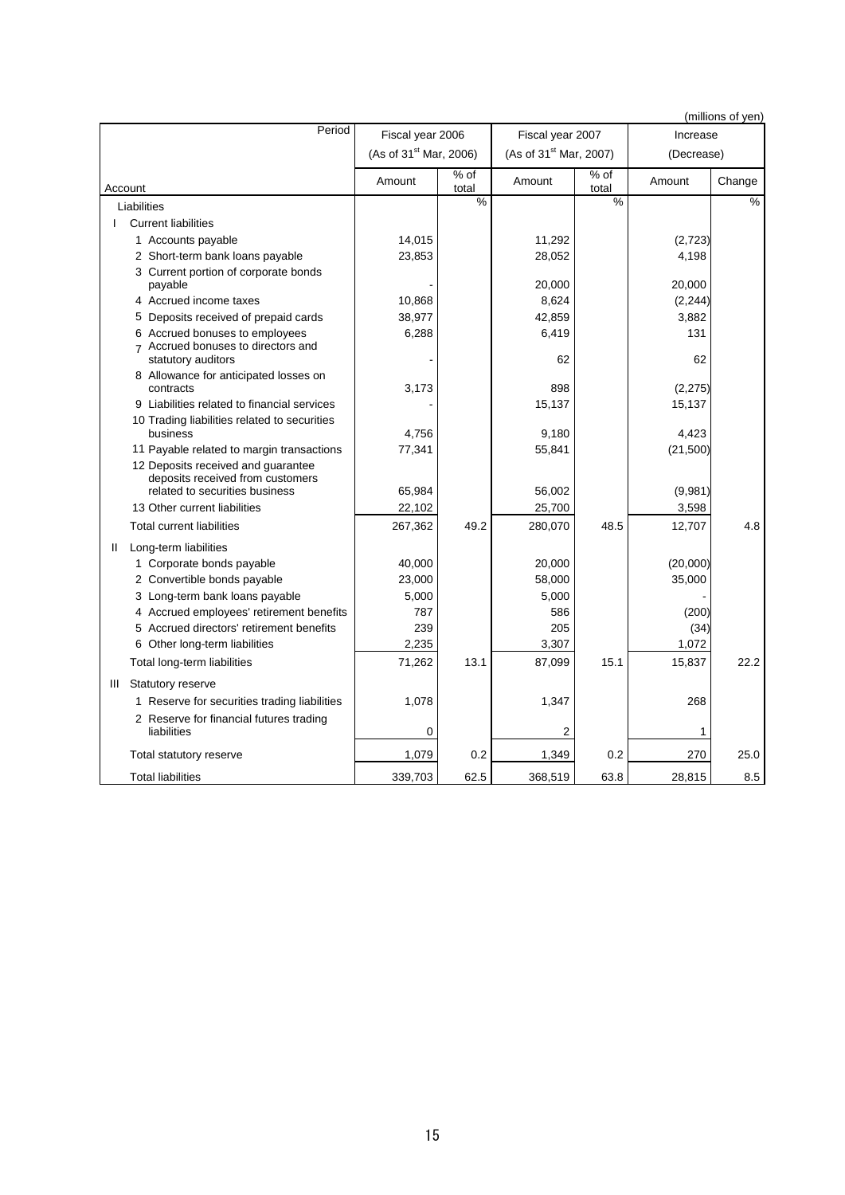(millions of yen)

| Period / Account | Fiscal year 2006 (As of 31st Mar, 2006) | | Fiscal year 2007 (As of 31st Mar, 2007) | | Increase (Decrease) | |
|---|---|---|---|---|---|---|
| | Amount | % of total | Amount | % of total | Amount | Change |
| Liabilities | | % | | % | | % |
| I Current liabilities | | | | | | |
| 1 Accounts payable | 14,015 | | 11,292 | | (2,723) | |
| 2 Short-term bank loans payable | 23,853 | | 28,052 | | 4,198 | |
| 3 Current portion of corporate bonds payable | - | | 20,000 | | 20,000 | |
| 4 Accrued income taxes | 10,868 | | 8,624 | | (2,244) | |
| 5 Deposits received of prepaid cards | 38,977 | | 42,859 | | 3,882 | |
| 6 Accrued bonuses to employees | 6,288 | | 6,419 | | 131 | |
| 7 Accrued bonuses to directors and statutory auditors | - | | 62 | | 62 | |
| 8 Allowance for anticipated losses on contracts | 3,173 | | 898 | | (2,275) | |
| 9 Liabilities related to financial services | - | | 15,137 | | 15,137 | |
| 10 Trading liabilities related to securities business | 4,756 | | 9,180 | | 4,423 | |
| 11 Payable related to margin transactions | 77,341 | | 55,841 | | (21,500) | |
| 12 Deposits received and guarantee deposits received from customers related to securities business | 65,984 | | 56,002 | | (9,981) | |
| 13 Other current liabilities | 22,102 | | 25,700 | | 3,598 | |
| Total current liabilities | 267,362 | 49.2 | 280,070 | 48.5 | 12,707 | 4.8 |
| II Long-term liabilities | | | | | | |
| 1 Corporate bonds payable | 40,000 | | 20,000 | | (20,000) | |
| 2 Convertible bonds payable | 23,000 | | 58,000 | | 35,000 | |
| 3 Long-term bank loans payable | 5,000 | | 5,000 | | - | |
| 4 Accrued employees' retirement benefits | 787 | | 586 | | (200) | |
| 5 Accrued directors' retirement benefits | 239 | | 205 | | (34) | |
| 6 Other long-term liabilities | 2,235 | | 3,307 | | 1,072 | |
| Total long-term liabilities | 71,262 | 13.1 | 87,099 | 15.1 | 15,837 | 22.2 |
| III Statutory reserve | | | | | | |
| 1 Reserve for securities trading liabilities | 1,078 | | 1,347 | | 268 | |
| 2 Reserve for financial futures trading liabilities | 0 | | 2 | | 1 | |
| Total statutory reserve | 1,079 | 0.2 | 1,349 | 0.2 | 270 | 25.0 |
| Total liabilities | 339,703 | 62.5 | 368,519 | 63.8 | 28,815 | 8.5 |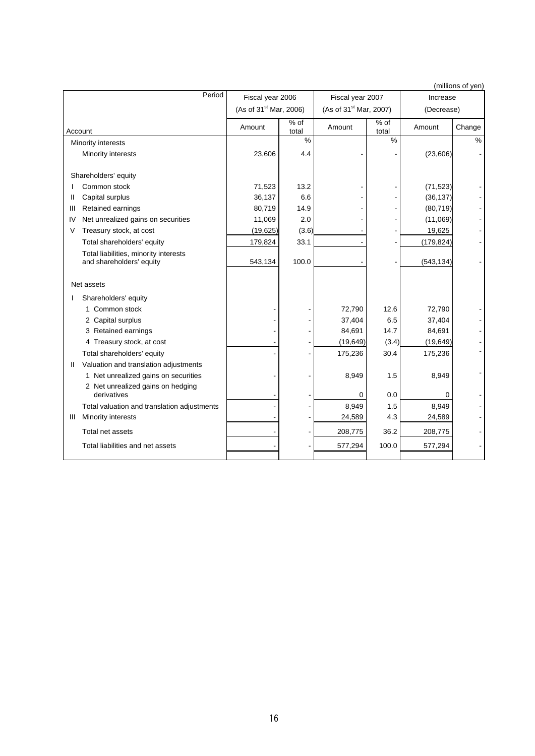(millions of yen)

| Account / Period | Fiscal year 2006 (As of 31st Mar, 2006) | | Fiscal year 2007 (As of 31st Mar, 2007) | | Increase (Decrease) | |
|---|---|---|---|---|---|---|
| | Amount | % of total | Amount | % of total | Amount | Change |
| Minority interests | | % | | % | | % |
| Minority interests | 23,606 | 4.4 | - | - | (23,606) | - |
| Shareholders' equity | | | | | | |
| I Common stock | 71,523 | 13.2 | - | - | (71,523) | - |
| II Capital surplus | 36,137 | 6.6 | - | - | (36,137) | - |
| III Retained earnings | 80,719 | 14.9 | - | - | (80,719) | - |
| IV Net unrealized gains on securities | 11,069 | 2.0 | - | - | (11,069) | - |
| V Treasury stock, at cost | (19,625) | (3.6) | - | - | 19,625 | - |
| Total shareholders' equity | 179,824 | 33.1 | - | - | (179,824) | - |
| Total liabilities, minority interests and shareholders' equity | 543,134 | 100.0 | - | - | (543,134) | - |
| Net assets | | | | | | |
| I Shareholders' equity | | | | | | |
| 1 Common stock | - | - | 72,790 | 12.6 | 72,790 | - |
| 2 Capital surplus | - | - | 37,404 | 6.5 | 37,404 | - |
| 3 Retained earnings | - | - | 84,691 | 14.7 | 84,691 | - |
| 4 Treasury stock, at cost | - | - | (19,649) | (3.4) | (19,649) | - |
| Total shareholders' equity | - | - | 175,236 | 30.4 | 175,236 | - |
| II Valuation and translation adjustments | | | | | | |
| 1 Net unrealized gains on securities | - | - | 8,949 | 1.5 | 8,949 | - |
| 2 Net unrealized gains on hedging derivatives | - | - | 0 | 0.0 | 0 | - |
| Total valuation and translation adjustments | - | - | 8,949 | 1.5 | 8,949 | - |
| III Minority interests | - | - | 24,589 | 4.3 | 24,589 | - |
| Total net assets | - | - | 208,775 | 36.2 | 208,775 | - |
| Total liabilities and net assets | - | - | 577,294 | 100.0 | 577,294 | - |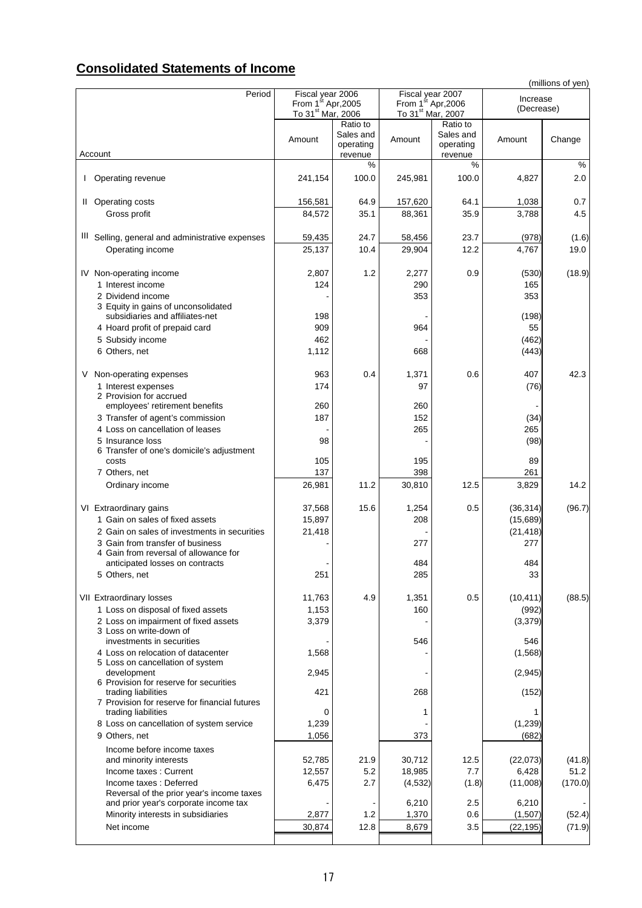## Consolidated Statements of Income

(millions of yen)

| Account / Period | Fiscal year 2006 From 1st Apr,2005 To 31st Mar, 2006 | | Fiscal year 2007 From 1st Apr,2006 To 31st Mar, 2007 | | Increase (Decrease) | |
|---|---|---|---|---|---|---|
| | Amount | Ratio to Sales and operating revenue | Amount | Ratio to Sales and operating revenue | Amount | Change |
| | | % | | % | | % |
| I Operating revenue | 241,154 | 100.0 | 245,981 | 100.0 | 4,827 | 2.0 |
| II Operating costs | 156,581 | 64.9 | 157,620 | 64.1 | 1,038 | 0.7 |
| Gross profit | 84,572 | 35.1 | 88,361 | 35.9 | 3,788 | 4.5 |
| III Selling, general and administrative expenses | 59,435 | 24.7 | 58,456 | 23.7 | (978) | (1.6) |
| Operating income | 25,137 | 10.4 | 29,904 | 12.2 | 4,767 | 19.0 |
| IV Non-operating income | 2,807 | 1.2 | 2,277 | 0.9 | (530) | (18.9) |
| 1 Interest income | 124 | | 290 | | 165 | |
| 2 Dividend income | - | | 353 | | 353 | |
| 3 Equity in gains of unconsolidated subsidiaries and affiliates-net | 198 | | - | | (198) | |
| 4 Hoard profit of prepaid card | 909 | | 964 | | 55 | |
| 5 Subsidy income | 462 | | - | | (462) | |
| 6 Others, net | 1,112 | | 668 | | (443) | |
| V Non-operating expenses | 963 | 0.4 | 1,371 | 0.6 | 407 | 42.3 |
| 1 Interest expenses | 174 | | 97 | | (76) | |
| 2 Provision for accrued employees' retirement benefits | 260 | | 260 | | - | |
| 3 Transfer of agent's commission | 187 | | 152 | | (34) | |
| 4 Loss on cancellation of leases | - | | 265 | | 265 | |
| 5 Insurance loss | 98 | | - | | (98) | |
| 6 Transfer of one's domicile's adjustment costs | 105 | | 195 | | 89 | |
| 7 Others, net | 137 | | 398 | | 261 | |
| Ordinary income | 26,981 | 11.2 | 30,810 | 12.5 | 3,829 | 14.2 |
| VI Extraordinary gains | 37,568 | 15.6 | 1,254 | 0.5 | (36,314) | (96.7) |
| 1 Gain on sales of fixed assets | 15,897 | | 208 | | (15,689) | |
| 2 Gain on sales of investments in securities | 21,418 | | - | | (21,418) | |
| 3 Gain from transfer of business | - | | 277 | | 277 | |
| 4 Gain from reversal of allowance for anticipated losses on contracts | - | | 484 | | 484 | |
| 5 Others, net | 251 | | 285 | | 33 | |
| VII Extraordinary losses | 11,763 | 4.9 | 1,351 | 0.5 | (10,411) | (88.5) |
| 1 Loss on disposal of fixed assets | 1,153 | | 160 | | (992) | |
| 2 Loss on impairment of fixed assets | 3,379 | | - | | (3,379) | |
| 3 Loss on write-down of investments in securities | - | | 546 | | 546 | |
| 4 Loss on relocation of datacenter | 1,568 | | - | | (1,568) | |
| 5 Loss on cancellation of system development | 2,945 | | - | | (2,945) | |
| 6 Provision for reserve for securities trading liabilities | 421 | | 268 | | (152) | |
| 7 Provision for reserve for financial futures trading liabilities | 0 | | 1 | | 1 | |
| 8 Loss on cancellation of system service | 1,239 | | - | | (1,239) | |
| 9 Others, net | 1,056 | | 373 | | (682) | |
| Income before income taxes and minority interests | 52,785 | 21.9 | 30,712 | 12.5 | (22,073) | (41.8) |
| Income taxes : Current | 12,557 | 5.2 | 18,985 | 7.7 | 6,428 | 51.2 |
| Income taxes : Deferred | 6,475 | 2.7 | (4,532) | (1.8) | (11,008) | (170.0) |
| Reversal of the prior year's income taxes and prior year's corporate income tax | - | - | 6,210 | 2.5 | 6,210 | - |
| Minority interests in subsidiaries | 2,877 | 1.2 | 1,370 | 0.6 | (1,507) | (52.4) |
| Net income | 30,874 | 12.8 | 8,679 | 3.5 | (22,195) | (71.9) |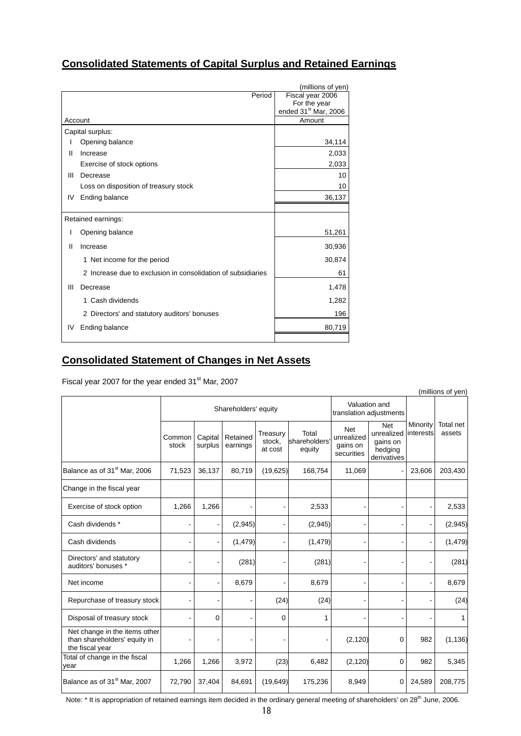## Consolidated Statements of Capital Surplus and Retained Earnings

(millions of yen)

| Account | | Period: Fiscal year 2006 For the year ended 31st Mar, 2006 Amount |
|---|---|---|
| Capital surplus: | | |
| I | Opening balance | 34,114 |
| II | Increase | 2,033 |
| | Exercise of stock options | 2,033 |
| III | Decrease | 10 |
| | Loss on disposition of treasury stock | 10 |
| IV | Ending balance | 36,137 |
| Retained earnings: | | |
| I | Opening balance | 51,261 |
| II | Increase | 30,936 |
| | 1 Net income for the period | 30,874 |
| | 2 Increase due to exclusion in consolidation of subsidiaries | 61 |
| III | Decrease | 1,478 |
| | 1 Cash dividends | 1,282 |
| | 2 Directors' and statutory auditors' bonuses | 196 |
| IV | Ending balance | 80,719 |

## Consolidated Statement of Changes in Net Assets

Fiscal year 2007 for the year ended 31st Mar, 2007

(millions of yen)

| | Shareholders' equity | | | | | Valuation and translation adjustments | | | |
|---|---|---|---|---|---|---|---|---|---|
| | Common stock | Capital surplus | Retained earnings | Treasury stock, at cost | Total shareholders' equity | Net unrealized gains on securities | Net unrealized gains on hedging derivatives | Minority interests | Total net assets |
| Balance as of 31st Mar, 2006 | 71,523 | 36,137 | 80,719 | (19,625) | 168,754 | 11,069 | - | 23,606 | 203,430 |
| Change in the fiscal year | | | | | | | | | |
| Exercise of stock option | 1,266 | 1,266 | - | - | 2,533 | - | - | - | 2,533 |
| Cash dividends * | - | - | (2,945) | - | (2,945) | - | - | - | (2,945) |
| Cash dividends | - | - | (1,479) | - | (1,479) | - | - | - | (1,479) |
| Directors' and statutory auditors' bonuses * | - | - | (281) | - | (281) | - | - | - | (281) |
| Net income | - | - | 8,679 | - | 8,679 | - | - | - | 8,679 |
| Repurchase of treasury stock | - | - | - | (24) | (24) | - | - | - | (24) |
| Disposal of treasury stock | - | 0 | - | 0 | 1 | - | - | - | 1 |
| Net change in the items other than shareholders' equity in the fiscal year | - | - | - | - | - | (2,120) | 0 | 982 | (1,136) |
| Total of change in the fiscal year | 1,266 | 1,266 | 3,972 | (23) | 6,482 | (2,120) | 0 | 982 | 5,345 |
| Balance as of 31st Mar, 2007 | 72,790 | 37,404 | 84,691 | (19,649) | 175,236 | 8,949 | 0 | 24,589 | 208,775 |

Note: * It is appropriation of retained earnings item decided in the ordinary general meeting of shareholders' on 28th June, 2006.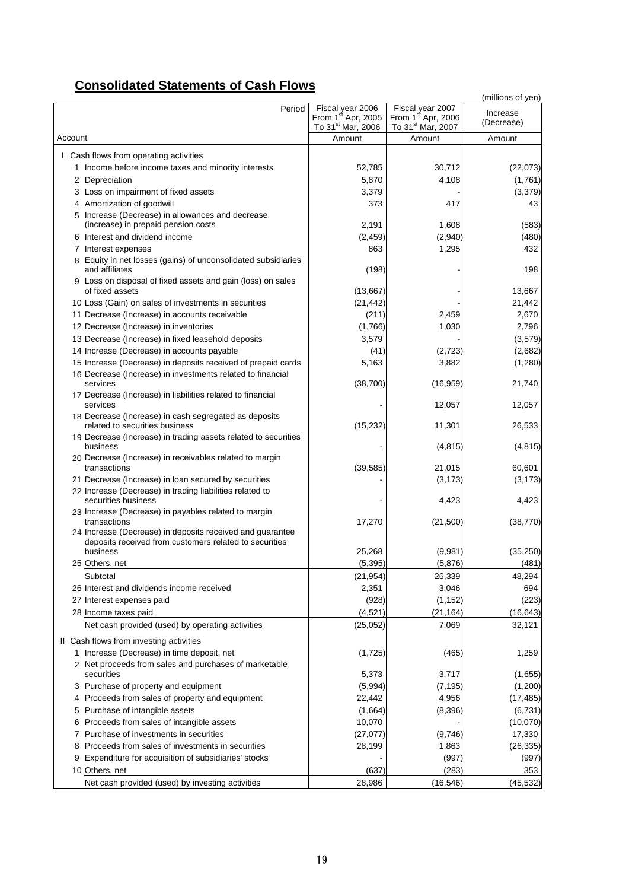## Consolidated Statements of Cash Flows

(millions of yen)

| Period<br>Account | Fiscal year 2006<br>From 1st Apr, 2005<br>To 31st Mar, 2006<br>Amount | Fiscal year 2007<br>From 1st Apr, 2006<br>To 31st Mar, 2007<br>Amount | Increase (Decrease)<br>Amount |
|---|---|---|---|
| I Cash flows from operating activities | | | |
| 1 Income before income taxes and minority interests | 52,785 | 30,712 | (22,073) |
| 2 Depreciation | 5,870 | 4,108 | (1,761) |
| 3 Loss on impairment of fixed assets | 3,379 | - | (3,379) |
| 4 Amortization of goodwill | 373 | 417 | 43 |
| 5 Increase (Decrease) in allowances and decrease (increase) in prepaid pension costs | 2,191 | 1,608 | (583) |
| 6 Interest and dividend income | (2,459) | (2,940) | (480) |
| 7 Interest expenses | 863 | 1,295 | 432 |
| 8 Equity in net losses (gains) of unconsolidated subsidiaries and affiliates | (198) | - | 198 |
| 9 Loss on disposal of fixed assets and gain (loss) on sales of fixed assets | (13,667) | - | 13,667 |
| 10 Loss (Gain) on sales of investments in securities | (21,442) | - | 21,442 |
| 11 Decrease (Increase) in accounts receivable | (211) | 2,459 | 2,670 |
| 12 Decrease (Increase) in inventories | (1,766) | 1,030 | 2,796 |
| 13 Decrease (Increase) in fixed leasehold deposits | 3,579 | - | (3,579) |
| 14 Increase (Decrease) in accounts payable | (41) | (2,723) | (2,682) |
| 15 Increase (Decrease) in deposits received of prepaid cards | 5,163 | 3,882 | (1,280) |
| 16 Decrease (Increase) in investments related to financial services | (38,700) | (16,959) | 21,740 |
| 17 Decrease (Increase) in liabilities related to financial services | - | 12,057 | 12,057 |
| 18 Decrease (Increase) in cash segregated as deposits related to securities business | (15,232) | 11,301 | 26,533 |
| 19 Decrease (Increase) in trading assets related to securities business | - | (4,815) | (4,815) |
| 20 Decrease (Increase) in receivables related to margin transactions | (39,585) | 21,015 | 60,601 |
| 21 Decrease (Increase) in loan secured by securities | - | (3,173) | (3,173) |
| 22 Increase (Decrease) in trading liabilities related to securities business | - | 4,423 | 4,423 |
| 23 Increase (Decrease) in payables related to margin transactions | 17,270 | (21,500) | (38,770) |
| 24 Increase (Decrease) in deposits received and guarantee deposits received from customers related to securities business | 25,268 | (9,981) | (35,250) |
| 25 Others, net | (5,395) | (5,876) | (481) |
| Subtotal | (21,954) | 26,339 | 48,294 |
| 26 Interest and dividends income received | 2,351 | 3,046 | 694 |
| 27 Interest expenses paid | (928) | (1,152) | (223) |
| 28 Income taxes paid | (4,521) | (21,164) | (16,643) |
| Net cash provided (used) by operating activities | (25,052) | 7,069 | 32,121 |
| II Cash flows from investing activities | | | |
| 1 Increase (Decrease) in time deposit, net | (1,725) | (465) | 1,259 |
| 2 Net proceeds from sales and purchases of marketable securities | 5,373 | 3,717 | (1,655) |
| 3 Purchase of property and equipment | (5,994) | (7,195) | (1,200) |
| 4 Proceeds from sales of property and equipment | 22,442 | 4,956 | (17,485) |
| 5 Purchase of intangible assets | (1,664) | (8,396) | (6,731) |
| 6 Proceeds from sales of intangible assets | 10,070 | - | (10,070) |
| 7 Purchase of investments in securities | (27,077) | (9,746) | 17,330 |
| 8 Proceeds from sales of investments in securities | 28,199 | 1,863 | (26,335) |
| 9 Expenditure for acquisition of subsidiaries' stocks | - | (997) | (997) |
| 10 Others, net | (637) | (283) | 353 |
| Net cash provided (used) by investing activities | 28,986 | (16,546) | (45,532) |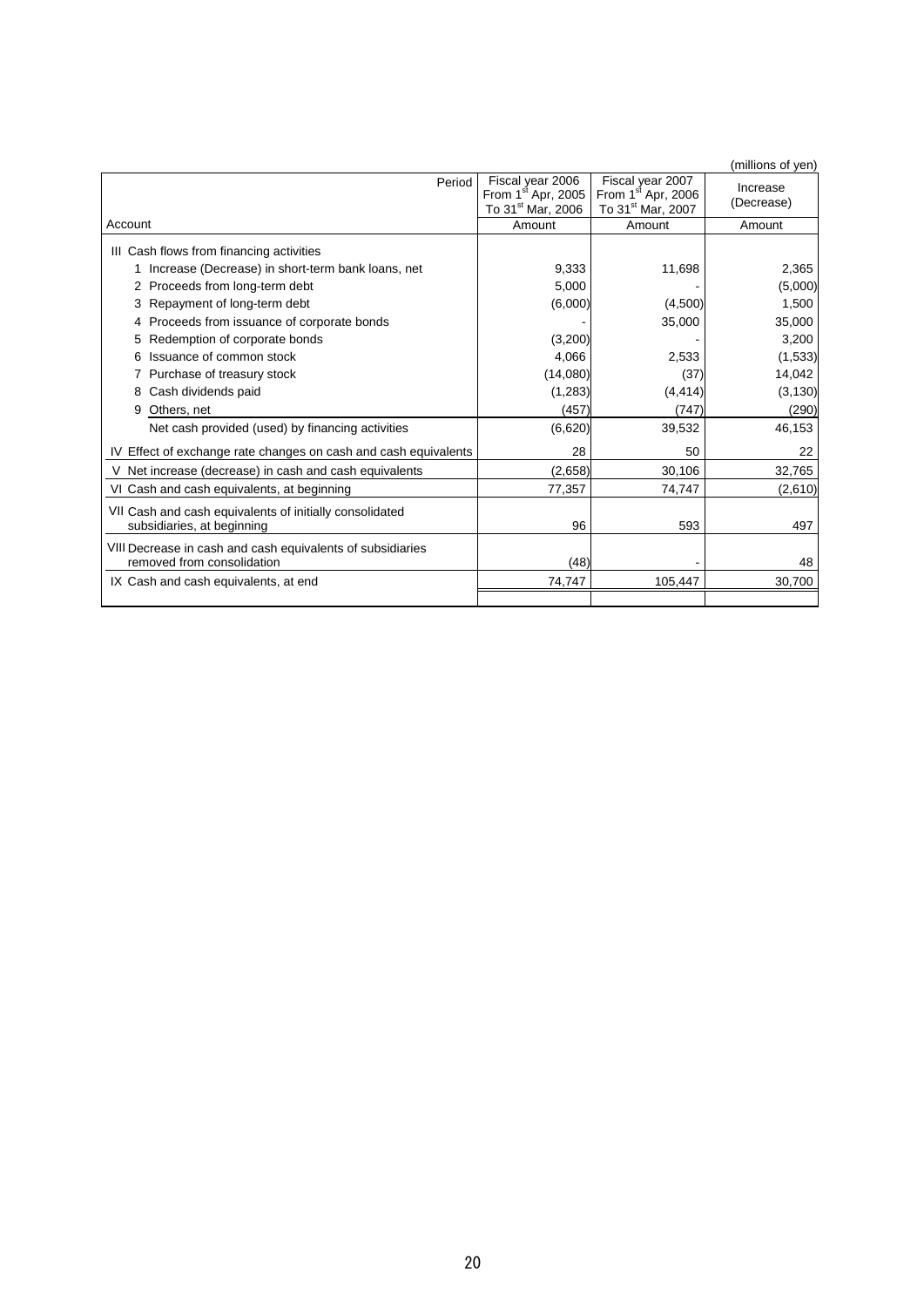(millions of yen)

| Account / Period | Fiscal year 2006 From 1st Apr, 2005 To 31st Mar, 2006 | Fiscal year 2007 From 1st Apr, 2006 To 31st Mar, 2007 | Increase (Decrease) |
|---|---|---|---|
| | Amount | Amount | Amount |
| III Cash flows from financing activities | | | |
| 1 Increase (Decrease) in short-term bank loans, net | 9,333 | 11,698 | 2,365 |
| 2 Proceeds from long-term debt | 5,000 | - | (5,000) |
| 3 Repayment of long-term debt | (6,000) | (4,500) | 1,500 |
| 4 Proceeds from issuance of corporate bonds | - | 35,000 | 35,000 |
| 5 Redemption of corporate bonds | (3,200) | - | 3,200 |
| 6 Issuance of common stock | 4,066 | 2,533 | (1,533) |
| 7 Purchase of treasury stock | (14,080) | (37) | 14,042 |
| 8 Cash dividends paid | (1,283) | (4,414) | (3,130) |
| 9 Others, net | (457) | (747) | (290) |
| Net cash provided (used) by financing activities | (6,620) | 39,532 | 46,153 |
| IV Effect of exchange rate changes on cash and cash equivalents | 28 | 50 | 22 |
| V Net increase (decrease) in cash and cash equivalents | (2,658) | 30,106 | 32,765 |
| VI Cash and cash equivalents, at beginning | 77,357 | 74,747 | (2,610) |
| VII Cash and cash equivalents of initially consolidated subsidiaries, at beginning | 96 | 593 | 497 |
| VIII Decrease in cash and cash equivalents of subsidiaries removed from consolidation | (48) | - | 48 |
| IX Cash and cash equivalents, at end | 74,747 | 105,447 | 30,700 |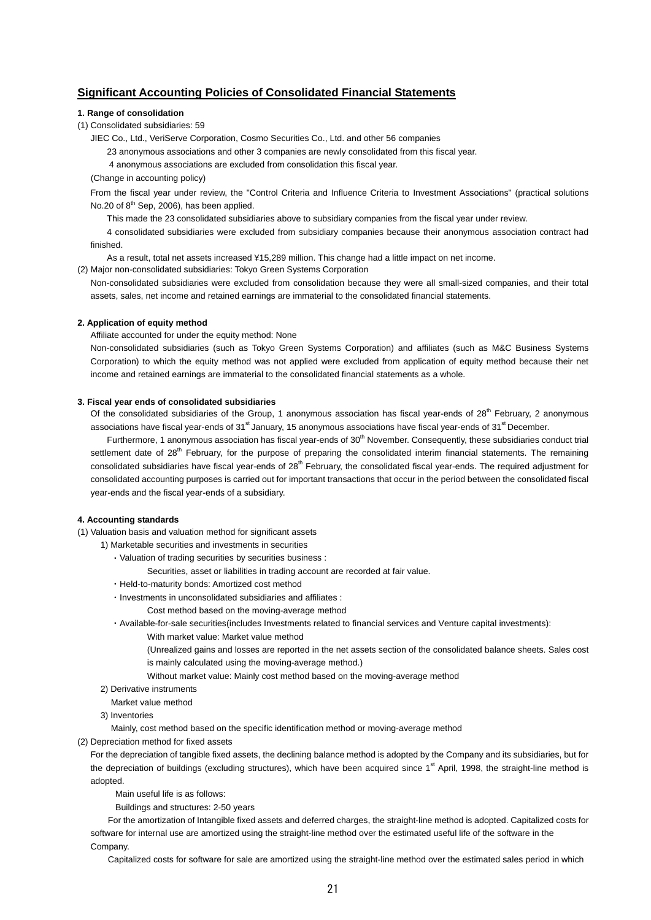## Significant Accounting Policies of Consolidated Financial Statements

**1. Range of consolidation**

(1) Consolidated subsidiaries: 59

JIEC Co., Ltd., VeriServe Corporation, Cosmo Securities Co., Ltd. and other 56 companies

23 anonymous associations and other 3 companies are newly consolidated from this fiscal year.

4 anonymous associations are excluded from consolidation this fiscal year.

(Change in accounting policy)

From the fiscal year under review, the "Control Criteria and Influence Criteria to Investment Associations" (practical solutions No.20 of 8th Sep, 2006), has been applied.

This made the 23 consolidated subsidiaries above to subsidiary companies from the fiscal year under review.

4 consolidated subsidiaries were excluded from subsidiary companies because their anonymous association contract had finished.

As a result, total net assets increased ¥15,289 million. This change had a little impact on net income.

(2) Major non-consolidated subsidiaries: Tokyo Green Systems Corporation

Non-consolidated subsidiaries were excluded from consolidation because they were all small-sized companies, and their total assets, sales, net income and retained earnings are immaterial to the consolidated financial statements.

**2. Application of equity method**

Affiliate accounted for under the equity method: None

Non-consolidated subsidiaries (such as Tokyo Green Systems Corporation) and affiliates (such as M&C Business Systems Corporation) to which the equity method was not applied were excluded from application of equity method because their net income and retained earnings are immaterial to the consolidated financial statements as a whole.

**3. Fiscal year ends of consolidated subsidiaries**

Of the consolidated subsidiaries of the Group, 1 anonymous association has fiscal year-ends of 28th February, 2 anonymous associations have fiscal year-ends of 31st January, 15 anonymous associations have fiscal year-ends of 31st December.

Furthermore, 1 anonymous association has fiscal year-ends of 30th November. Consequently, these subsidiaries conduct trial settlement date of 28th February, for the purpose of preparing the consolidated interim financial statements. The remaining consolidated subsidiaries have fiscal year-ends of 28th February, the consolidated fiscal year-ends. The required adjustment for consolidated accounting purposes is carried out for important transactions that occur in the period between the consolidated fiscal year-ends and the fiscal year-ends of a subsidiary.

**4. Accounting standards**

(1) Valuation basis and valuation method for significant assets

1) Marketable securities and investments in securities

・Valuation of trading securities by securities business :

Securities, asset or liabilities in trading account are recorded at fair value.

・Held-to-maturity bonds: Amortized cost method

・Investments in unconsolidated subsidiaries and affiliates :

Cost method based on the moving-average method

・Available-for-sale securities(includes Investments related to financial services and Venture capital investments):

With market value: Market value method

(Unrealized gains and losses are reported in the net assets section of the consolidated balance sheets. Sales cost is mainly calculated using the moving-average method.)

Without market value: Mainly cost method based on the moving-average method

2) Derivative instruments

Market value method

3) Inventories

Mainly, cost method based on the specific identification method or moving-average method

(2) Depreciation method for fixed assets

For the depreciation of tangible fixed assets, the declining balance method is adopted by the Company and its subsidiaries, but for the depreciation of buildings (excluding structures), which have been acquired since 1st April, 1998, the straight-line method is adopted.

Main useful life is as follows:

Buildings and structures: 2-50 years

For the amortization of Intangible fixed assets and deferred charges, the straight-line method is adopted. Capitalized costs for software for internal use are amortized using the straight-line method over the estimated useful life of the software in the Company.

Capitalized costs for software for sale are amortized using the straight-line method over the estimated sales period in which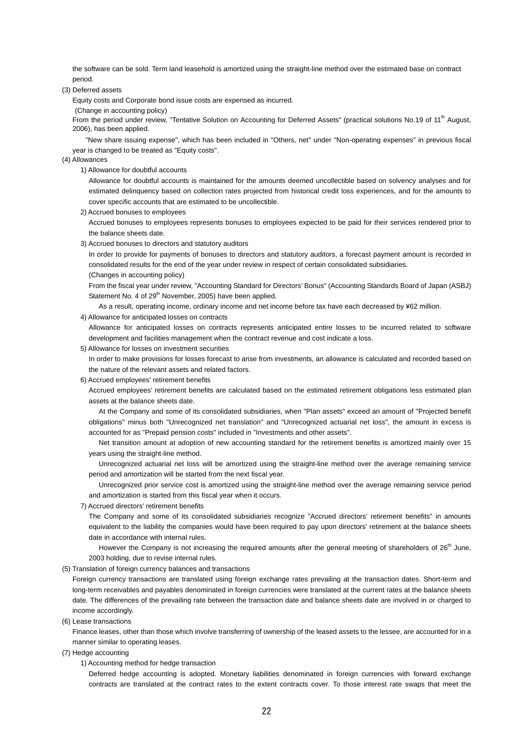the software can be sold. Term land leasehold is amortized using the straight-line method over the estimated base on contract period.

(3) Deferred assets

Equity costs and Corporate bond issue costs are expensed as incurred.

(Change in accounting policy)

From the period under review, "Tentative Solution on Accounting for Deferred Assets" (practical solutions No.19 of 11th August, 2006), has been applied.

"New share issuing expense", which has been included in "Others, net" under "Non-operating expenses" in previous fiscal year is changed to be treated as "Equity costs".

(4) Allowances

1) Allowance for doubtful accounts

Allowance for doubtful accounts is maintained for the amounts deemed uncollectible based on solvency analyses and for estimated delinquency based on collection rates projected from historical credit loss experiences, and for the amounts to cover specific accounts that are estimated to be uncollectible.

2) Accrued bonuses to employees

Accrued bonuses to employees represents bonuses to employees expected to be paid for their services rendered prior to the balance sheets date.

3) Accrued bonuses to directors and statutory auditors

In order to provide for payments of bonuses to directors and statutory auditors, a forecast payment amount is recorded in consolidated results for the end of the year under review in respect of certain consolidated subsidiaries.

(Changes in accounting policy)

From the fiscal year under review, "Accounting Standard for Directors' Bonus" (Accounting Standards Board of Japan (ASBJ) Statement No. 4 of 29th November, 2005) have been applied.

As a result, operating income, ordinary income and net income before tax have each decreased by ¥62 million.

4) Allowance for anticipated losses on contracts

Allowance for anticipated losses on contracts represents anticipated entire losses to be incurred related to software development and facilities management when the contract revenue and cost indicate a loss.

5) Allowance for losses on investment securities

In order to make provisions for losses forecast to arise from investments, an allowance is calculated and recorded based on the nature of the relevant assets and related factors.

6) Accrued employees' retirement benefits

Accrued employees' retirement benefits are calculated based on the estimated retirement obligations less estimated plan assets at the balance sheets date.

At the Company and some of its consolidated subsidiaries, when "Plan assets" exceed an amount of "Projected benefit obligations" minus both "Unrecognized net translation" and "Unrecognized actuarial net loss", the amount in excess is accounted for as "Prepaid pension costs" included in "Investments and other assets".

Net transition amount at adoption of new accounting standard for the retirement benefits is amortized mainly over 15 years using the straight-line method.

Unrecognized actuarial net loss will be amortized using the straight-line method over the average remaining service period and amortization will be started from the next fiscal year.

Unrecognized prior service cost is amortized using the straight-line method over the average remaining service period and amortization is started from this fiscal year when it occurs.

7) Accrued directors' retirement benefits

The Company and some of its consolidated subsidiaries recognize "Accrued directors' retirement benefits" in amounts equivalent to the liability the companies would have been required to pay upon directors' retirement at the balance sheets date in accordance with internal rules.

However the Company is not increasing the required amounts after the general meeting of shareholders of 26th June, 2003 holding, due to revise internal rules.

(5) Translation of foreign currency balances and transactions

Foreign currency transactions are translated using foreign exchange rates prevailing at the transaction dates. Short-term and long-term receivables and payables denominated in foreign currencies were translated at the current rates at the balance sheets date. The differences of the prevailing rate between the transaction date and balance sheets date are involved in or charged to income accordingly.

(6) Lease transactions

Finance leases, other than those which involve transferring of ownership of the leased assets to the lessee, are accounted for in a manner similar to operating leases.

(7) Hedge accounting

1) Accounting method for hedge transaction

Deferred hedge accounting is adopted. Monetary liabilities denominated in foreign currencies with forward exchange contracts are translated at the contract rates to the extent contracts cover. To those interest rate swaps that meet the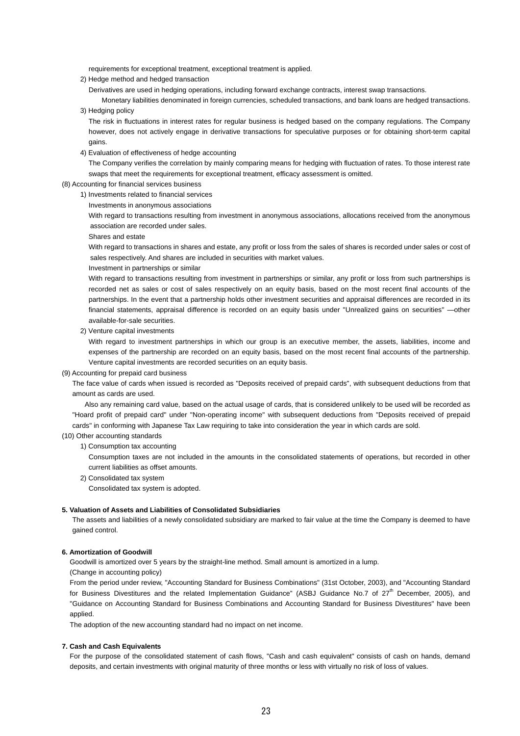requirements for exceptional treatment, exceptional treatment is applied.

2) Hedge method and hedged transaction

Derivatives are used in hedging operations, including forward exchange contracts, interest swap transactions.

Monetary liabilities denominated in foreign currencies, scheduled transactions, and bank loans are hedged transactions.

3) Hedging policy

The risk in fluctuations in interest rates for regular business is hedged based on the company regulations. The Company however, does not actively engage in derivative transactions for speculative purposes or for obtaining short-term capital gains.

4) Evaluation of effectiveness of hedge accounting

The Company verifies the correlation by mainly comparing means for hedging with fluctuation of rates. To those interest rate swaps that meet the requirements for exceptional treatment, efficacy assessment is omitted.

(8) Accounting for financial services business

1) Investments related to financial services

Investments in anonymous associations

With regard to transactions resulting from investment in anonymous associations, allocations received from the anonymous association are recorded under sales.

Shares and estate

With regard to transactions in shares and estate, any profit or loss from the sales of shares is recorded under sales or cost of sales respectively. And shares are included in securities with market values.

Investment in partnerships or similar

With regard to transactions resulting from investment in partnerships or similar, any profit or loss from such partnerships is recorded net as sales or cost of sales respectively on an equity basis, based on the most recent final accounts of the partnerships. In the event that a partnership holds other investment securities and appraisal differences are recorded in its financial statements, appraisal difference is recorded on an equity basis under "Unrealized gains on securities" —other available-for-sale securities.

2) Venture capital investments

With regard to investment partnerships in which our group is an executive member, the assets, liabilities, income and expenses of the partnership are recorded on an equity basis, based on the most recent final accounts of the partnership. Venture capital investments are recorded securities on an equity basis.

(9) Accounting for prepaid card business

The face value of cards when issued is recorded as "Deposits received of prepaid cards", with subsequent deductions from that amount as cards are used.

Also any remaining card value, based on the actual usage of cards, that is considered unlikely to be used will be recorded as "Hoard profit of prepaid card" under "Non-operating income" with subsequent deductions from "Deposits received of prepaid cards" in conforming with Japanese Tax Law requiring to take into consideration the year in which cards are sold.

(10) Other accounting standards

1) Consumption tax accounting

Consumption taxes are not included in the amounts in the consolidated statements of operations, but recorded in other current liabilities as offset amounts.

2) Consolidated tax system

Consolidated tax system is adopted.

**5. Valuation of Assets and Liabilities of Consolidated Subsidiaries**

The assets and liabilities of a newly consolidated subsidiary are marked to fair value at the time the Company is deemed to have gained control.

**6. Amortization of Goodwill**

Goodwill is amortized over 5 years by the straight-line method. Small amount is amortized in a lump.

(Change in accounting policy)

From the period under review, "Accounting Standard for Business Combinations" (31st October, 2003), and "Accounting Standard for Business Divestitures and the related Implementation Guidance" (ASBJ Guidance No.7 of 27th December, 2005), and "Guidance on Accounting Standard for Business Combinations and Accounting Standard for Business Divestitures" have been applied.

The adoption of the new accounting standard had no impact on net income.

**7. Cash and Cash Equivalents**

For the purpose of the consolidated statement of cash flows, "Cash and cash equivalent" consists of cash on hands, demand deposits, and certain investments with original maturity of three months or less with virtually no risk of loss of values.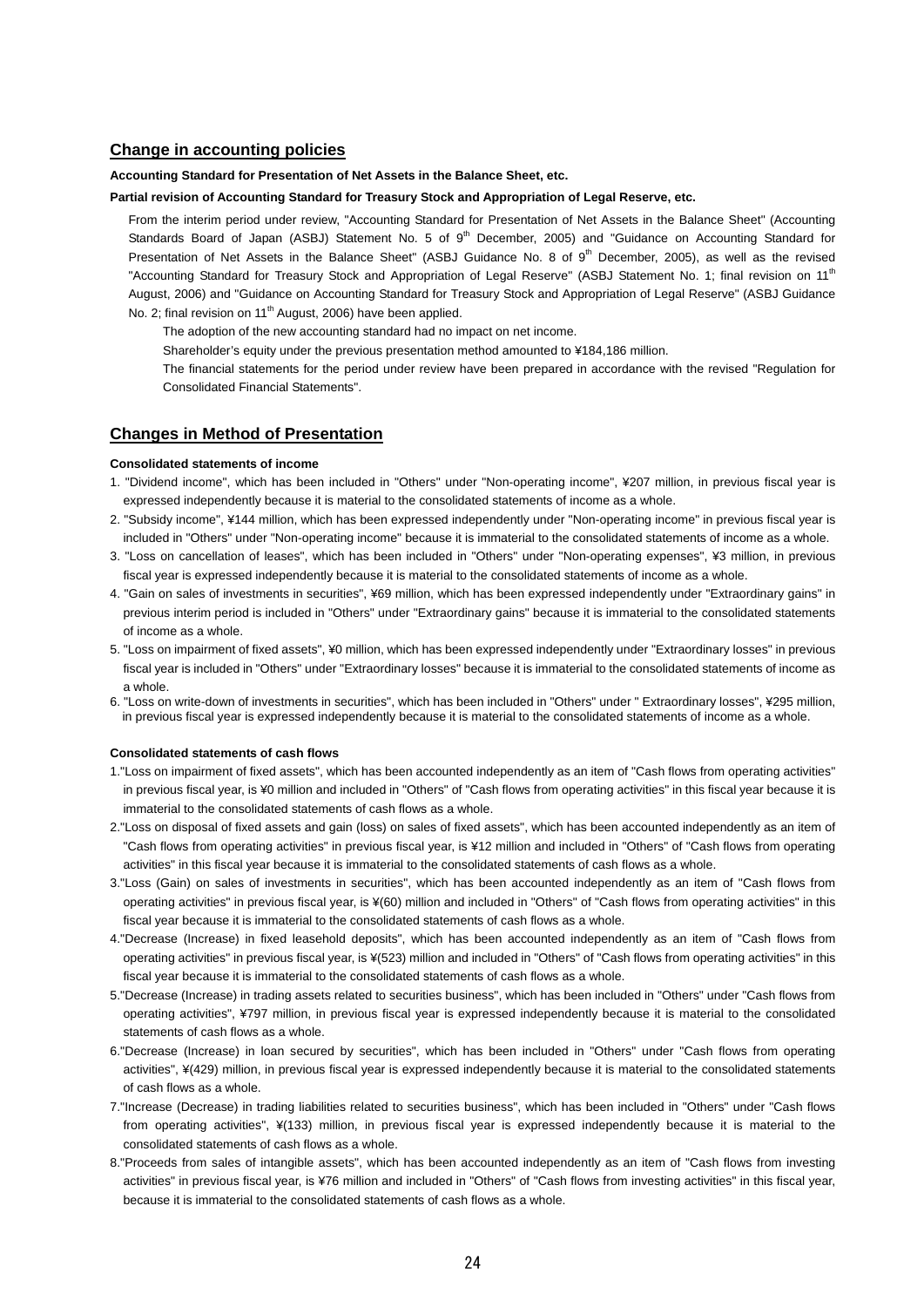## Change in accounting policies

**Accounting Standard for Presentation of Net Assets in the Balance Sheet, etc.**

**Partial revision of Accounting Standard for Treasury Stock and Appropriation of Legal Reserve, etc.**

From the interim period under review, "Accounting Standard for Presentation of Net Assets in the Balance Sheet" (Accounting Standards Board of Japan (ASBJ) Statement No. 5 of 9th December, 2005) and "Guidance on Accounting Standard for Presentation of Net Assets in the Balance Sheet" (ASBJ Guidance No. 8 of 9th December, 2005), as well as the revised "Accounting Standard for Treasury Stock and Appropriation of Legal Reserve" (ASBJ Statement No. 1; final revision on 11th August, 2006) and "Guidance on Accounting Standard for Treasury Stock and Appropriation of Legal Reserve" (ASBJ Guidance No. 2; final revision on 11th August, 2006) have been applied.

The adoption of the new accounting standard had no impact on net income.

Shareholder's equity under the previous presentation method amounted to ¥184,186 million.

The financial statements for the period under review have been prepared in accordance with the revised "Regulation for Consolidated Financial Statements".

## Changes in Method of Presentation

**Consolidated statements of income**

1. "Dividend income", which has been included in "Others" under "Non-operating income", ¥207 million, in previous fiscal year is expressed independently because it is material to the consolidated statements of income as a whole.
2. "Subsidy income", ¥144 million, which has been expressed independently under "Non-operating income" in previous fiscal year is included in "Others" under "Non-operating income" because it is immaterial to the consolidated statements of income as a whole.
3. "Loss on cancellation of leases", which has been included in "Others" under "Non-operating expenses", ¥3 million, in previous fiscal year is expressed independently because it is material to the consolidated statements of income as a whole.
4. "Gain on sales of investments in securities", ¥69 million, which has been expressed independently under "Extraordinary gains" in previous interim period is included in "Others" under "Extraordinary gains" because it is immaterial to the consolidated statements of income as a whole.
5. "Loss on impairment of fixed assets", ¥0 million, which has been expressed independently under "Extraordinary losses" in previous fiscal year is included in "Others" under "Extraordinary losses" because it is immaterial to the consolidated statements of income as a whole.
6. "Loss on write-down of investments in securities", which has been included in "Others" under " Extraordinary losses", ¥295 million, in previous fiscal year is expressed independently because it is material to the consolidated statements of income as a whole.

**Consolidated statements of cash flows**

1. "Loss on impairment of fixed assets", which has been accounted independently as an item of "Cash flows from operating activities" in previous fiscal year, is ¥0 million and included in "Others" of "Cash flows from operating activities" in this fiscal year because it is immaterial to the consolidated statements of cash flows as a whole.
2. "Loss on disposal of fixed assets and gain (loss) on sales of fixed assets", which has been accounted independently as an item of "Cash flows from operating activities" in previous fiscal year, is ¥12 million and included in "Others" of "Cash flows from operating activities" in this fiscal year because it is immaterial to the consolidated statements of cash flows as a whole.
3. "Loss (Gain) on sales of investments in securities", which has been accounted independently as an item of "Cash flows from operating activities" in previous fiscal year, is ¥(60) million and included in "Others" of "Cash flows from operating activities" in this fiscal year because it is immaterial to the consolidated statements of cash flows as a whole.
4. "Decrease (Increase) in fixed leasehold deposits", which has been accounted independently as an item of "Cash flows from operating activities" in previous fiscal year, is ¥(523) million and included in "Others" of "Cash flows from operating activities" in this fiscal year because it is immaterial to the consolidated statements of cash flows as a whole.
5. "Decrease (Increase) in trading assets related to securities business", which has been included in "Others" under "Cash flows from operating activities", ¥797 million, in previous fiscal year is expressed independently because it is material to the consolidated statements of cash flows as a whole.
6. "Decrease (Increase) in loan secured by securities", which has been included in "Others" under "Cash flows from operating activities", ¥(429) million, in previous fiscal year is expressed independently because it is material to the consolidated statements of cash flows as a whole.
7. "Increase (Decrease) in trading liabilities related to securities business", which has been included in "Others" under "Cash flows from operating activities", ¥(133) million, in previous fiscal year is expressed independently because it is material to the consolidated statements of cash flows as a whole.
8. "Proceeds from sales of intangible assets", which has been accounted independently as an item of "Cash flows from investing activities" in previous fiscal year, is ¥76 million and included in "Others" of "Cash flows from investing activities" in this fiscal year, because it is immaterial to the consolidated statements of cash flows as a whole.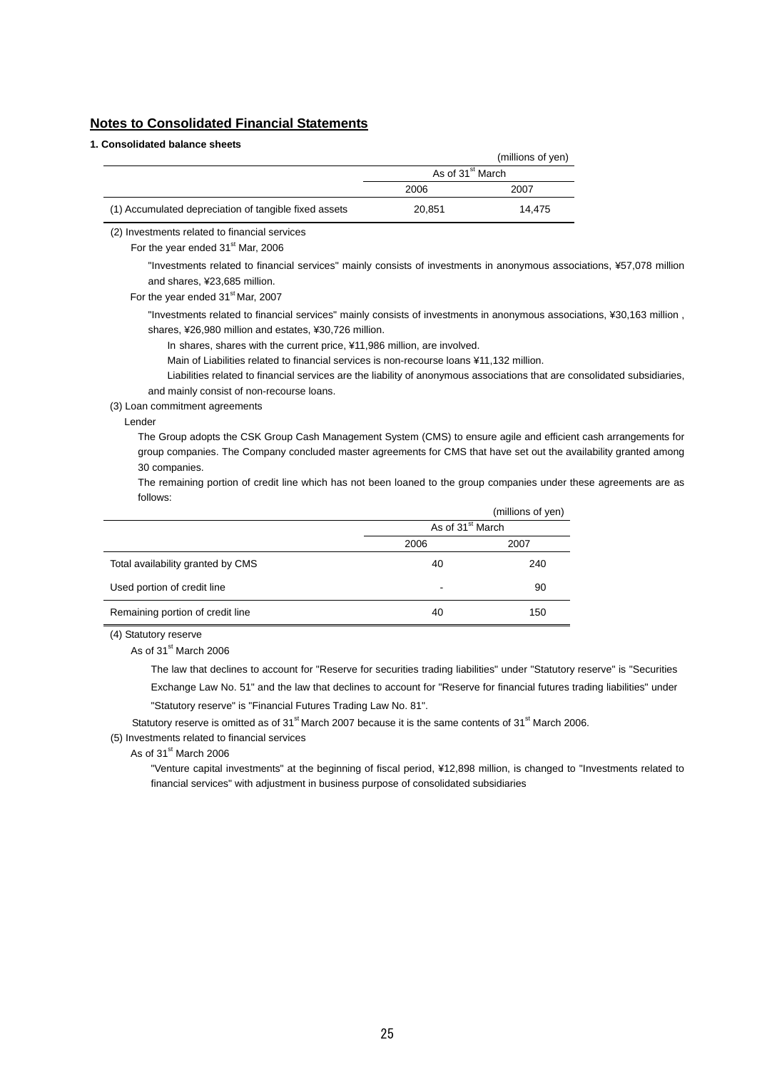## Notes to Consolidated Financial Statements

**1. Consolidated balance sheets**

(millions of yen)

| | As of 31st March | |
|---|---|---|
| | 2006 | 2007 |
| (1) Accumulated depreciation of tangible fixed assets | 20,851 | 14,475 |

(2) Investments related to financial services

For the year ended 31st Mar, 2006

"Investments related to financial services" mainly consists of investments in anonymous associations, ¥57,078 million and shares, ¥23,685 million.

For the year ended 31st Mar, 2007

"Investments related to financial services" mainly consists of investments in anonymous associations, ¥30,163 million , shares, ¥26,980 million and estates, ¥30,726 million.

In shares, shares with the current price, ¥11,986 million, are involved.

Main of Liabilities related to financial services is non-recourse loans ¥11,132 million.

Liabilities related to financial services are the liability of anonymous associations that are consolidated subsidiaries, and mainly consist of non-recourse loans.

(3) Loan commitment agreements

Lender

The Group adopts the CSK Group Cash Management System (CMS) to ensure agile and efficient cash arrangements for group companies. The Company concluded master agreements for CMS that have set out the availability granted among 30 companies.

The remaining portion of credit line which has not been loaned to the group companies under these agreements are as follows:

(millions of yen)

| | As of 31st March | |
|---|---|---|
| | 2006 | 2007 |
| Total availability granted by CMS | 40 | 240 |
| Used portion of credit line | - | 90 |
| Remaining portion of credit line | 40 | 150 |

(4) Statutory reserve

As of 31st March 2006

The law that declines to account for "Reserve for securities trading liabilities" under "Statutory reserve" is "Securities Exchange Law No. 51" and the law that declines to account for "Reserve for financial futures trading liabilities" under "Statutory reserve" is "Financial Futures Trading Law No. 81".

Statutory reserve is omitted as of 31st March 2007 because it is the same contents of 31st March 2006.

(5) Investments related to financial services

As of 31st March 2006

"Venture capital investments" at the beginning of fiscal period, ¥12,898 million, is changed to "Investments related to financial services" with adjustment in business purpose of consolidated subsidiaries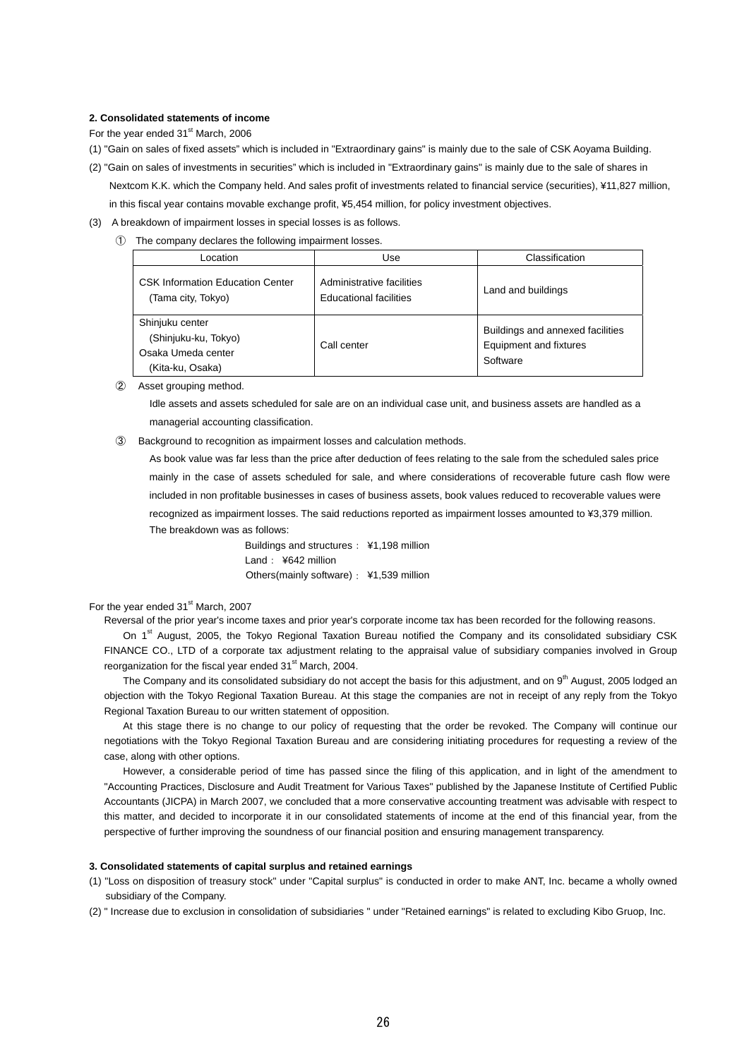**2. Consolidated statements of income**

For the year ended 31st March, 2006

(1) "Gain on sales of fixed assets" which is included in "Extraordinary gains" is mainly due to the sale of CSK Aoyama Building.

(2) "Gain on sales of investments in securities" which is included in "Extraordinary gains" is mainly due to the sale of shares in Nextcom K.K. which the Company held. And sales profit of investments related to financial service (securities), ¥11,827 million, in this fiscal year contains movable exchange profit, ¥5,454 million, for policy investment objectives.

(3) A breakdown of impairment losses in special losses is as follows.

① The company declares the following impairment losses.

| Location | Use | Classification |
|---|---|---|
| CSK Information Education Center (Tama city, Tokyo) | Administrative facilities Educational facilities | Land and buildings |
| Shinjuku center (Shinjuku-ku, Tokyo) Osaka Umeda center (Kita-ku, Osaka) | Call center | Buildings and annexed facilities Equipment and fixtures Software |

② Asset grouping method.

Idle assets and assets scheduled for sale are on an individual case unit, and business assets are handled as a managerial accounting classification.

③ Background to recognition as impairment losses and calculation methods.

As book value was far less than the price after deduction of fees relating to the sale from the scheduled sales price mainly in the case of assets scheduled for sale, and where considerations of recoverable future cash flow were included in non profitable businesses in cases of business assets, book values reduced to recoverable values were recognized as impairment losses. The said reductions reported as impairment losses amounted to ¥3,379 million. The breakdown was as follows:

Buildings and structures： ¥1,198 million
Land： ¥642 million
Others(mainly software)： ¥1,539 million

For the year ended 31st March, 2007

Reversal of the prior year's income taxes and prior year's corporate income tax has been recorded for the following reasons.

On 1st August, 2005, the Tokyo Regional Taxation Bureau notified the Company and its consolidated subsidiary CSK FINANCE CO., LTD of a corporate tax adjustment relating to the appraisal value of subsidiary companies involved in Group reorganization for the fiscal year ended 31st March, 2004.

The Company and its consolidated subsidiary do not accept the basis for this adjustment, and on 9th August, 2005 lodged an objection with the Tokyo Regional Taxation Bureau. At this stage the companies are not in receipt of any reply from the Tokyo Regional Taxation Bureau to our written statement of opposition.

At this stage there is no change to our policy of requesting that the order be revoked. The Company will continue our negotiations with the Tokyo Regional Taxation Bureau and are considering initiating procedures for requesting a review of the case, along with other options.

However, a considerable period of time has passed since the filing of this application, and in light of the amendment to "Accounting Practices, Disclosure and Audit Treatment for Various Taxes" published by the Japanese Institute of Certified Public Accountants (JICPA) in March 2007, we concluded that a more conservative accounting treatment was advisable with respect to this matter, and decided to incorporate it in our consolidated statements of income at the end of this financial year, from the perspective of further improving the soundness of our financial position and ensuring management transparency.

**3. Consolidated statements of capital surplus and retained earnings**

(1) "Loss on disposition of treasury stock" under "Capital surplus" is conducted in order to make ANT, Inc. became a wholly owned subsidiary of the Company.

(2) " Increase due to exclusion in consolidation of subsidiaries " under "Retained earnings" is related to excluding Kibo Gruop, Inc.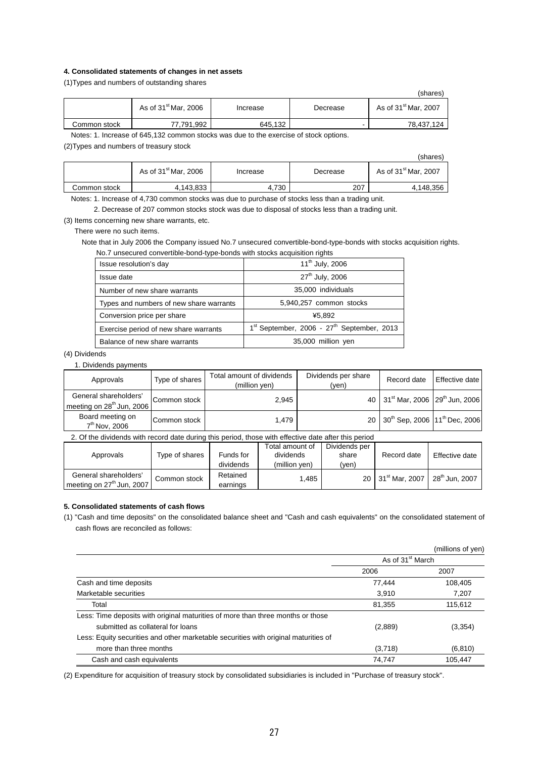#### 4. Consolidated statements of changes in net assets

(1)Types and numbers of outstanding shares

(shares)

| | As of 31st Mar, 2006 | Increase | Decrease | As of 31st Mar, 2007 |
|---|---|---|---|---|
| Common stock | 77,791,992 | 645,132 | - | 78,437,124 |

Notes: 1. Increase of 645,132 common stocks was due to the exercise of stock options.

(2)Types and numbers of treasury stock

(shares)

| | As of 31st Mar, 2006 | Increase | Decrease | As of 31st Mar, 2007 |
|---|---|---|---|---|
| Common stock | 4,143,833 | 4,730 | 207 | 4,148,356 |

Notes: 1. Increase of 4,730 common stocks was due to purchase of stocks less than a trading unit.

2. Decrease of 207 common stocks stock was due to disposal of stocks less than a trading unit.

(3) Items concerning new share warrants, etc.

There were no such items.

Note that in July 2006 the Company issued No.7 unsecured convertible-bond-type-bonds with stocks acquisition rights.

No.7 unsecured convertible-bond-type-bonds with stocks acquisition rights

| | |
|---|---|
| Issue resolution's day | 11th July, 2006 |
| Issue date | 27th July, 2006 |
| Number of new share warrants | 35,000 individuals |
| Types and numbers of new share warrants | 5,940,257 common stocks |
| Conversion price per share | ¥5,892 |
| Exercise period of new share warrants | 1st September, 2006 - 27th September, 2013 |
| Balance of new share warrants | 35,000 million yen |

(4) Dividends

1. Dividends payments

| Approvals | Type of shares | Total amount of dividends (million yen) | Dividends per share (yen) | Record date | Effective date |
|---|---|---|---|---|---|
| General shareholders' meeting on 28th Jun, 2006 | Common stock | 2,945 | 40 | 31st Mar, 2006 | 29th Jun, 2006 |
| Board meeting on 7th Nov, 2006 | Common stock | 1,479 | 20 | 30th Sep, 2006 | 11th Dec, 2006 |

2. Of the dividends with record date during this period, those with effective date after this period

| Approvals | Type of shares | Funds for dividends | Total amount of dividends (million yen) | Dividends per share (yen) | Record date | Effective date |
|---|---|---|---|---|---|---|
| General shareholders' meeting on 27th Jun, 2007 | Common stock | Retained earnings | 1,485 | 20 | 31st Mar, 2007 | 28th Jun, 2007 |

#### 5. Consolidated statements of cash flows

(1) "Cash and time deposits" on the consolidated balance sheet and "Cash and cash equivalents" on the consolidated statement of cash flows are reconciled as follows:

(millions of yen)

| | As of 31st March | |
|---|---|---|
| | 2006 | 2007 |
| Cash and time deposits | 77,444 | 108,405 |
| Marketable securities | 3,910 | 7,207 |
| Total | 81,355 | 115,612 |
| Less: Time deposits with original maturities of more than three months or those submitted as collateral for loans | (2,889) | (3,354) |
| Less: Equity securities and other marketable securities with original maturities of more than three months | (3,718) | (6,810) |
| Cash and cash equivalents | 74,747 | 105,447 |

(2) Expenditure for acquisition of treasury stock by consolidated subsidiaries is included in "Purchase of treasury stock".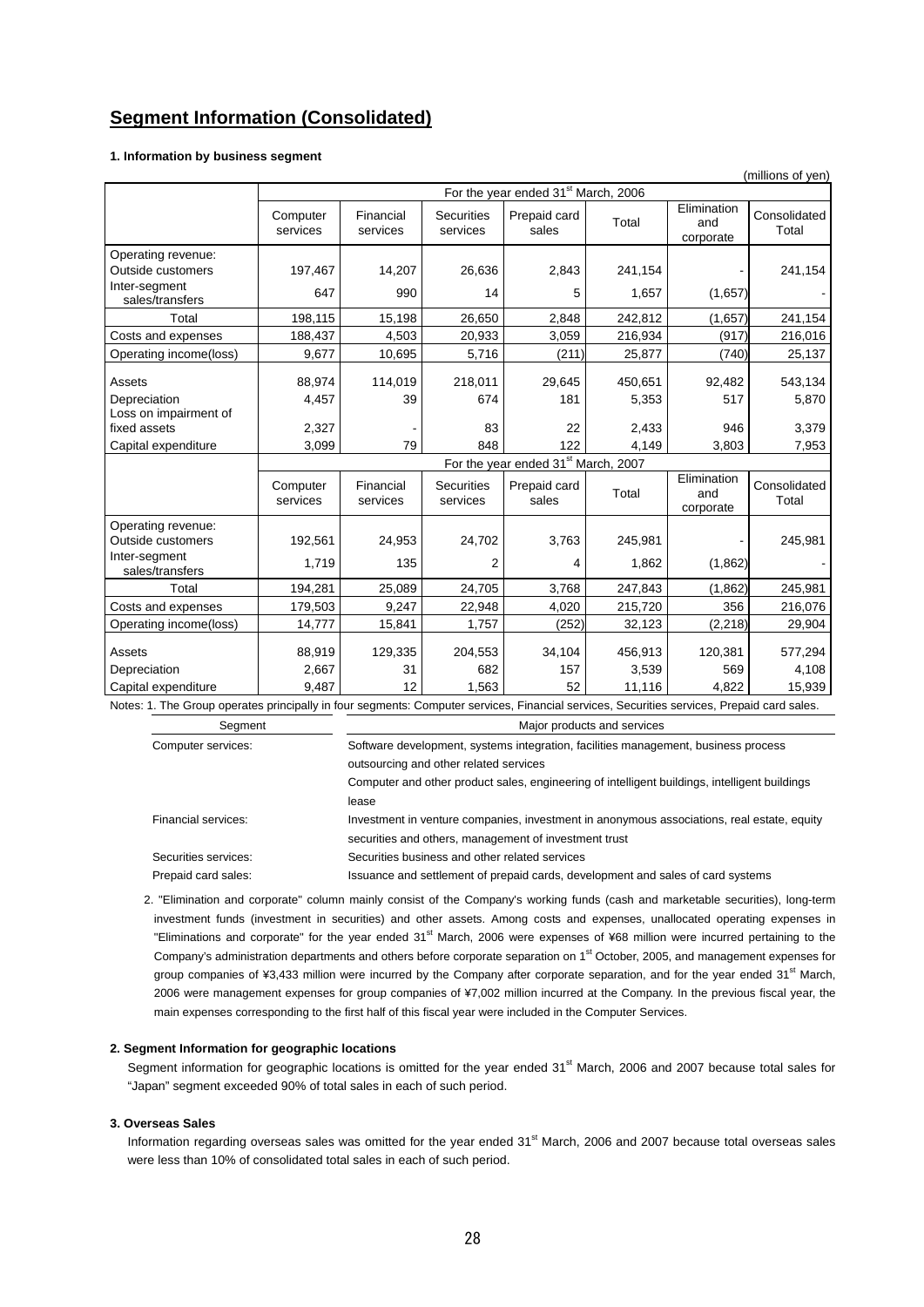## Segment Information (Consolidated)

### 1. Information by business segment

(millions of yen)

| | For the year ended 31st March, 2006 | | | | | | |
|---|---|---|---|---|---|---|---|
| | Computer services | Financial services | Securities services | Prepaid card sales | Total | Elimination and corporate | Consolidated Total |
| Operating revenue: | | | | | | | |
| Outside customers | 197,467 | 14,207 | 26,636 | 2,843 | 241,154 | - | 241,154 |
| Inter-segment sales/transfers | 647 | 990 | 14 | 5 | 1,657 | (1,657) | - |
| Total | 198,115 | 15,198 | 26,650 | 2,848 | 242,812 | (1,657) | 241,154 |
| Costs and expenses | 188,437 | 4,503 | 20,933 | 3,059 | 216,934 | (917) | 216,016 |
| Operating income(loss) | 9,677 | 10,695 | 5,716 | (211) | 25,877 | (740) | 25,137 |
| Assets | 88,974 | 114,019 | 218,011 | 29,645 | 450,651 | 92,482 | 543,134 |
| Depreciation | 4,457 | 39 | 674 | 181 | 5,353 | 517 | 5,870 |
| Loss on impairment of fixed assets | 2,327 | - | 83 | 22 | 2,433 | 946 | 3,379 |
| Capital expenditure | 3,099 | 79 | 848 | 122 | 4,149 | 3,803 | 7,953 |

| | For the year ended 31st March, 2007 | | | | | | |
|---|---|---|---|---|---|---|---|
| | Computer services | Financial services | Securities services | Prepaid card sales | Total | Elimination and corporate | Consolidated Total |
| Operating revenue: | | | | | | | |
| Outside customers | 192,561 | 24,953 | 24,702 | 3,763 | 245,981 | - | 245,981 |
| Inter-segment sales/transfers | 1,719 | 135 | 2 | 4 | 1,862 | (1,862) | - |
| Total | 194,281 | 25,089 | 24,705 | 3,768 | 247,843 | (1,862) | 245,981 |
| Costs and expenses | 179,503 | 9,247 | 22,948 | 4,020 | 215,720 | 356 | 216,076 |
| Operating income(loss) | 14,777 | 15,841 | 1,757 | (252) | 32,123 | (2,218) | 29,904 |
| Assets | 88,919 | 129,335 | 204,553 | 34,104 | 456,913 | 120,381 | 577,294 |
| Depreciation | 2,667 | 31 | 682 | 157 | 3,539 | 569 | 4,108 |
| Capital expenditure | 9,487 | 12 | 1,563 | 52 | 11,116 | 4,822 | 15,939 |

Notes: 1. The Group operates principally in four segments: Computer services, Financial services, Securities services, Prepaid card sales.

| Segment | Major products and services |
|---|---|
| Computer services: | Software development, systems integration, facilities management, business process outsourcing and other related services<br>Computer and other product sales, engineering of intelligent buildings, intelligent buildings lease |
| Financial services: | Investment in venture companies, investment in anonymous associations, real estate, equity securities and others, management of investment trust |
| Securities services: | Securities business and other related services |
| Prepaid card sales: | Issuance and settlement of prepaid cards, development and sales of card systems |

2. "Elimination and corporate" column mainly consist of the Company's working funds (cash and marketable securities), long-term investment funds (investment in securities) and other assets. Among costs and expenses, unallocated operating expenses in "Eliminations and corporate" for the year ended 31st March, 2006 were expenses of ¥68 million were incurred pertaining to the Company's administration departments and others before corporate separation on 1st October, 2005, and management expenses for group companies of ¥3,433 million were incurred by the Company after corporate separation, and for the year ended 31st March, 2006 were management expenses for group companies of ¥7,002 million incurred at the Company. In the previous fiscal year, the main expenses corresponding to the first half of this fiscal year were included in the Computer Services.

### 2. Segment Information for geographic locations

Segment information for geographic locations is omitted for the year ended 31st March, 2006 and 2007 because total sales for "Japan" segment exceeded 90% of total sales in each of such period.

### 3. Overseas Sales

Information regarding overseas sales was omitted for the year ended 31st March, 2006 and 2007 because total overseas sales were less than 10% of consolidated total sales in each of such period.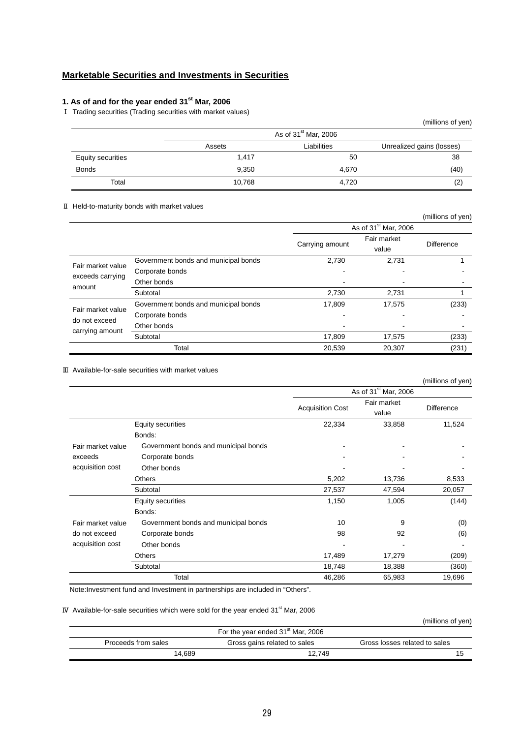## Marketable Securities and Investments in Securities

### 1. As of and for the year ended 31st Mar, 2006

Ⅰ Trading securities (Trading securities with market values)

(millions of yen)

| | As of 31st Mar, 2006 | | |
|---|---|---|---|
| | Assets | Liabilities | Unrealized gains (losses) |
| Equity securities | 1,417 | 50 | 38 |
| Bonds | 9,350 | 4,670 | (40) |
| Total | 10,768 | 4,720 | (2) |

Ⅱ Held-to-maturity bonds with market values

(millions of yen)

| | | As of 31st Mar, 2006 | | |
|---|---|---|---|---|
| | | Carrying amount | Fair market value | Difference |
| Fair market value exceeds carrying amount | Government bonds and municipal bonds | 2,730 | 2,731 | 1 |
| | Corporate bonds | - | - | - |
| | Other bonds | - | - | - |
| | Subtotal | 2,730 | 2,731 | 1 |
| Fair market value do not exceed carrying amount | Government bonds and municipal bonds | 17,809 | 17,575 | (233) |
| | Corporate bonds | - | - | - |
| | Other bonds | - | - | - |
| | Subtotal | 17,809 | 17,575 | (233) |
| Total | | 20,539 | 20,307 | (231) |

Ⅲ Available-for-sale securities with market values

(millions of yen)

| | | As of 31st Mar, 2006 | | |
|---|---|---|---|---|
| | | Acquisition Cost | Fair market value | Difference |
| Fair market value exceeds acquisition cost | Equity securities | 22,334 | 33,858 | 11,524 |
| | Bonds: | | | |
| | Government bonds and municipal bonds | - | - | - |
| | Corporate bonds | - | - | - |
| | Other bonds | - | - | - |
| | Others | 5,202 | 13,736 | 8,533 |
| | Subtotal | 27,537 | 47,594 | 20,057 |
| Fair market value do not exceed acquisition cost | Equity securities | 1,150 | 1,005 | (144) |
| | Bonds: | | | |
| | Government bonds and municipal bonds | 10 | 9 | (0) |
| | Corporate bonds | 98 | 92 | (6) |
| | Other bonds | - | - | - |
| | Others | 17,489 | 17,279 | (209) |
| | Subtotal | 18,748 | 18,388 | (360) |
| Total | | 46,286 | 65,983 | 19,696 |

Note:Investment fund and Investment in partnerships are included in “Others”.

Ⅳ Available-for-sale securities which were sold for the year ended 31st Mar, 2006

(millions of yen)

| For the year ended 31st Mar, 2006 | | |
|---|---|---|
| Proceeds from sales | Gross gains related to sales | Gross losses related to sales |
| 14,689 | 12,749 | 15 |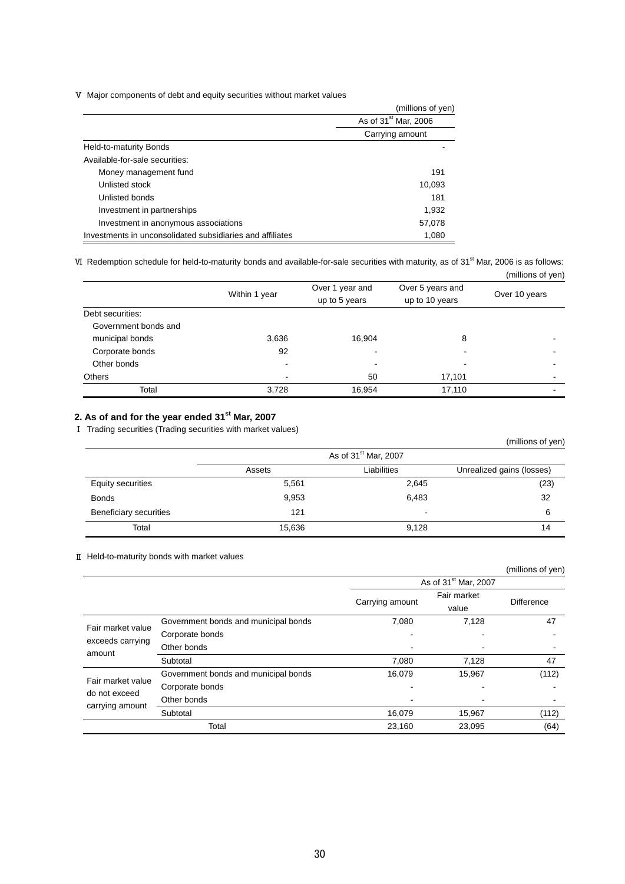Ⅴ Major components of debt and equity securities without market values

(millions of yen)

| | As of 31st Mar, 2006 |
|---|---|
| | Carrying amount |
| Held-to-maturity Bonds | - |
| Available-for-sale securities: | |
| Money management fund | 191 |
| Unlisted stock | 10,093 |
| Unlisted bonds | 181 |
| Investment in partnerships | 1,932 |
| Investment in anonymous associations | 57,078 |
| Investments in unconsolidated subsidiaries and affiliates | 1,080 |

Ⅵ Redemption schedule for held-to-maturity bonds and available-for-sale securities with maturity, as of 31st Mar, 2006 is as follows:

(millions of yen)

| | Within 1 year | Over 1 year and up to 5 years | Over 5 years and up to 10 years | Over 10 years |
|---|---|---|---|---|
| Debt securities: | | | | |
| Government bonds and municipal bonds | 3,636 | 16,904 | 8 | - |
| Corporate bonds | 92 | - | - | - |
| Other bonds | - | - | - | - |
| Others | - | 50 | 17,101 | - |
| Total | 3,728 | 16,954 | 17,110 | - |

## 2. As of and for the year ended 31st Mar, 2007

Ⅰ Trading securities (Trading securities with market values)

(millions of yen)

| | As of 31st Mar, 2007 | | |
|---|---|---|---|
| | Assets | Liabilities | Unrealized gains (losses) |
| Equity securities | 5,561 | 2,645 | (23) |
| Bonds | 9,953 | 6,483 | 32 |
| Beneficiary securities | 121 | - | 6 |
| Total | 15,636 | 9,128 | 14 |

Ⅱ Held-to-maturity bonds with market values

(millions of yen)

| | | As of 31st Mar, 2007 | | |
|---|---|---|---|---|
| | | Carrying amount | Fair market value | Difference |
| Fair market value exceeds carrying amount | Government bonds and municipal bonds | 7,080 | 7,128 | 47 |
| | Corporate bonds | - | - | - |
| | Other bonds | - | - | - |
| | Subtotal | 7,080 | 7,128 | 47 |
| Fair market value do not exceed carrying amount | Government bonds and municipal bonds | 16,079 | 15,967 | (112) |
| | Corporate bonds | - | - | - |
| | Other bonds | - | - | - |
| | Subtotal | 16,079 | 15,967 | (112) |
| Total | | 23,160 | 23,095 | (64) |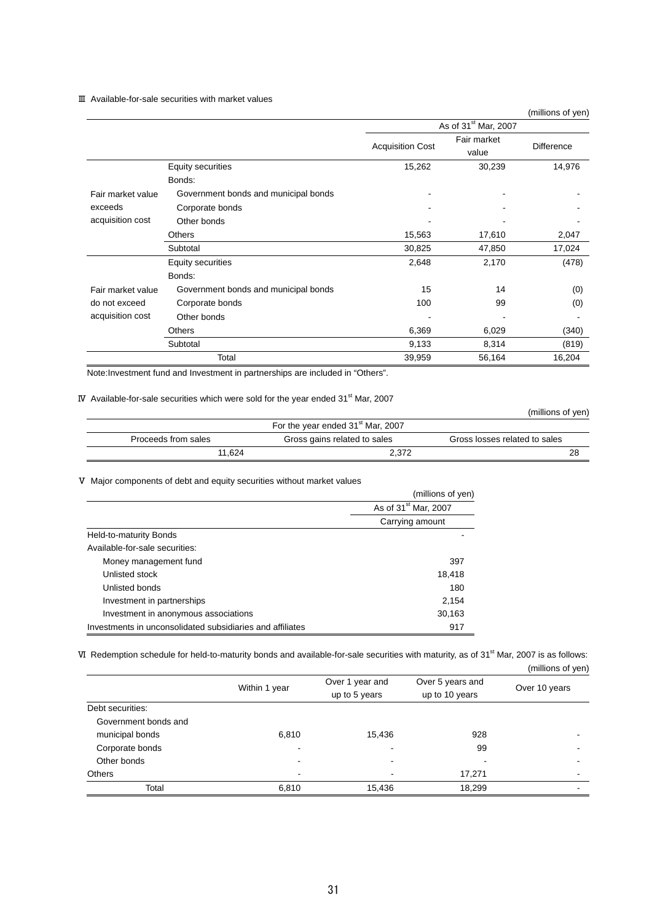Ⅲ Available-for-sale securities with market values

(millions of yen)

| | | As of 31st Mar, 2007 | | |
|---|---|---|---|---|
| | | Acquisition Cost | Fair market value | Difference |
| Fair market value exceeds acquisition cost | Equity securities | 15,262 | 30,239 | 14,976 |
| | Bonds: | | | |
| | Government bonds and municipal bonds | - | - | - |
| | Corporate bonds | - | - | - |
| | Other bonds | - | - | - |
| | Others | 15,563 | 17,610 | 2,047 |
| | Subtotal | 30,825 | 47,850 | 17,024 |
| Fair market value do not exceed acquisition cost | Equity securities | 2,648 | 2,170 | (478) |
| | Bonds: | | | |
| | Government bonds and municipal bonds | 15 | 14 | (0) |
| | Corporate bonds | 100 | 99 | (0) |
| | Other bonds | - | - | - |
| | Others | 6,369 | 6,029 | (340) |
| | Subtotal | 9,133 | 8,314 | (819) |
| Total | | 39,959 | 56,164 | 16,204 |

Note:Investment fund and Investment in partnerships are included in "Others".

Ⅳ Available-for-sale securities which were sold for the year ended 31st Mar, 2007

(millions of yen)

| For the year ended 31st Mar, 2007 | | |
|---|---|---|
| Proceeds from sales | Gross gains related to sales | Gross losses related to sales |
| 11,624 | 2,372 | 28 |

Ⅴ Major components of debt and equity securities without market values

(millions of yen)

| | As of 31st Mar, 2007 |
|---|---|
| | Carrying amount |
| Held-to-maturity Bonds | - |
| Available-for-sale securities: | |
| Money management fund | 397 |
| Unlisted stock | 18,418 |
| Unlisted bonds | 180 |
| Investment in partnerships | 2,154 |
| Investment in anonymous associations | 30,163 |
| Investments in unconsolidated subsidiaries and affiliates | 917 |

Ⅵ Redemption schedule for held-to-maturity bonds and available-for-sale securities with maturity, as of 31st Mar, 2007 is as follows:

(millions of yen)

| | Within 1 year | Over 1 year and up to 5 years | Over 5 years and up to 10 years | Over 10 years |
|---|---|---|---|---|
| Debt securities: | | | | |
| Government bonds and municipal bonds | 6,810 | 15,436 | 928 | - |
| Corporate bonds | - | - | 99 | - |
| Other bonds | - | - | - | - |
| Others | - | - | 17,271 | - |
| Total | 6,810 | 15,436 | 18,299 | - |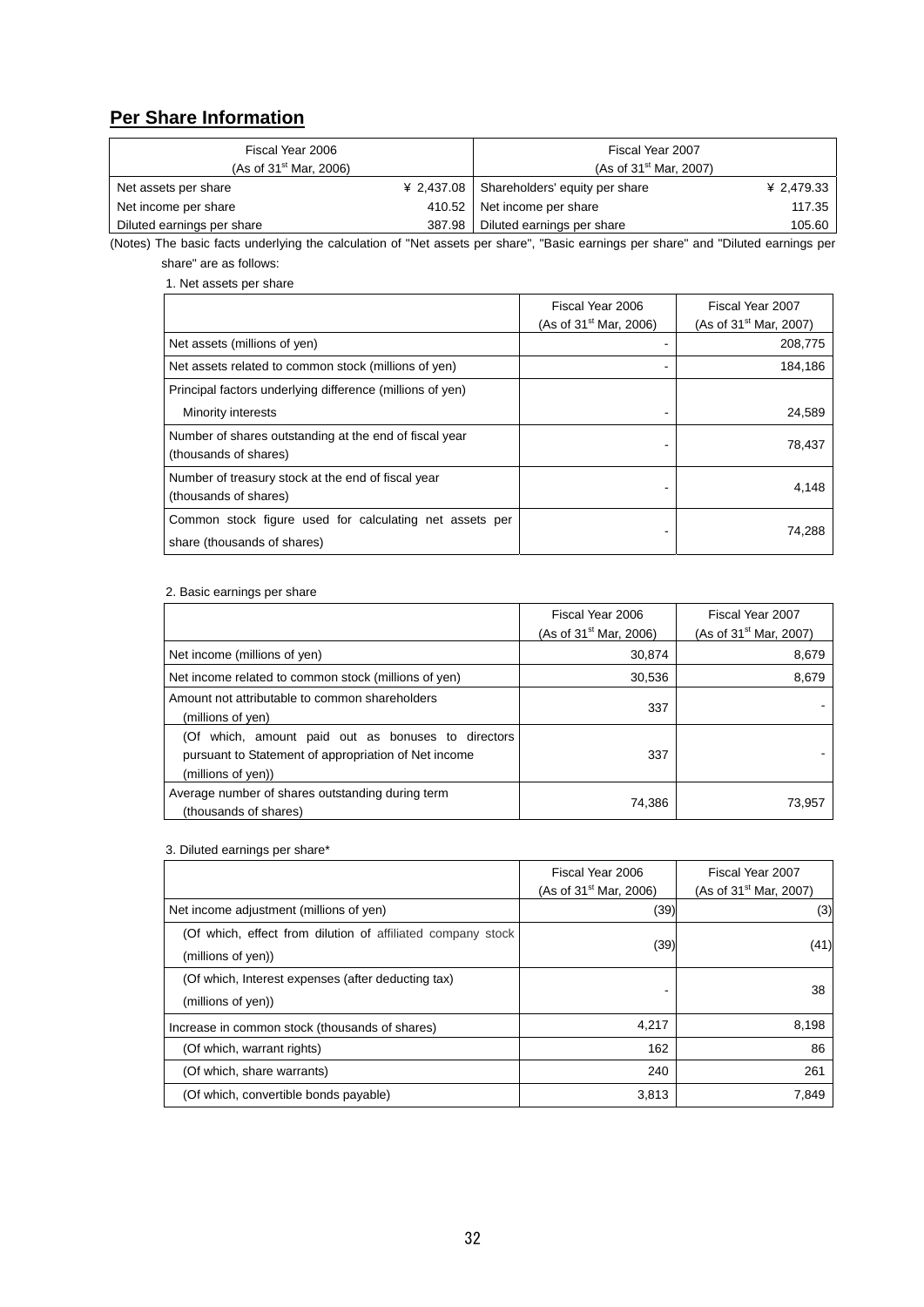## Per Share Information

| Fiscal Year 2006 (As of 31st Mar, 2006) | | Fiscal Year 2007 (As of 31st Mar, 2007) | |
|---|---|---|---|
| Net assets per share | ¥ 2,437.08 | Shareholders' equity per share | ¥ 2,479.33 |
| Net income per share | 410.52 | Net income per share | 117.35 |
| Diluted earnings per share | 387.98 | Diluted earnings per share | 105.60 |

(Notes) The basic facts underlying the calculation of "Net assets per share", "Basic earnings per share" and "Diluted earnings per share" are as follows:

1. Net assets per share

| | Fiscal Year 2006 (As of 31st Mar, 2006) | Fiscal Year 2007 (As of 31st Mar, 2007) |
|---|---|---|
| Net assets (millions of yen) | - | 208,775 |
| Net assets related to common stock (millions of yen) | - | 184,186 |
| Principal factors underlying difference (millions of yen) Minority interests | - | 24,589 |
| Number of shares outstanding at the end of fiscal year (thousands of shares) | - | 78,437 |
| Number of treasury stock at the end of fiscal year (thousands of shares) | - | 4,148 |
| Common stock figure used for calculating net assets per share (thousands of shares) | - | 74,288 |

2. Basic earnings per share

| | Fiscal Year 2006 (As of 31st Mar, 2006) | Fiscal Year 2007 (As of 31st Mar, 2007) |
|---|---|---|
| Net income (millions of yen) | 30,874 | 8,679 |
| Net income related to common stock (millions of yen) | 30,536 | 8,679 |
| Amount not attributable to common shareholders (millions of yen) | 337 | - |
| (Of which, amount paid out as bonuses to directors pursuant to Statement of appropriation of Net income (millions of yen)) | 337 | - |
| Average number of shares outstanding during term (thousands of shares) | 74,386 | 73,957 |

3. Diluted earnings per share*

| | Fiscal Year 2006 (As of 31st Mar, 2006) | Fiscal Year 2007 (As of 31st Mar, 2007) |
|---|---|---|
| Net income adjustment (millions of yen) | (39) | (3) |
| (Of which, effect from dilution of affiliated company stock (millions of yen)) | (39) | (41) |
| (Of which, Interest expenses (after deducting tax) (millions of yen)) | - | 38 |
| Increase in common stock (thousands of shares) | 4,217 | 8,198 |
| (Of which, warrant rights) | 162 | 86 |
| (Of which, share warrants) | 240 | 261 |
| (Of which, convertible bonds payable) | 3,813 | 7,849 |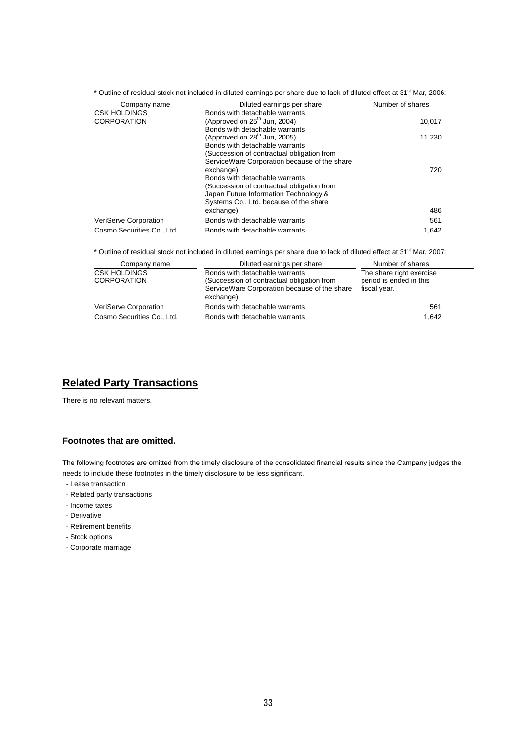* Outline of residual stock not included in diluted earnings per share due to lack of diluted effect at 31st Mar, 2006:

| Company name | Diluted earnings per share | Number of shares |
|---|---|---|
| CSK HOLDINGS CORPORATION | Bonds with detachable warrants (Approved on 25th Jun, 2004) | 10,017 |
| | Bonds with detachable warrants (Approved on 28th Jun, 2005) | 11,230 |
| | Bonds with detachable warrants (Succession of contractual obligation from ServiceWare Corporation because of the share exchange) | 720 |
| | Bonds with detachable warrants (Succession of contractual obligation from Japan Future Information Technology & Systems Co., Ltd. because of the share exchange) | 486 |
| VeriServe Corporation | Bonds with detachable warrants | 561 |
| Cosmo Securities Co., Ltd. | Bonds with detachable warrants | 1,642 |

* Outline of residual stock not included in diluted earnings per share due to lack of diluted effect at 31st Mar, 2007:

| Company name | Diluted earnings per share | Number of shares |
|---|---|---|
| CSK HOLDINGS CORPORATION | Bonds with detachable warrants (Succession of contractual obligation from ServiceWare Corporation because of the share exchange) | The share right exercise period is ended in this fiscal year. |
| VeriServe Corporation | Bonds with detachable warrants | 561 |
| Cosmo Securities Co., Ltd. | Bonds with detachable warrants | 1,642 |

## Related Party Transactions

There is no relevant matters.

### Footnotes that are omitted.

The following footnotes are omitted from the timely disclosure of the consolidated financial results since the Campany judges the needs to include these footnotes in the timely disclosure to be less significant.

- Lease transaction
- Related party transactions
- Income taxes
- Derivative
- Retirement benefits
- Stock options
- Corporate marriage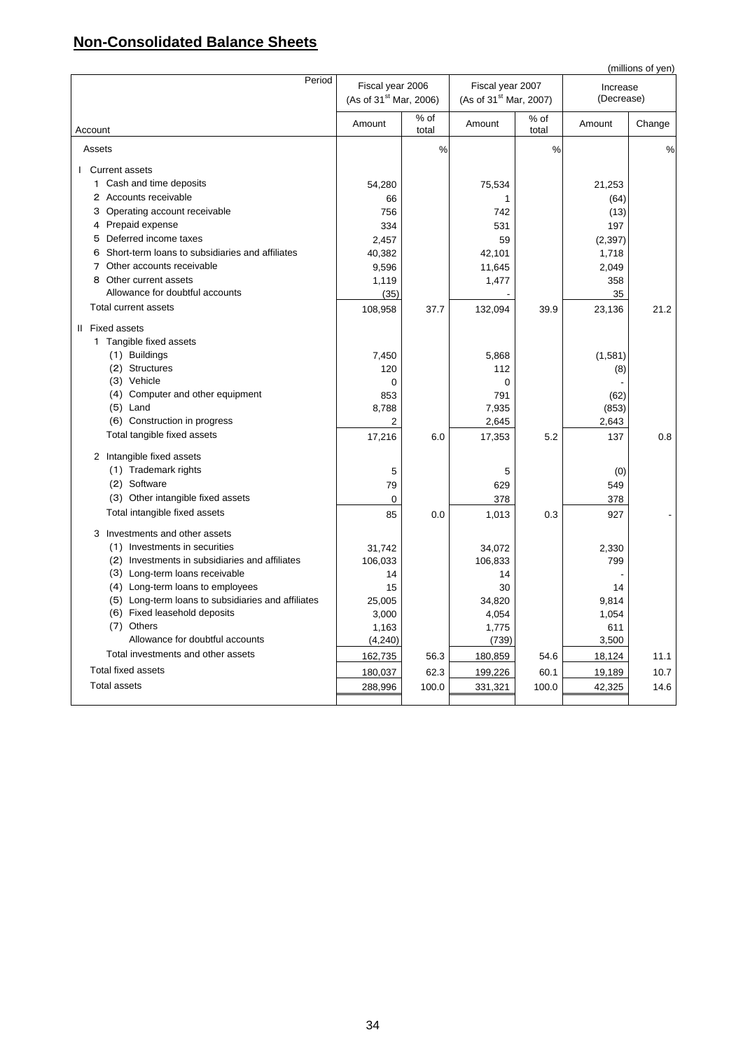## Non-Consolidated Balance Sheets

(millions of yen)

| Account | Fiscal year 2006 (As of 31st Mar, 2006) | | Fiscal year 2007 (As of 31st Mar, 2007) | | Increase (Decrease) | |
|---|---|---|---|---|---|---|
| | Amount | % of total | Amount | % of total | Amount | Change |
| Assets | | % | | % | | % |
| I Current assets | | | | | | |
| 1 Cash and time deposits | 54,280 | | 75,534 | | 21,253 | |
| 2 Accounts receivable | 66 | | 1 | | (64) | |
| 3 Operating account receivable | 756 | | 742 | | (13) | |
| 4 Prepaid expense | 334 | | 531 | | 197 | |
| 5 Deferred income taxes | 2,457 | | 59 | | (2,397) | |
| 6 Short-term loans to subsidiaries and affiliates | 40,382 | | 42,101 | | 1,718 | |
| 7 Other accounts receivable | 9,596 | | 11,645 | | 2,049 | |
| 8 Other current assets | 1,119 | | 1,477 | | 358 | |
| Allowance for doubtful accounts | (35) | | - | | 35 | |
| Total current assets | 108,958 | 37.7 | 132,094 | 39.9 | 23,136 | 21.2 |
| II Fixed assets | | | | | | |
| 1 Tangible fixed assets | | | | | | |
| (1) Buildings | 7,450 | | 5,868 | | (1,581) | |
| (2) Structures | 120 | | 112 | | (8) | |
| (3) Vehicle | 0 | | 0 | | - | |
| (4) Computer and other equipment | 853 | | 791 | | (62) | |
| (5) Land | 8,788 | | 7,935 | | (853) | |
| (6) Construction in progress | 2 | | 2,645 | | 2,643 | |
| Total tangible fixed assets | 17,216 | 6.0 | 17,353 | 5.2 | 137 | 0.8 |
| 2 Intangible fixed assets | | | | | | |
| (1) Trademark rights | 5 | | 5 | | (0) | |
| (2) Software | 79 | | 629 | | 549 | |
| (3) Other intangible fixed assets | 0 | | 378 | | 378 | |
| Total intangible fixed assets | 85 | 0.0 | 1,013 | 0.3 | 927 | - |
| 3 Investments and other assets | | | | | | |
| (1) Investments in securities | 31,742 | | 34,072 | | 2,330 | |
| (2) Investments in subsidiaries and affiliates | 106,033 | | 106,833 | | 799 | |
| (3) Long-term loans receivable | 14 | | 14 | | - | |
| (4) Long-term loans to employees | 15 | | 30 | | 14 | |
| (5) Long-term loans to subsidiaries and affiliates | 25,005 | | 34,820 | | 9,814 | |
| (6) Fixed leasehold deposits | 3,000 | | 4,054 | | 1,054 | |
| (7) Others | 1,163 | | 1,775 | | 611 | |
| Allowance for doubtful accounts | (4,240) | | (739) | | 3,500 | |
| Total investments and other assets | 162,735 | 56.3 | 180,859 | 54.6 | 18,124 | 11.1 |
| Total fixed assets | 180,037 | 62.3 | 199,226 | 60.1 | 19,189 | 10.7 |
| Total assets | 288,996 | 100.0 | 331,321 | 100.0 | 42,325 | 14.6 |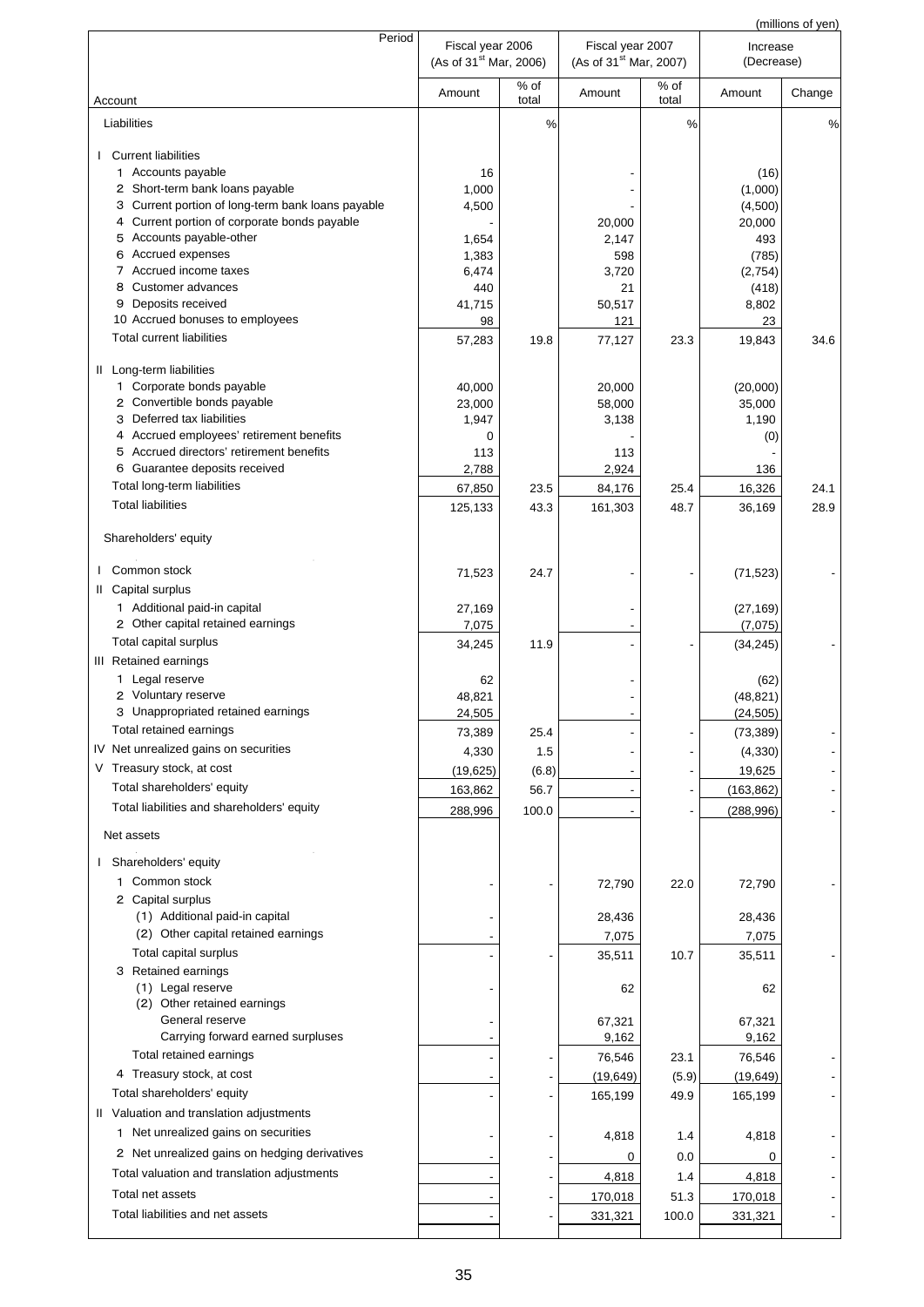(millions of yen)

| Account / Period | Fiscal year 2006 (As of 31st Mar, 2006) Amount | % of total | Fiscal year 2007 (As of 31st Mar, 2007) Amount | % of total | Increase (Decrease) Amount | Change |
|---|---|---|---|---|---|---|
| Liabilities | | % | | % | | % |
| I Current liabilities | | | | | | |
| 1 Accounts payable | 16 | | - | | (16) | |
| 2 Short-term bank loans payable | 1,000 | | - | | (1,000) | |
| 3 Current portion of long-term bank loans payable | 4,500 | | - | | (4,500) | |
| 4 Current portion of corporate bonds payable | - | | 20,000 | | 20,000 | |
| 5 Accounts payable-other | 1,654 | | 2,147 | | 493 | |
| 6 Accrued expenses | 1,383 | | 598 | | (785) | |
| 7 Accrued income taxes | 6,474 | | 3,720 | | (2,754) | |
| 8 Customer advances | 440 | | 21 | | (418) | |
| 9 Deposits received | 41,715 | | 50,517 | | 8,802 | |
| 10 Accrued bonuses to employees | 98 | | 121 | | 23 | |
| Total current liabilities | 57,283 | 19.8 | 77,127 | 23.3 | 19,843 | 34.6 |
| II Long-term liabilities | | | | | | |
| 1 Corporate bonds payable | 40,000 | | 20,000 | | (20,000) | |
| 2 Convertible bonds payable | 23,000 | | 58,000 | | 35,000 | |
| 3 Deferred tax liabilities | 1,947 | | 3,138 | | 1,190 | |
| 4 Accrued employees' retirement benefits | 0 | | - | | (0) | |
| 5 Accrued directors' retirement benefits | 113 | | 113 | | - | |
| 6 Guarantee deposits received | 2,788 | | 2,924 | | 136 | |
| Total long-term liabilities | 67,850 | 23.5 | 84,176 | 25.4 | 16,326 | 24.1 |
| Total liabilities | 125,133 | 43.3 | 161,303 | 48.7 | 36,169 | 28.9 |
| Shareholders' equity | | | | | | |
| I Common stock | 71,523 | 24.7 | - | - | (71,523) | - |
| II Capital surplus | | | | | | |
| 1 Additional paid-in capital | 27,169 | | - | | (27,169) | |
| 2 Other capital retained earnings | 7,075 | | - | | (7,075) | |
| Total capital surplus | 34,245 | 11.9 | - | - | (34,245) | - |
| III Retained earnings | | | | | | |
| 1 Legal reserve | 62 | | - | | (62) | |
| 2 Voluntary reserve | 48,821 | | - | | (48,821) | |
| 3 Unappropriated retained earnings | 24,505 | | - | | (24,505) | |
| Total retained earnings | 73,389 | 25.4 | - | - | (73,389) | - |
| IV Net unrealized gains on securities | 4,330 | 1.5 | - | - | (4,330) | - |
| V Treasury stock, at cost | (19,625) | (6.8) | - | - | 19,625 | - |
| Total shareholders' equity | 163,862 | 56.7 | - | - | (163,862) | - |
| Total liabilities and shareholders' equity | 288,996 | 100.0 | - | - | (288,996) | - |
| Net assets | | | | | | |
| I Shareholders' equity | | | | | | |
| 1 Common stock | - | - | 72,790 | 22.0 | 72,790 | - |
| 2 Capital surplus | | | | | | |
| (1) Additional paid-in capital | - | | 28,436 | | 28,436 | |
| (2) Other capital retained earnings | - | | 7,075 | | 7,075 | |
| Total capital surplus | - | - | 35,511 | 10.7 | 35,511 | - |
| 3 Retained earnings | | | | | | |
| (1) Legal reserve | - | | 62 | | 62 | |
| (2) Other retained earnings | | | | | | |
| General reserve | - | | 67,321 | | 67,321 | |
| Carrying forward earned surpluses | - | | 9,162 | | 9,162 | |
| Total retained earnings | - | - | 76,546 | 23.1 | 76,546 | - |
| 4 Treasury stock, at cost | - | - | (19,649) | (5.9) | (19,649) | - |
| Total shareholders' equity | - | - | 165,199 | 49.9 | 165,199 | - |
| II Valuation and translation adjustments | | | | | | |
| 1 Net unrealized gains on securities | - | - | 4,818 | 1.4 | 4,818 | - |
| 2 Net unrealized gains on hedging derivatives | - | - | 0 | 0.0 | 0 | - |
| Total valuation and translation adjustments | - | - | 4,818 | 1.4 | 4,818 | - |
| Total net assets | - | - | 170,018 | 51.3 | 170,018 | - |
| Total liabilities and net assets | - | - | 331,321 | 100.0 | 331,321 | - |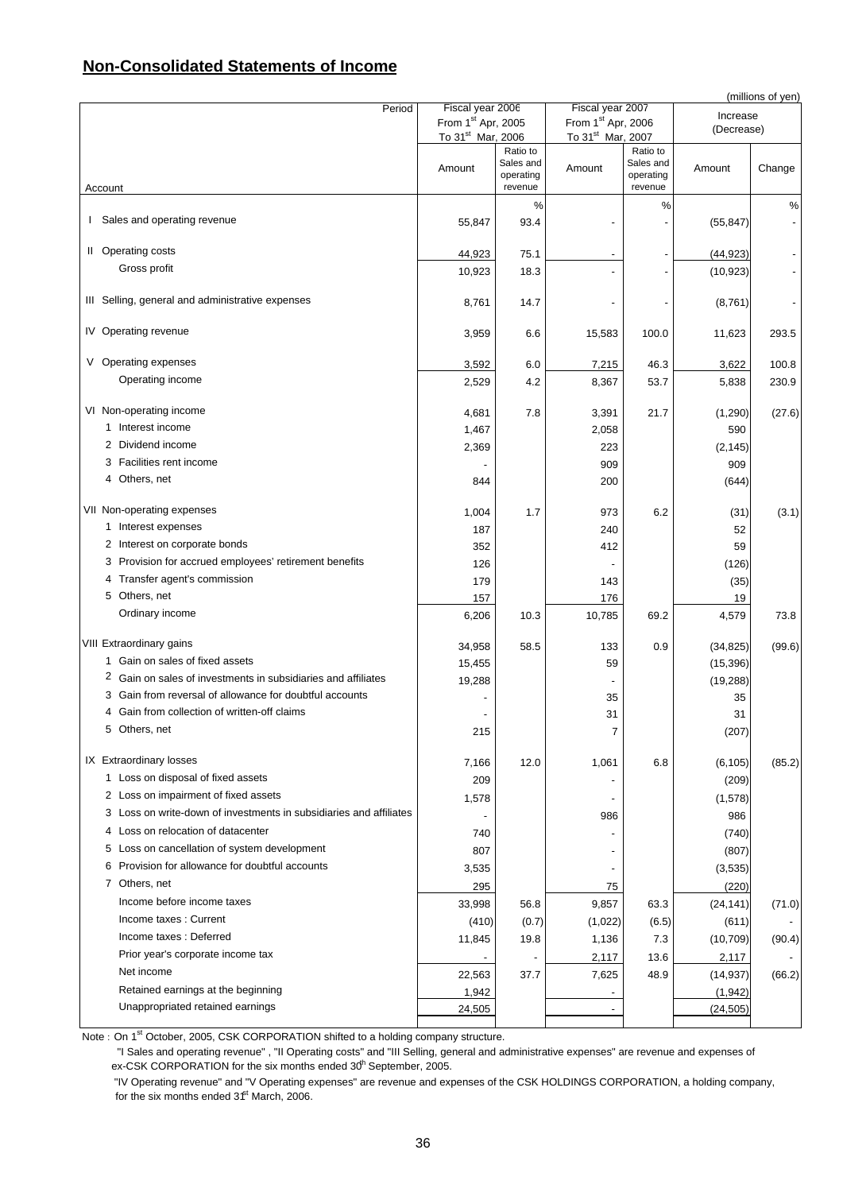## Non-Consolidated Statements of Income

(millions of yen)

| Account \ Period | Fiscal year 2006 From 1st Apr, 2005 To 31st Mar, 2006 | | Fiscal year 2007 From 1st Apr, 2006 To 31st Mar, 2007 | | Increase (Decrease) | |
|---|---|---|---|---|---|---|
| | Amount | Ratio to Sales and operating revenue | Amount | Ratio to Sales and operating revenue | Amount | Change |
| | | % | | % | | % |
| I Sales and operating revenue | 55,847 | 93.4 | - | - | (55,847) | - |
| II Operating costs | 44,923 | 75.1 | - | - | (44,923) | - |
| Gross profit | 10,923 | 18.3 | - | - | (10,923) | - |
| III Selling, general and administrative expenses | 8,761 | 14.7 | - | - | (8,761) | - |
| IV Operating revenue | 3,959 | 6.6 | 15,583 | 100.0 | 11,623 | 293.5 |
| V Operating expenses | 3,592 | 6.0 | 7,215 | 46.3 | 3,622 | 100.8 |
| Operating income | 2,529 | 4.2 | 8,367 | 53.7 | 5,838 | 230.9 |
| VI Non-operating income | 4,681 | 7.8 | 3,391 | 21.7 | (1,290) | (27.6) |
| 1 Interest income | 1,467 | | 2,058 | | 590 | |
| 2 Dividend income | 2,369 | | 223 | | (2,145) | |
| 3 Facilities rent income | - | | 909 | | 909 | |
| 4 Others, net | 844 | | 200 | | (644) | |
| VII Non-operating expenses | 1,004 | 1.7 | 973 | 6.2 | (31) | (3.1) |
| 1 Interest expenses | 187 | | 240 | | 52 | |
| 2 Interest on corporate bonds | 352 | | 412 | | 59 | |
| 3 Provision for accrued employees' retirement benefits | 126 | | - | | (126) | |
| 4 Transfer agent's commission | 179 | | 143 | | (35) | |
| 5 Others, net | 157 | | 176 | | 19 | |
| Ordinary income | 6,206 | 10.3 | 10,785 | 69.2 | 4,579 | 73.8 |
| VIII Extraordinary gains | 34,958 | 58.5 | 133 | 0.9 | (34,825) | (99.6) |
| 1 Gain on sales of fixed assets | 15,455 | | 59 | | (15,396) | |
| 2 Gain on sales of investments in subsidiaries and affiliates | 19,288 | | - | | (19,288) | |
| 3 Gain from reversal of allowance for doubtful accounts | - | | 35 | | 35 | |
| 4 Gain from collection of written-off claims | - | | 31 | | 31 | |
| 5 Others, net | 215 | | 7 | | (207) | |
| IX Extraordinary losses | 7,166 | 12.0 | 1,061 | 6.8 | (6,105) | (85.2) |
| 1 Loss on disposal of fixed assets | 209 | | - | | (209) | |
| 2 Loss on impairment of fixed assets | 1,578 | | - | | (1,578) | |
| 3 Loss on write-down of investments in subsidiaries and affiliates | - | | 986 | | 986 | |
| 4 Loss on relocation of datacenter | 740 | | - | | (740) | |
| 5 Loss on cancellation of system development | 807 | | - | | (807) | |
| 6 Provision for allowance for doubtful accounts | 3,535 | | - | | (3,535) | |
| 7 Others, net | 295 | | 75 | | (220) | |
| Income before income taxes | 33,998 | 56.8 | 9,857 | 63.3 | (24,141) | (71.0) |
| Income taxes : Current | (410) | (0.7) | (1,022) | (6.5) | (611) | - |
| Income taxes : Deferred | 11,845 | 19.8 | 1,136 | 7.3 | (10,709) | (90.4) |
| Prior year's corporate income tax | - | - | 2,117 | 13.6 | 2,117 | - |
| Net income | 22,563 | 37.7 | 7,625 | 48.9 | (14,937) | (66.2) |
| Retained earnings at the beginning | 1,942 | | - | | (1,942) | |
| Unappropriated retained earnings | 24,505 | | - | | (24,505) | |

Note : On 1st October, 2005, CSK CORPORATION shifted to a holding company structure.

"I Sales and operating revenue" , "II Operating costs" and "III Selling, general and administrative expenses" are revenue and expenses of ex-CSK CORPORATION for the six months ended 30th September, 2005.

"IV Operating revenue" and "V Operating expenses" are revenue and expenses of the CSK HOLDINGS CORPORATION, a holding company, for the six months ended 31st March, 2006.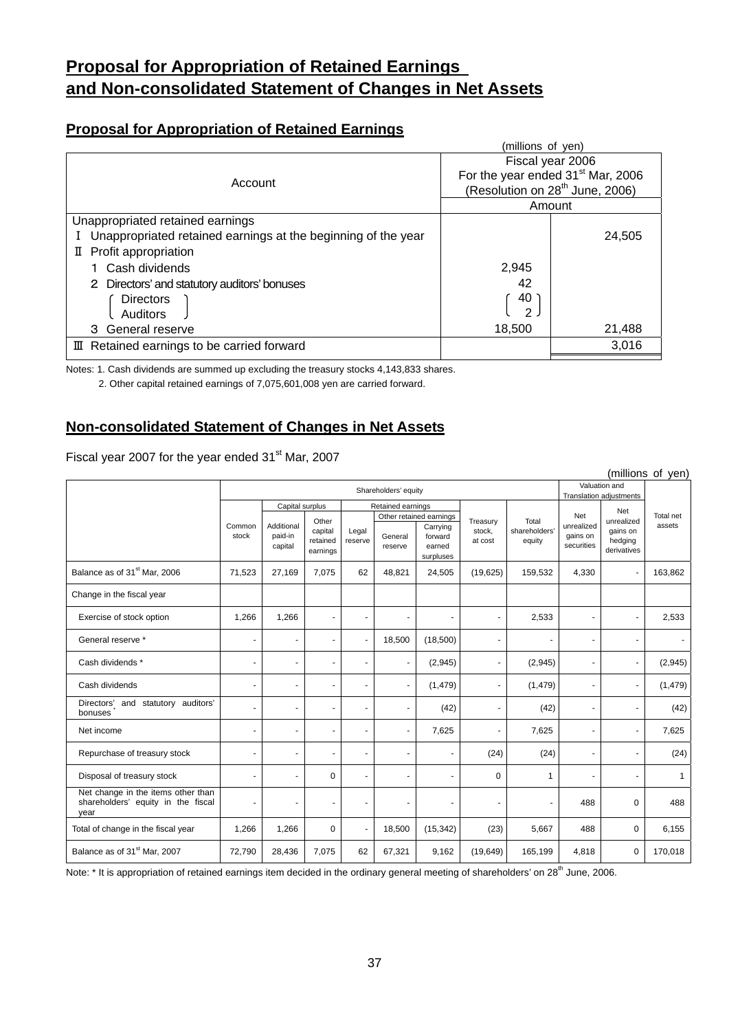# Proposal for Appropriation of Retained Earnings and Non-consolidated Statement of Changes in Net Assets

## Proposal for Appropriation of Retained Earnings

(millions of yen)

| Account | Fiscal year 2006 For the year ended 31st Mar, 2006 (Resolution on 28th June, 2006) | |
|---|---|---|
| | Amount | |
| Unappropriated retained earnings | | |
| Ⅰ Unappropriated retained earnings at the beginning of the year | | 24,505 |
| Ⅱ Profit appropriation | | |
| 1 Cash dividends | 2,945 | |
| 2 Directors' and statutory auditors' bonuses | 42 | |
| (Directors) | (40) | |
| (Auditors) | (2) | |
| 3 General reserve | 18,500 | 21,488 |
| Ⅲ Retained earnings to be carried forward | | 3,016 |

Notes: 1. Cash dividends are summed up excluding the treasury stocks 4,143,833 shares.

2. Other capital retained earnings of 7,075,601,008 yen are carried forward.

## Non-consolidated Statement of Changes in Net Assets

Fiscal year 2007 for the year ended 31st Mar, 2007

(millions of yen)

| | Shareholders' equity | | | | | | | | Valuation and Translation adjustments | | Total net assets |
|---|---|---|---|---|---|---|---|---|---|---|---|
| | Common stock | Capital surplus | | Retained earnings | | | Treasury stock, at cost | Total shareholders' equity | Net unrealized gains on securities | Net unrealized gains on hedging derivatives | |
| | | Additional paid-in capital | Other capital retained earnings | Legal reserve | Other retained earnings | | | | | | |
| | | | | | General reserve | Carrying forward earned surpluses | | | | | |
| Balance as of 31st Mar, 2006 | 71,523 | 27,169 | 7,075 | 62 | 48,821 | 24,505 | (19,625) | 159,532 | 4,330 | - | 163,862 |
| Change in the fiscal year | | | | | | | | | | | |
| Exercise of stock option | 1,266 | 1,266 | - | - | - | - | - | 2,533 | - | - | 2,533 |
| General reserve * | - | - | - | - | 18,500 | (18,500) | - | - | - | - | - |
| Cash dividends * | - | - | - | - | - | (2,945) | - | (2,945) | - | - | (2,945) |
| Cash dividends | - | - | - | - | - | (1,479) | - | (1,479) | - | - | (1,479) |
| Directors' and statutory auditors' bonuses * | - | - | - | - | - | (42) | - | (42) | - | - | (42) |
| Net income | - | - | - | - | - | 7,625 | - | 7,625 | - | - | 7,625 |
| Repurchase of treasury stock | - | - | - | - | - | - | (24) | (24) | - | - | (24) |
| Disposal of treasury stock | - | - | 0 | - | - | - | 0 | 1 | - | - | 1 |
| Net change in the items other than shareholders' equity in the fiscal year | - | - | - | - | - | - | - | - | 488 | 0 | 488 |
| Total of change in the fiscal year | 1,266 | 1,266 | 0 | - | 18,500 | (15,342) | (23) | 5,667 | 488 | 0 | 6,155 |
| Balance as of 31st Mar, 2007 | 72,790 | 28,436 | 7,075 | 62 | 67,321 | 9,162 | (19,649) | 165,199 | 4,818 | 0 | 170,018 |

Note: * It is appropriation of retained earnings item decided in the ordinary general meeting of shareholders' on 28th June, 2006.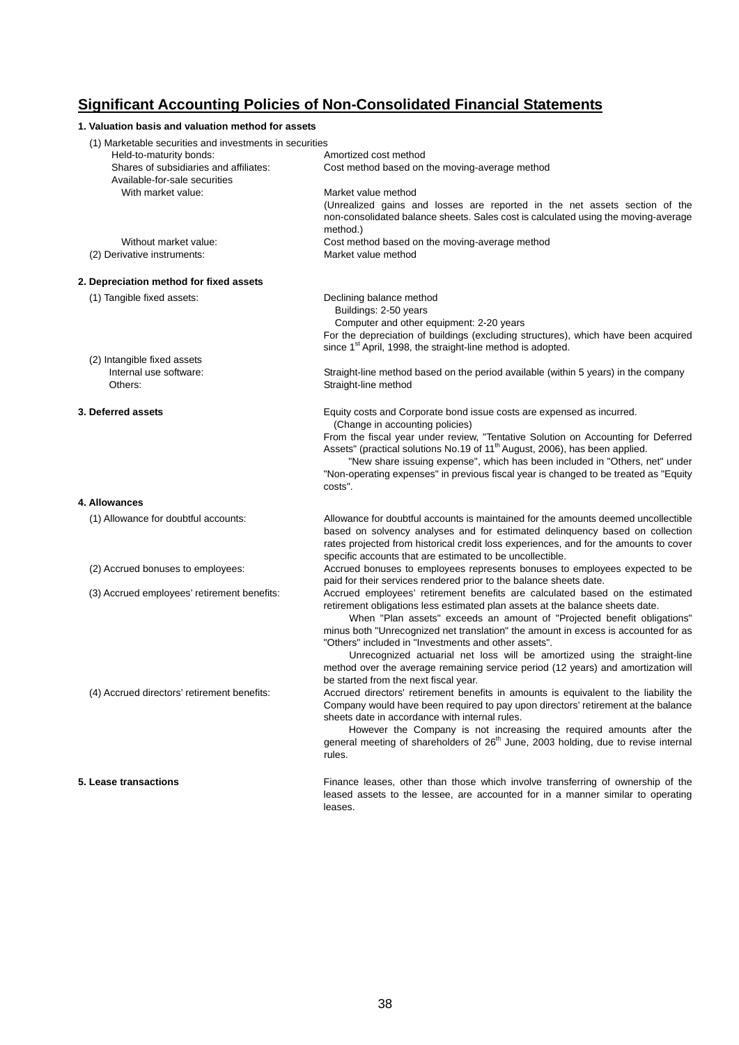## Significant Accounting Policies of Non-Consolidated Financial Statements

**1. Valuation basis and valuation method for assets**

(1) Marketable securities and investments in securities

| | |
|---|---|
| Held-to-maturity bonds: | Amortized cost method |
| Shares of subsidiaries and affiliates: | Cost method based on the moving-average method |
| Available-for-sale securities | |
| With market value: | Market value method<br>(Unrealized gains and losses are reported in the net assets section of the non-consolidated balance sheets. Sales cost is calculated using the moving-average method.) |
| Without market value: | Cost method based on the moving-average method |
| (2) Derivative instruments: | Market value method |

**2. Depreciation method for fixed assets**

| | |
|---|---|
| (1) Tangible fixed assets: | Declining balance method<br>Buildings: 2-50 years<br>Computer and other equipment: 2-20 years<br>For the depreciation of buildings (excluding structures), which have been acquired since 1st April, 1998, the straight-line method is adopted. |
| (2) Intangible fixed assets | |
| Internal use software: | Straight-line method based on the period available (within 5 years) in the company |
| Others: | Straight-line method |

**3. Deferred assets**

Equity costs and Corporate bond issue costs are expensed as incurred.

(Change in accounting policies)

From the fiscal year under review, "Tentative Solution on Accounting for Deferred Assets" (practical solutions No.19 of 11th August, 2006), has been applied.

"New share issuing expense", which has been included in "Others, net" under "Non-operating expenses" in previous fiscal year is changed to be treated as "Equity costs".

**4. Allowances**

| | |
|---|---|
| (1) Allowance for doubtful accounts: | Allowance for doubtful accounts is maintained for the amounts deemed uncollectible based on solvency analyses and for estimated delinquency based on collection rates projected from historical credit loss experiences, and for the amounts to cover specific accounts that are estimated to be uncollectible. |
| (2) Accrued bonuses to employees: | Accrued bonuses to employees represents bonuses to employees expected to be paid for their services rendered prior to the balance sheets date. |
| (3) Accrued employees' retirement benefits: | Accrued employees' retirement benefits are calculated based on the estimated retirement obligations less estimated plan assets at the balance sheets date.<br>When "Plan assets" exceeds an amount of "Projected benefit obligations" minus both "Unrecognized net translation" the amount in excess is accounted for as "Others" included in "Investments and other assets".<br>Unrecognized actuarial net loss will be amortized using the straight-line method over the average remaining service period (12 years) and amortization will be started from the next fiscal year. |
| (4) Accrued directors' retirement benefits: | Accrued directors' retirement benefits in amounts is equivalent to the liability the Company would have been required to pay upon directors' retirement at the balance sheets date in accordance with internal rules.<br>However the Company is not increasing the required amounts after the general meeting of shareholders of 26th June, 2003 holding, due to revise internal rules. |

**5. Lease transactions**

Finance leases, other than those which involve transferring of ownership of the leased assets to the lessee, are accounted for in a manner similar to operating leases.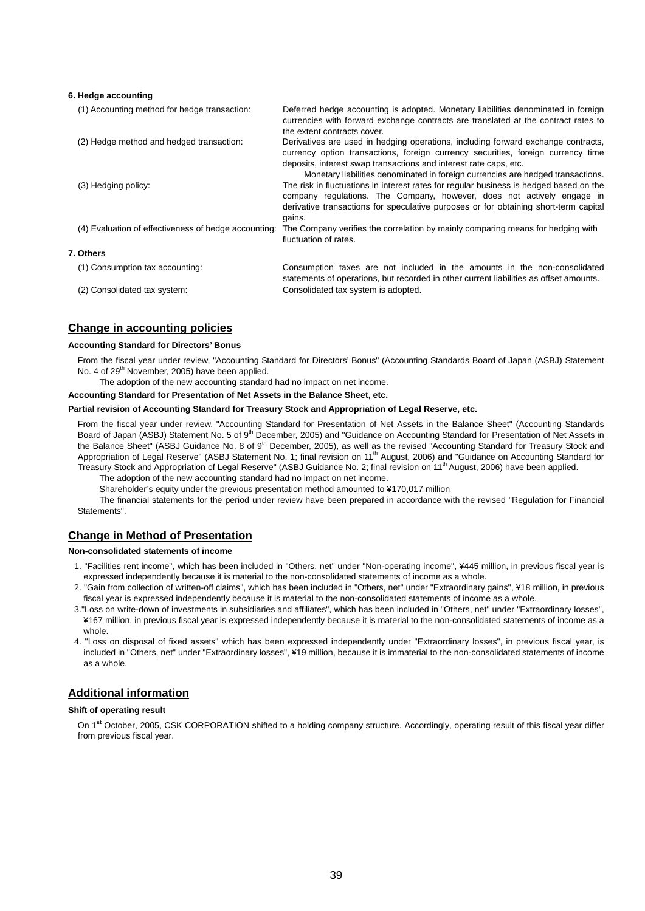**6. Hedge accounting**

| | |
|---|---|
| (1) Accounting method for hedge transaction: | Deferred hedge accounting is adopted. Monetary liabilities denominated in foreign currencies with forward exchange contracts are translated at the contract rates to the extent contracts cover. |
| (2) Hedge method and hedged transaction: | Derivatives are used in hedging operations, including forward exchange contracts, currency option transactions, foreign currency securities, foreign currency time deposits, interest swap transactions and interest rate caps, etc. Monetary liabilities denominated in foreign currencies are hedged transactions. |
| (3) Hedging policy: | The risk in fluctuations in interest rates for regular business is hedged based on the company regulations. The Company, however, does not actively engage in derivative transactions for speculative purposes or for obtaining short-term capital gains. |
| (4) Evaluation of effectiveness of hedge accounting: | The Company verifies the correlation by mainly comparing means for hedging with fluctuation of rates. |

**7. Others**

| | |
|---|---|
| (1) Consumption tax accounting: | Consumption taxes are not included in the amounts in the non-consolidated statements of operations, but recorded in other current liabilities as offset amounts. |
| (2) Consolidated tax system: | Consolidated tax system is adopted. |

## Change in accounting policies

**Accounting Standard for Directors' Bonus**

From the fiscal year under review, "Accounting Standard for Directors' Bonus" (Accounting Standards Board of Japan (ASBJ) Statement No. 4 of 29th November, 2005) have been applied.

The adoption of the new accounting standard had no impact on net income.

**Accounting Standard for Presentation of Net Assets in the Balance Sheet, etc.**

**Partial revision of Accounting Standard for Treasury Stock and Appropriation of Legal Reserve, etc.**

From the fiscal year under review, "Accounting Standard for Presentation of Net Assets in the Balance Sheet" (Accounting Standards Board of Japan (ASBJ) Statement No. 5 of 9th December, 2005) and "Guidance on Accounting Standard for Presentation of Net Assets in the Balance Sheet" (ASBJ Guidance No. 8 of 9th December, 2005), as well as the revised "Accounting Standard for Treasury Stock and Appropriation of Legal Reserve" (ASBJ Statement No. 1; final revision on 11th August, 2006) and "Guidance on Accounting Standard for Treasury Stock and Appropriation of Legal Reserve" (ASBJ Guidance No. 2; final revision on 11th August, 2006) have been applied.

The adoption of the new accounting standard had no impact on net income.

Shareholder's equity under the previous presentation method amounted to ¥170,017 million

The financial statements for the period under review have been prepared in accordance with the revised "Regulation for Financial Statements".

## Change in Method of Presentation

**Non-consolidated statements of income**

1. "Facilities rent income", which has been included in "Others, net" under "Non-operating income", ¥445 million, in previous fiscal year is expressed independently because it is material to the non-consolidated statements of income as a whole.
2. "Gain from collection of written-off claims", which has been included in "Others, net" under "Extraordinary gains", ¥18 million, in previous fiscal year is expressed independently because it is material to the non-consolidated statements of income as a whole.
3. "Loss on write-down of investments in subsidiaries and affiliates", which has been included in "Others, net" under "Extraordinary losses", ¥167 million, in previous fiscal year is expressed independently because it is material to the non-consolidated statements of income as a whole.
4. "Loss on disposal of fixed assets" which has been expressed independently under "Extraordinary losses", in previous fiscal year, is included in "Others, net" under "Extraordinary losses", ¥19 million, because it is immaterial to the non-consolidated statements of income as a whole.

## Additional information

**Shift of operating result**

On 1st October, 2005, CSK CORPORATION shifted to a holding company structure. Accordingly, operating result of this fiscal year differ from previous fiscal year.